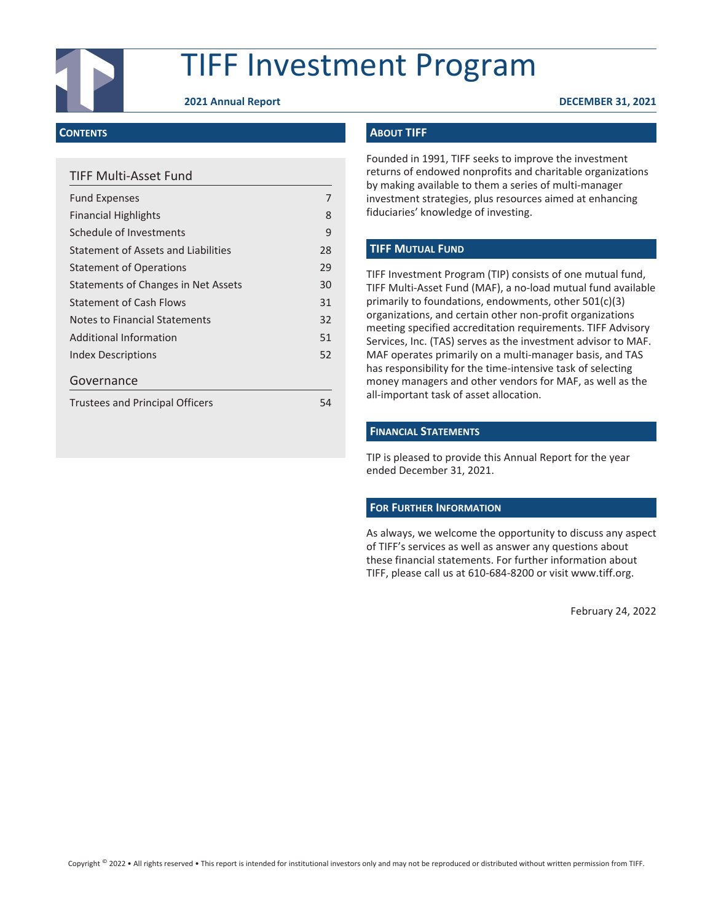# TIFF Investment Program

**2021 Annual Report** **DECEMBER 31, 2021**

## CONTENTS

### TIFF Multi-Asset Fund

| | |
|---|---|
| Fund Expenses | 7 |
| Financial Highlights | 8 |
| Schedule of Investments | 9 |
| Statement of Assets and Liabilities | 28 |
| Statement of Operations | 29 |
| Statements of Changes in Net Assets | 30 |
| Statement of Cash Flows | 31 |
| Notes to Financial Statements | 32 |
| Additional Information | 51 |
| Index Descriptions | 52 |

### Governance

| | |
|---|---|
| Trustees and Principal Officers | 54 |

## ABOUT TIFF

Founded in 1991, TIFF seeks to improve the investment returns of endowed nonprofits and charitable organizations by making available to them a series of multi-manager investment strategies, plus resources aimed at enhancing fiduciaries' knowledge of investing.

## TIFF MUTUAL FUND

TIFF Investment Program (TIP) consists of one mutual fund, TIFF Multi-Asset Fund (MAF), a no-load mutual fund available primarily to foundations, endowments, other 501(c)(3) organizations, and certain other non-profit organizations meeting specified accreditation requirements. TIFF Advisory Services, Inc. (TAS) serves as the investment advisor to MAF. MAF operates primarily on a multi-manager basis, and TAS has responsibility for the time-intensive task of selecting money managers and other vendors for MAF, as well as the all-important task of asset allocation.

## FINANCIAL STATEMENTS

TIP is pleased to provide this Annual Report for the year ended December 31, 2021.

## FOR FURTHER INFORMATION

As always, we welcome the opportunity to discuss any aspect of TIFF's services as well as answer any questions about these financial statements. For further information about TIFF, please call us at 610-684-8200 or visit www.tiff.org.

February 24, 2022

Copyright © 2022 • All rights reserved • This report is intended for institutional investors only and may not be reproduced or distributed without written permission from TIFF.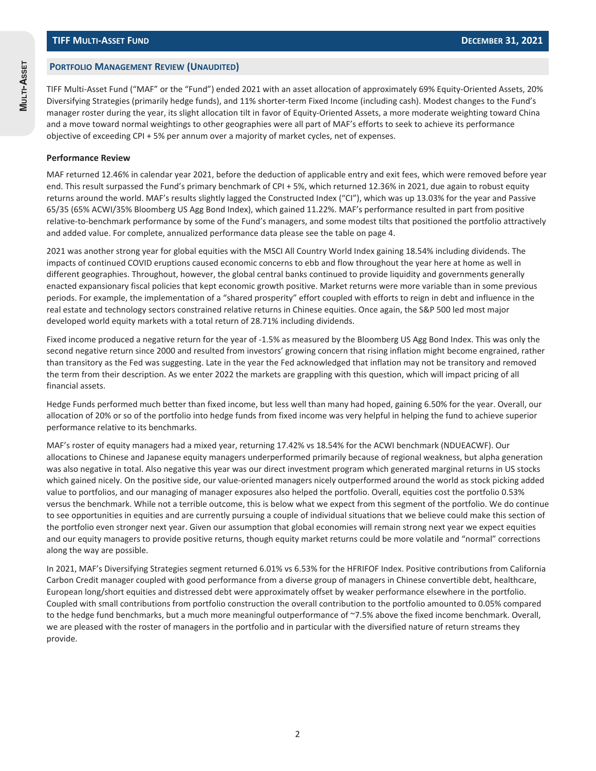## Portfolio Management Review (Unaudited)

TIFF Multi-Asset Fund ("MAF" or the "Fund") ended 2021 with an asset allocation of approximately 69% Equity-Oriented Assets, 20% Diversifying Strategies (primarily hedge funds), and 11% shorter-term Fixed Income (including cash). Modest changes to the Fund's manager roster during the year, its slight allocation tilt in favor of Equity-Oriented Assets, a more moderate weighting toward China and a move toward normal weightings to other geographies were all part of MAF's efforts to seek to achieve its performance objective of exceeding CPI + 5% per annum over a majority of market cycles, net of expenses.

### Performance Review

MAF returned 12.46% in calendar year 2021, before the deduction of applicable entry and exit fees, which were removed before year end. This result surpassed the Fund's primary benchmark of CPI + 5%, which returned 12.36% in 2021, due again to robust equity returns around the world. MAF's results slightly lagged the Constructed Index ("CI"), which was up 13.03% for the year and Passive 65/35 (65% ACWI/35% Bloomberg US Agg Bond Index), which gained 11.22%. MAF's performance resulted in part from positive relative-to-benchmark performance by some of the Fund's managers, and some modest tilts that positioned the portfolio attractively and added value. For complete, annualized performance data please see the table on page 4.

2021 was another strong year for global equities with the MSCI All Country World Index gaining 18.54% including dividends. The impacts of continued COVID eruptions caused economic concerns to ebb and flow throughout the year here at home as well in different geographies. Throughout, however, the global central banks continued to provide liquidity and governments generally enacted expansionary fiscal policies that kept economic growth positive. Market returns were more variable than in some previous periods. For example, the implementation of a "shared prosperity" effort coupled with efforts to reign in debt and influence in the real estate and technology sectors constrained relative returns in Chinese equities. Once again, the S&P 500 led most major developed world equity markets with a total return of 28.71% including dividends.

Fixed income produced a negative return for the year of -1.5% as measured by the Bloomberg US Agg Bond Index. This was only the second negative return since 2000 and resulted from investors' growing concern that rising inflation might become engrained, rather than transitory as the Fed was suggesting. Late in the year the Fed acknowledged that inflation may not be transitory and removed the term from their description. As we enter 2022 the markets are grappling with this question, which will impact pricing of all financial assets.

Hedge Funds performed much better than fixed income, but less well than many had hoped, gaining 6.50% for the year. Overall, our allocation of 20% or so of the portfolio into hedge funds from fixed income was very helpful in helping the fund to achieve superior performance relative to its benchmarks.

MAF's roster of equity managers had a mixed year, returning 17.42% vs 18.54% for the ACWI benchmark (NDUEACWF). Our allocations to Chinese and Japanese equity managers underperformed primarily because of regional weakness, but alpha generation was also negative in total. Also negative this year was our direct investment program which generated marginal returns in US stocks which gained nicely. On the positive side, our value-oriented managers nicely outperformed around the world as stock picking added value to portfolios, and our managing of manager exposures also helped the portfolio. Overall, equities cost the portfolio 0.53% versus the benchmark. While not a terrible outcome, this is below what we expect from this segment of the portfolio. We do continue to see opportunities in equities and are currently pursuing a couple of individual situations that we believe could make this section of the portfolio even stronger next year. Given our assumption that global economies will remain strong next year we expect equities and our equity managers to provide positive returns, though equity market returns could be more volatile and "normal" corrections along the way are possible.

In 2021, MAF's Diversifying Strategies segment returned 6.01% vs 6.53% for the HFRIFOF Index. Positive contributions from California Carbon Credit manager coupled with good performance from a diverse group of managers in Chinese convertible debt, healthcare, European long/short equities and distressed debt were approximately offset by weaker performance elsewhere in the portfolio. Coupled with small contributions from portfolio construction the overall contribution to the portfolio amounted to 0.05% compared to the hedge fund benchmarks, but a much more meaningful outperformance of ~7.5% above the fixed income benchmark. Overall, we are pleased with the roster of managers in the portfolio and in particular with the diversified nature of return streams they provide.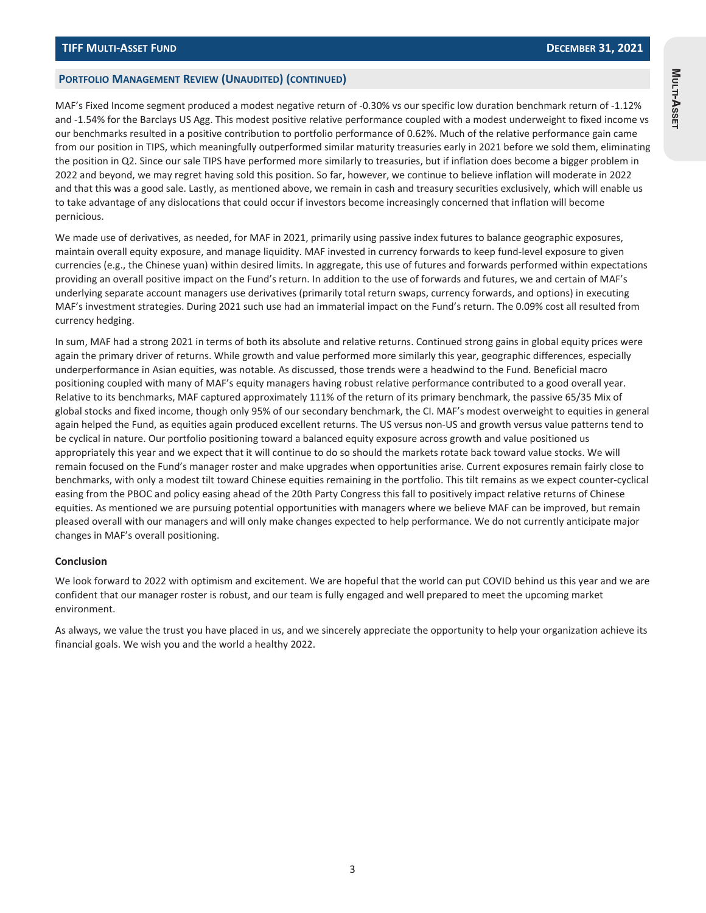## Portfolio Management Review (Unaudited) (continued)

MAF's Fixed Income segment produced a modest negative return of -0.30% vs our specific low duration benchmark return of -1.12% and -1.54% for the Barclays US Agg. This modest positive relative performance coupled with a modest underweight to fixed income vs our benchmarks resulted in a positive contribution to portfolio performance of 0.62%. Much of the relative performance gain came from our position in TIPS, which meaningfully outperformed similar maturity treasuries early in 2021 before we sold them, eliminating the position in Q2. Since our sale TIPS have performed more similarly to treasuries, but if inflation does become a bigger problem in 2022 and beyond, we may regret having sold this position. So far, however, we continue to believe inflation will moderate in 2022 and that this was a good sale. Lastly, as mentioned above, we remain in cash and treasury securities exclusively, which will enable us to take advantage of any dislocations that could occur if investors become increasingly concerned that inflation will become pernicious.

We made use of derivatives, as needed, for MAF in 2021, primarily using passive index futures to balance geographic exposures, maintain overall equity exposure, and manage liquidity. MAF invested in currency forwards to keep fund-level exposure to given currencies (e.g., the Chinese yuan) within desired limits. In aggregate, this use of futures and forwards performed within expectations providing an overall positive impact on the Fund's return. In addition to the use of forwards and futures, we and certain of MAF's underlying separate account managers use derivatives (primarily total return swaps, currency forwards, and options) in executing MAF's investment strategies. During 2021 such use had an immaterial impact on the Fund's return. The 0.09% cost all resulted from currency hedging.

In sum, MAF had a strong 2021 in terms of both its absolute and relative returns. Continued strong gains in global equity prices were again the primary driver of returns. While growth and value performed more similarly this year, geographic differences, especially underperformance in Asian equities, was notable. As discussed, those trends were a headwind to the Fund. Beneficial macro positioning coupled with many of MAF's equity managers having robust relative performance contributed to a good overall year. Relative to its benchmarks, MAF captured approximately 111% of the return of its primary benchmark, the passive 65/35 Mix of global stocks and fixed income, though only 95% of our secondary benchmark, the CI. MAF's modest overweight to equities in general again helped the Fund, as equities again produced excellent returns. The US versus non-US and growth versus value patterns tend to be cyclical in nature. Our portfolio positioning toward a balanced equity exposure across growth and value positioned us appropriately this year and we expect that it will continue to do so should the markets rotate back toward value stocks. We will remain focused on the Fund's manager roster and make upgrades when opportunities arise. Current exposures remain fairly close to benchmarks, with only a modest tilt toward Chinese equities remaining in the portfolio. This tilt remains as we expect counter-cyclical easing from the PBOC and policy easing ahead of the 20th Party Congress this fall to positively impact relative returns of Chinese equities. As mentioned we are pursuing potential opportunities with managers where we believe MAF can be improved, but remain pleased overall with our managers and will only make changes expected to help performance. We do not currently anticipate major changes in MAF's overall positioning.

### Conclusion

We look forward to 2022 with optimism and excitement. We are hopeful that the world can put COVID behind us this year and we are confident that our manager roster is robust, and our team is fully engaged and well prepared to meet the upcoming market environment.

As always, we value the trust you have placed in us, and we sincerely appreciate the opportunity to help your organization achieve its financial goals. We wish you and the world a healthy 2022.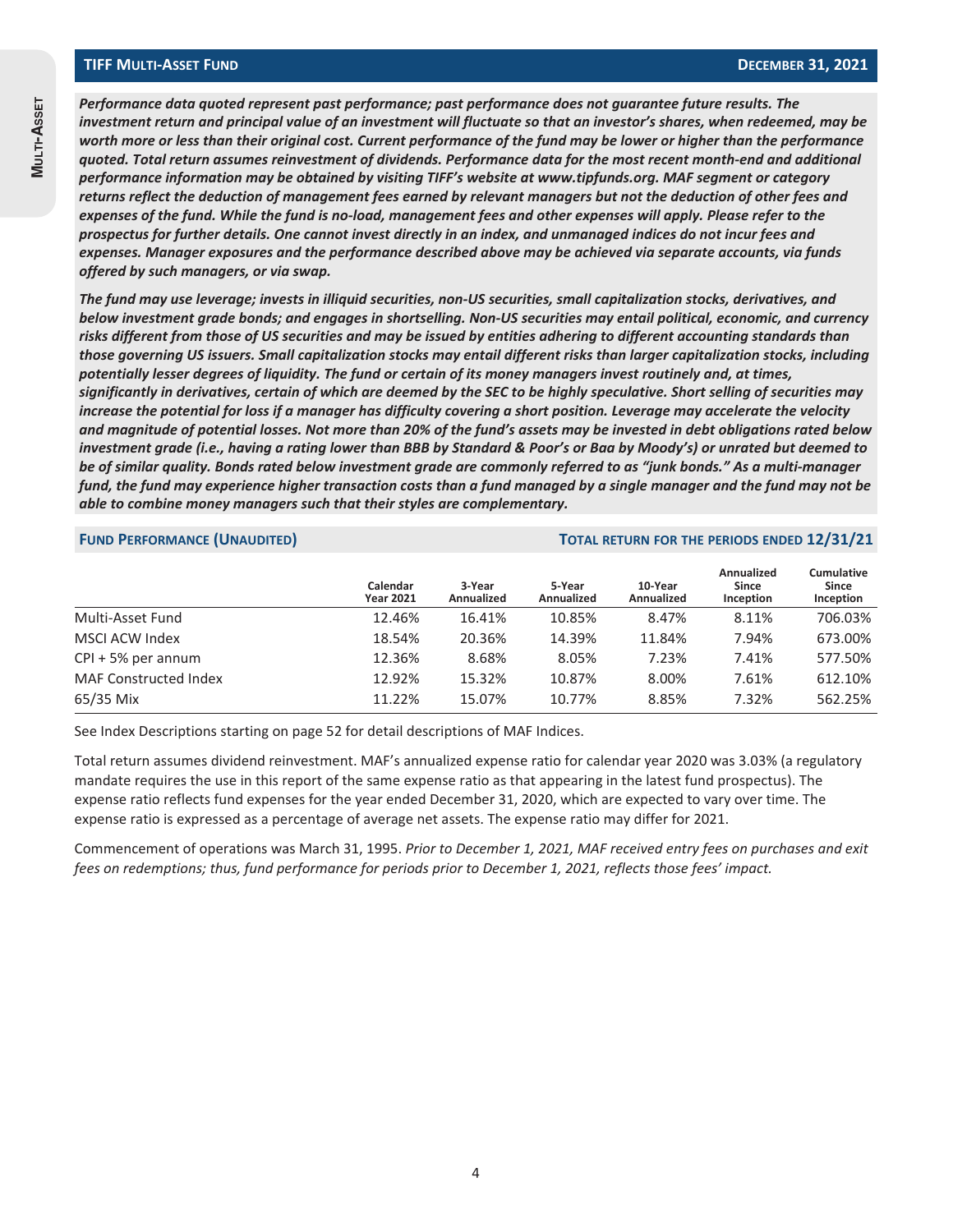## TIFF Multi-Asset Fund

**December 31, 2021**

***Performance data quoted represent past performance; past performance does not guarantee future results. The investment return and principal value of an investment will fluctuate so that an investor's shares, when redeemed, may be worth more or less than their original cost. Current performance of the fund may be lower or higher than the performance quoted. Total return assumes reinvestment of dividends. Performance data for the most recent month-end and additional performance information may be obtained by visiting TIFF's website at www.tipfunds.org. MAF segment or category returns reflect the deduction of management fees earned by relevant managers but not the deduction of other fees and expenses of the fund. While the fund is no-load, management fees and other expenses will apply. Please refer to the prospectus for further details. One cannot invest directly in an index, and unmanaged indices do not incur fees and expenses. Manager exposures and the performance described above may be achieved via separate accounts, via funds offered by such managers, or via swap.***

***The fund may use leverage; invests in illiquid securities, non-US securities, small capitalization stocks, derivatives, and below investment grade bonds; and engages in shortselling. Non-US securities may entail political, economic, and currency risks different from those of US securities and may be issued by entities adhering to different accounting standards than those governing US issuers. Small capitalization stocks may entail different risks than larger capitalization stocks, including potentially lesser degrees of liquidity. The fund or certain of its money managers invest routinely and, at times, significantly in derivatives, certain of which are deemed by the SEC to be highly speculative. Short selling of securities may increase the potential for loss if a manager has difficulty covering a short position. Leverage may accelerate the velocity and magnitude of potential losses. Not more than 20% of the fund's assets may be invested in debt obligations rated below investment grade (i.e., having a rating lower than BBB by Standard & Poor's or Baa by Moody's) or unrated but deemed to be of similar quality. Bonds rated below investment grade are commonly referred to as "junk bonds." As a multi-manager fund, the fund may experience higher transaction costs than a fund managed by a single manager and the fund may not be able to combine money managers such that their styles are complementary.***

### Fund Performance (Unaudited)

**Total return for the periods ended 12/31/21**

| | Calendar Year 2021 | 3-Year Annualized | 5-Year Annualized | 10-Year Annualized | Annualized Since Inception | Cumulative Since Inception |
|---|---|---|---|---|---|---|
| Multi-Asset Fund | 12.46% | 16.41% | 10.85% | 8.47% | 8.11% | 706.03% |
| MSCI ACW Index | 18.54% | 20.36% | 14.39% | 11.84% | 7.94% | 673.00% |
| CPI + 5% per annum | 12.36% | 8.68% | 8.05% | 7.23% | 7.41% | 577.50% |
| MAF Constructed Index | 12.92% | 15.32% | 10.87% | 8.00% | 7.61% | 612.10% |
| 65/35 Mix | 11.22% | 15.07% | 10.77% | 8.85% | 7.32% | 562.25% |

See Index Descriptions starting on page 52 for detail descriptions of MAF Indices.

Total return assumes dividend reinvestment. MAF's annualized expense ratio for calendar year 2020 was 3.03% (a regulatory mandate requires the use in this report of the same expense ratio as that appearing in the latest fund prospectus). The expense ratio reflects fund expenses for the year ended December 31, 2020, which are expected to vary over time. The expense ratio is expressed as a percentage of average net assets. The expense ratio may differ for 2021.

Commencement of operations was March 31, 1995. *Prior to December 1, 2021, MAF received entry fees on purchases and exit fees on redemptions; thus, fund performance for periods prior to December 1, 2021, reflects those fees' impact.*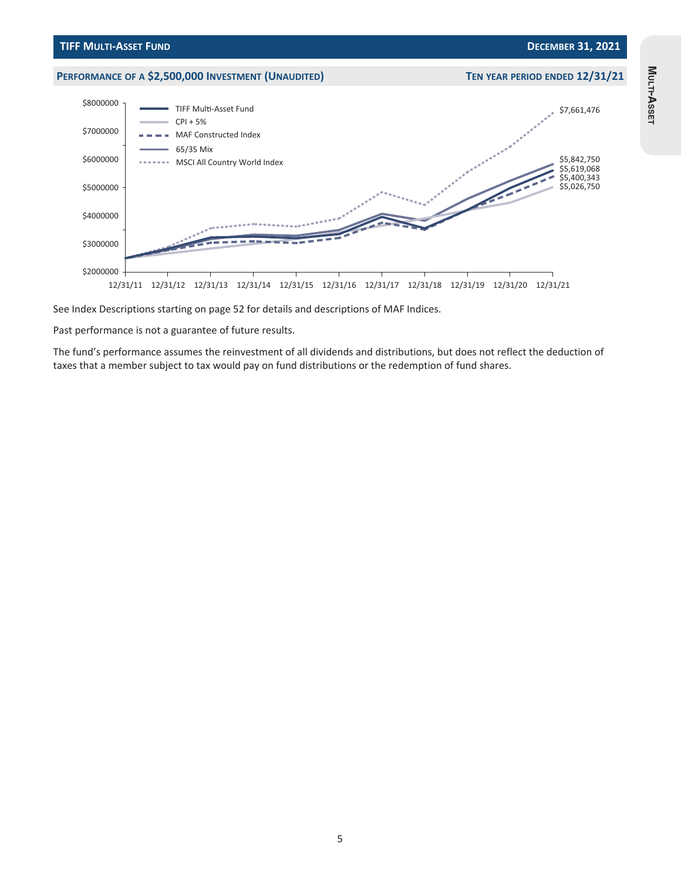## TIFF Multi-Asset Fund

**December 31, 2021**

### Performance of a $2,500,000 Investment (Unaudited)

**Ten year period ended 12/31/21**

| | Ending Value |
|---|---|
| MSCI All Country World Index | $7,661,476 |
| 65/35 Mix | $5,842,750 |
| TIFF Multi-Asset Fund | $5,619,068 |
| MAF Constructed Index | $5,400,343 |
| CPI + 5% | $5,026,750 |

See Index Descriptions starting on page 52 for details and descriptions of MAF Indices.

Past performance is not a guarantee of future results.

The fund's performance assumes the reinvestment of all dividends and distributions, but does not reflect the deduction of taxes that a member subject to tax would pay on fund distributions or the redemption of fund shares.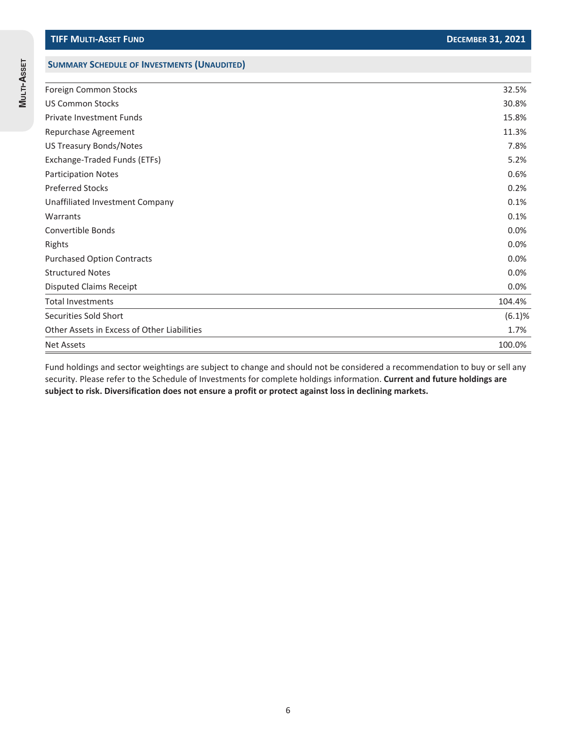## TIFF Multi-Asset Fund — December 31, 2021

### Summary Schedule of Investments (Unaudited)

| | |
|---|---|
| Foreign Common Stocks | 32.5% |
| US Common Stocks | 30.8% |
| Private Investment Funds | 15.8% |
| Repurchase Agreement | 11.3% |
| US Treasury Bonds/Notes | 7.8% |
| Exchange-Traded Funds (ETFs) | 5.2% |
| Participation Notes | 0.6% |
| Preferred Stocks | 0.2% |
| Unaffiliated Investment Company | 0.1% |
| Warrants | 0.1% |
| Convertible Bonds | 0.0% |
| Rights | 0.0% |
| Purchased Option Contracts | 0.0% |
| Structured Notes | 0.0% |
| Disputed Claims Receipt | 0.0% |
| Total Investments | 104.4% |
| Securities Sold Short | (6.1)% |
| Other Assets in Excess of Other Liabilities | 1.7% |
| Net Assets | 100.0% |

Fund holdings and sector weightings are subject to change and should not be considered a recommendation to buy or sell any security. Please refer to the Schedule of Investments for complete holdings information. **Current and future holdings are subject to risk. Diversification does not ensure a profit or protect against loss in declining markets.**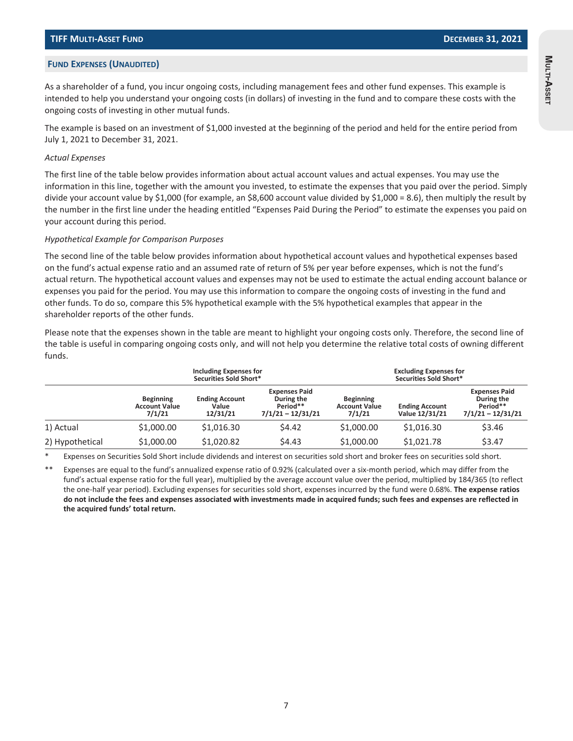## FUND EXPENSES (UNAUDITED)

As a shareholder of a fund, you incur ongoing costs, including management fees and other fund expenses. This example is intended to help you understand your ongoing costs (in dollars) of investing in the fund and to compare these costs with the ongoing costs of investing in other mutual funds.

The example is based on an investment of $1,000 invested at the beginning of the period and held for the entire period from July 1, 2021 to December 31, 2021.

*Actual Expenses*

The first line of the table below provides information about actual account values and actual expenses. You may use the information in this line, together with the amount you invested, to estimate the expenses that you paid over the period. Simply divide your account value by $1,000 (for example, an $8,600 account value divided by $1,000 = 8.6), then multiply the result by the number in the first line under the heading entitled "Expenses Paid During the Period" to estimate the expenses you paid on your account during this period.

*Hypothetical Example for Comparison Purposes*

The second line of the table below provides information about hypothetical account values and hypothetical expenses based on the fund's actual expense ratio and an assumed rate of return of 5% per year before expenses, which is not the fund's actual return. The hypothetical account values and expenses may not be used to estimate the actual ending account balance or expenses you paid for the period. You may use this information to compare the ongoing costs of investing in the fund and other funds. To do so, compare this 5% hypothetical example with the 5% hypothetical examples that appear in the shareholder reports of the other funds.

Please note that the expenses shown in the table are meant to highlight your ongoing costs only. Therefore, the second line of the table is useful in comparing ongoing costs only, and will not help you determine the relative total costs of owning different funds.

| | Including Expenses for Securities Sold Short* | | | Excluding Expenses for Securities Sold Short* | | |
|---|---|---|---|---|---|---|
| | Beginning Account Value 7/1/21 | Ending Account Value 12/31/21 | Expenses Paid During the Period** 7/1/21 – 12/31/21 | Beginning Account Value 7/1/21 | Ending Account Value 12/31/21 | Expenses Paid During the Period** 7/1/21 – 12/31/21 |
| 1) Actual | $1,000.00 | $1,016.30 | $4.42 | $1,000.00 | $1,016.30 | $3.46 |
| 2) Hypothetical | $1,000.00 | $1,020.82 | $4.43 | $1,000.00 | $1,021.78 | $3.47 |

\* Expenses on Securities Sold Short include dividends and interest on securities sold short and broker fees on securities sold short.

** Expenses are equal to the fund's annualized expense ratio of 0.92% (calculated over a six-month period, which may differ from the fund's actual expense ratio for the full year), multiplied by the average account value over the period, multiplied by 184/365 (to reflect the one-half year period). Excluding expenses for securities sold short, expenses incurred by the fund were 0.68%. **The expense ratios do not include the fees and expenses associated with investments made in acquired funds; such fees and expenses are reflected in the acquired funds' total return.**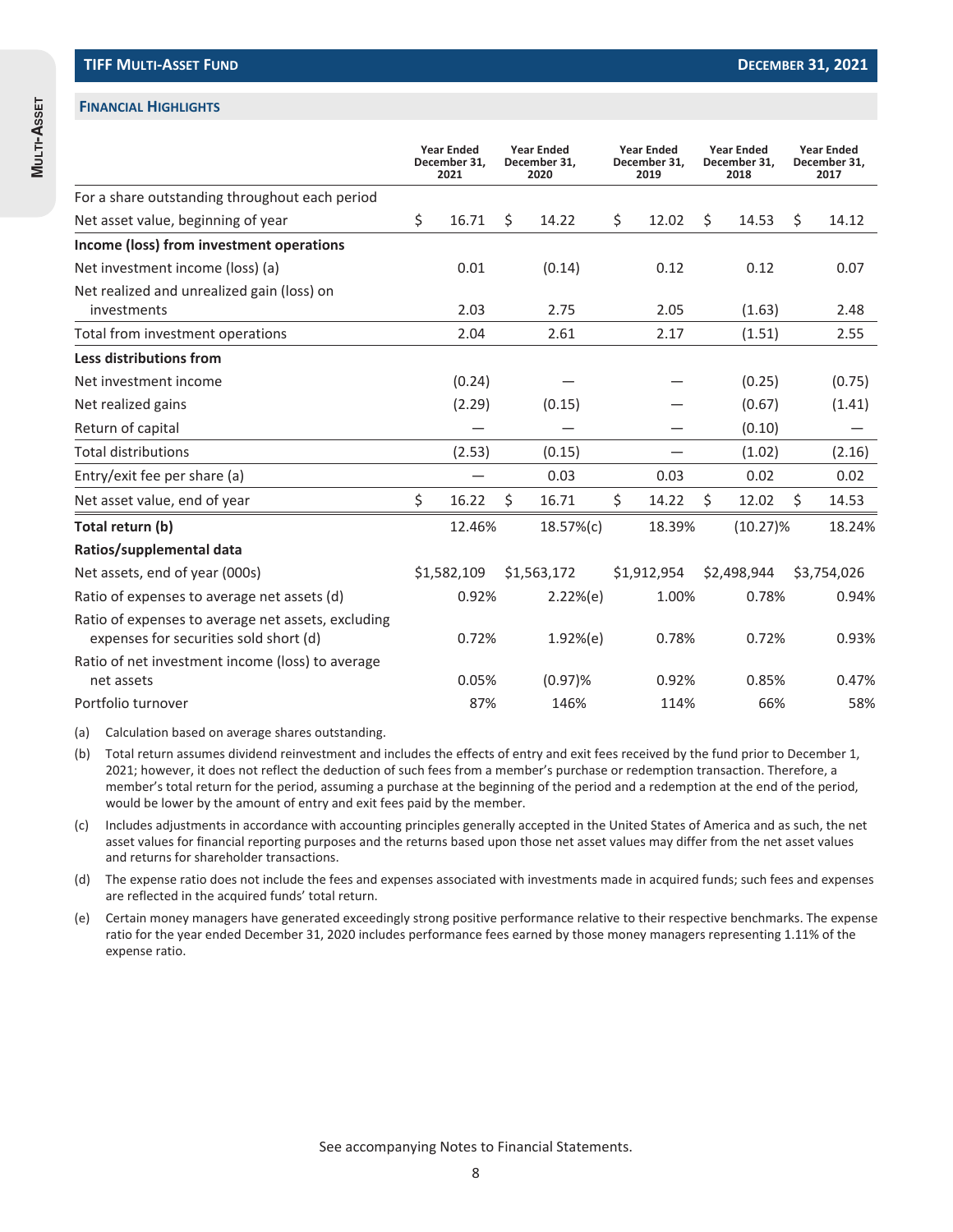## TIFF Multi-Asset Fund

### Financial Highlights

| | Year Ended December 31, 2021 | Year Ended December 31, 2020 | Year Ended December 31, 2019 | Year Ended December 31, 2018 | Year Ended December 31, 2017 |
|---|---|---|---|---|---|
| For a share outstanding throughout each period | | | | | |
| Net asset value, beginning of year | $ 16.71 | $ 14.22 | $ 12.02 | $ 14.53 | $ 14.12 |
| **Income (loss) from investment operations** | | | | | |
| Net investment income (loss) (a) | 0.01 | (0.14) | 0.12 | 0.12 | 0.07 |
| Net realized and unrealized gain (loss) on investments | 2.03 | 2.75 | 2.05 | (1.63) | 2.48 |
| Total from investment operations | 2.04 | 2.61 | 2.17 | (1.51) | 2.55 |
| **Less distributions from** | | | | | |
| Net investment income | (0.24) | — | — | (0.25) | (0.75) |
| Net realized gains | (2.29) | (0.15) | — | (0.67) | (1.41) |
| Return of capital | — | — | — | (0.10) | — |
| Total distributions | (2.53) | (0.15) | — | (1.02) | (2.16) |
| Entry/exit fee per share (a) | — | 0.03 | 0.03 | 0.02 | 0.02 |
| Net asset value, end of year | $ 16.22 | $ 16.71 | $ 14.22 | $ 12.02 | $ 14.53 |
| **Total return (b)** | 12.46% | 18.57%(c) | 18.39% | (10.27)% | 18.24% |
| **Ratios/supplemental data** | | | | | |
| Net assets, end of year (000s) | $1,582,109 | $1,563,172 | $1,912,954 | $2,498,944 | $3,754,026 |
| Ratio of expenses to average net assets (d) | 0.92% | 2.22%(e) | 1.00% | 0.78% | 0.94% |
| Ratio of expenses to average net assets, excluding expenses for securities sold short (d) | 0.72% | 1.92%(e) | 0.78% | 0.72% | 0.93% |
| Ratio of net investment income (loss) to average net assets | 0.05% | (0.97)% | 0.92% | 0.85% | 0.47% |
| Portfolio turnover | 87% | 146% | 114% | 66% | 58% |

(a) Calculation based on average shares outstanding.

(b) Total return assumes dividend reinvestment and includes the effects of entry and exit fees received by the fund prior to December 1, 2021; however, it does not reflect the deduction of such fees from a member's purchase or redemption transaction. Therefore, a member's total return for the period, assuming a purchase at the beginning of the period and a redemption at the end of the period, would be lower by the amount of entry and exit fees paid by the member.

(c) Includes adjustments in accordance with accounting principles generally accepted in the United States of America and as such, the net asset values for financial reporting purposes and the returns based upon those net asset values may differ from the net asset values and returns for shareholder transactions.

(d) The expense ratio does not include the fees and expenses associated with investments made in acquired funds; such fees and expenses are reflected in the acquired funds' total return.

(e) Certain money managers have generated exceedingly strong positive performance relative to their respective benchmarks. The expense ratio for the year ended December 31, 2020 includes performance fees earned by those money managers representing 1.11% of the expense ratio.

See accompanying Notes to Financial Statements.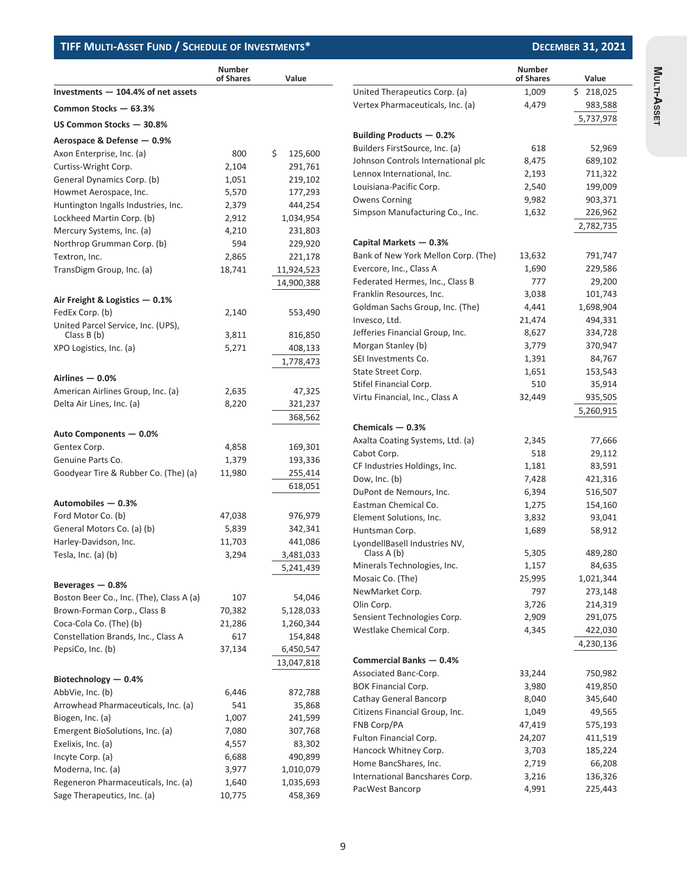## TIFF Multi-Asset Fund / Schedule of Investments*

**December 31, 2021**

| | Number of Shares | Value |
|---|---|---|
| **Investments — 104.4% of net assets** | | |
| **Common Stocks — 63.3%** | | |
| **US Common Stocks — 30.8%** | | |
| **Aerospace & Defense — 0.9%** | | |
| Axon Enterprise, Inc. (a) | 800 | $ 125,600 |
| Curtiss-Wright Corp. | 2,104 | 291,761 |
| General Dynamics Corp. (b) | 1,051 | 219,102 |
| Howmet Aerospace, Inc. | 5,570 | 177,293 |
| Huntington Ingalls Industries, Inc. | 2,379 | 444,254 |
| Lockheed Martin Corp. (b) | 2,912 | 1,034,954 |
| Mercury Systems, Inc. (a) | 4,210 | 231,803 |
| Northrop Grumman Corp. (b) | 594 | 229,920 |
| Textron, Inc. | 2,865 | 221,178 |
| TransDigm Group, Inc. (a) | 18,741 | 11,924,523 |
| | | 14,900,388 |
| **Air Freight & Logistics — 0.1%** | | |
| FedEx Corp. (b) | 2,140 | 553,490 |
| United Parcel Service, Inc. (UPS), Class B (b) | 3,811 | 816,850 |
| XPO Logistics, Inc. (a) | 5,271 | 408,133 |
| | | 1,778,473 |
| **Airlines — 0.0%** | | |
| American Airlines Group, Inc. (a) | 2,635 | 47,325 |
| Delta Air Lines, Inc. (a) | 8,220 | 321,237 |
| | | 368,562 |
| **Auto Components — 0.0%** | | |
| Gentex Corp. | 4,858 | 169,301 |
| Genuine Parts Co. | 1,379 | 193,336 |
| Goodyear Tire & Rubber Co. (The) (a) | 11,980 | 255,414 |
| | | 618,051 |
| **Automobiles — 0.3%** | | |
| Ford Motor Co. (b) | 47,038 | 976,979 |
| General Motors Co. (a) (b) | 5,839 | 342,341 |
| Harley-Davidson, Inc. | 11,703 | 441,086 |
| Tesla, Inc. (a) (b) | 3,294 | 3,481,033 |
| | | 5,241,439 |
| **Beverages — 0.8%** | | |
| Boston Beer Co., Inc. (The), Class A (a) | 107 | 54,046 |
| Brown-Forman Corp., Class B | 70,382 | 5,128,033 |
| Coca-Cola Co. (The) (b) | 21,286 | 1,260,344 |
| Constellation Brands, Inc., Class A | 617 | 154,848 |
| PepsiCo, Inc. (b) | 37,134 | 6,450,547 |
| | | 13,047,818 |
| **Biotechnology — 0.4%** | | |
| AbbVie, Inc. (b) | 6,446 | 872,788 |
| Arrowhead Pharmaceuticals, Inc. (a) | 541 | 35,868 |
| Biogen, Inc. (a) | 1,007 | 241,599 |
| Emergent BioSolutions, Inc. (a) | 7,080 | 307,768 |
| Exelixis, Inc. (a) | 4,557 | 83,302 |
| Incyte Corp. (a) | 6,688 | 490,899 |
| Moderna, Inc. (a) | 3,977 | 1,010,079 |
| Regeneron Pharmaceuticals, Inc. (a) | 1,640 | 1,035,693 |
| Sage Therapeutics, Inc. (a) | 10,775 | 458,369 |
| United Therapeutics Corp. (a) | 1,009 | $ 218,025 |
| Vertex Pharmaceuticals, Inc. (a) | 4,479 | 983,588 |
| | | 5,737,978 |
| **Building Products — 0.2%** | | |
| Builders FirstSource, Inc. (a) | 618 | 52,969 |
| Johnson Controls International plc | 8,475 | 689,102 |
| Lennox International, Inc. | 2,193 | 711,322 |
| Louisiana-Pacific Corp. | 2,540 | 199,009 |
| Owens Corning | 9,982 | 903,371 |
| Simpson Manufacturing Co., Inc. | 1,632 | 226,962 |
| | | 2,782,735 |
| **Capital Markets — 0.3%** | | |
| Bank of New York Mellon Corp. (The) | 13,632 | 791,747 |
| Evercore, Inc., Class A | 1,690 | 229,586 |
| Federated Hermes, Inc., Class B | 777 | 29,200 |
| Franklin Resources, Inc. | 3,038 | 101,743 |
| Goldman Sachs Group, Inc. (The) | 4,441 | 1,698,904 |
| Invesco, Ltd. | 21,474 | 494,331 |
| Jefferies Financial Group, Inc. | 8,627 | 334,728 |
| Morgan Stanley (b) | 3,779 | 370,947 |
| SEI Investments Co. | 1,391 | 84,767 |
| State Street Corp. | 1,651 | 153,543 |
| Stifel Financial Corp. | 510 | 35,914 |
| Virtu Financial, Inc., Class A | 32,449 | 935,505 |
| | | 5,260,915 |
| **Chemicals — 0.3%** | | |
| Axalta Coating Systems, Ltd. (a) | 2,345 | 77,666 |
| Cabot Corp. | 518 | 29,112 |
| CF Industries Holdings, Inc. | 1,181 | 83,591 |
| Dow, Inc. (b) | 7,428 | 421,316 |
| DuPont de Nemours, Inc. | 6,394 | 516,507 |
| Eastman Chemical Co. | 1,275 | 154,160 |
| Element Solutions, Inc. | 3,832 | 93,041 |
| Huntsman Corp. | 1,689 | 58,912 |
| LyondellBasell Industries NV, Class A (b) | 5,305 | 489,280 |
| Minerals Technologies, Inc. | 1,157 | 84,635 |
| Mosaic Co. (The) | 25,995 | 1,021,344 |
| NewMarket Corp. | 797 | 273,148 |
| Olin Corp. | 3,726 | 214,319 |
| Sensient Technologies Corp. | 2,909 | 291,075 |
| Westlake Chemical Corp. | 4,345 | 422,030 |
| | | 4,230,136 |
| **Commercial Banks — 0.4%** | | |
| Associated Banc-Corp. | 33,244 | 750,982 |
| BOK Financial Corp. | 3,980 | 419,850 |
| Cathay General Bancorp | 8,040 | 345,640 |
| Citizens Financial Group, Inc. | 1,049 | 49,565 |
| FNB Corp/PA | 47,419 | 575,193 |
| Fulton Financial Corp. | 24,207 | 411,519 |
| Hancock Whitney Corp. | 3,703 | 185,224 |
| Home BancShares, Inc. | 2,719 | 66,208 |
| International Bancshares Corp. | 3,216 | 136,326 |
| PacWest Bancorp | 4,991 | 225,443 |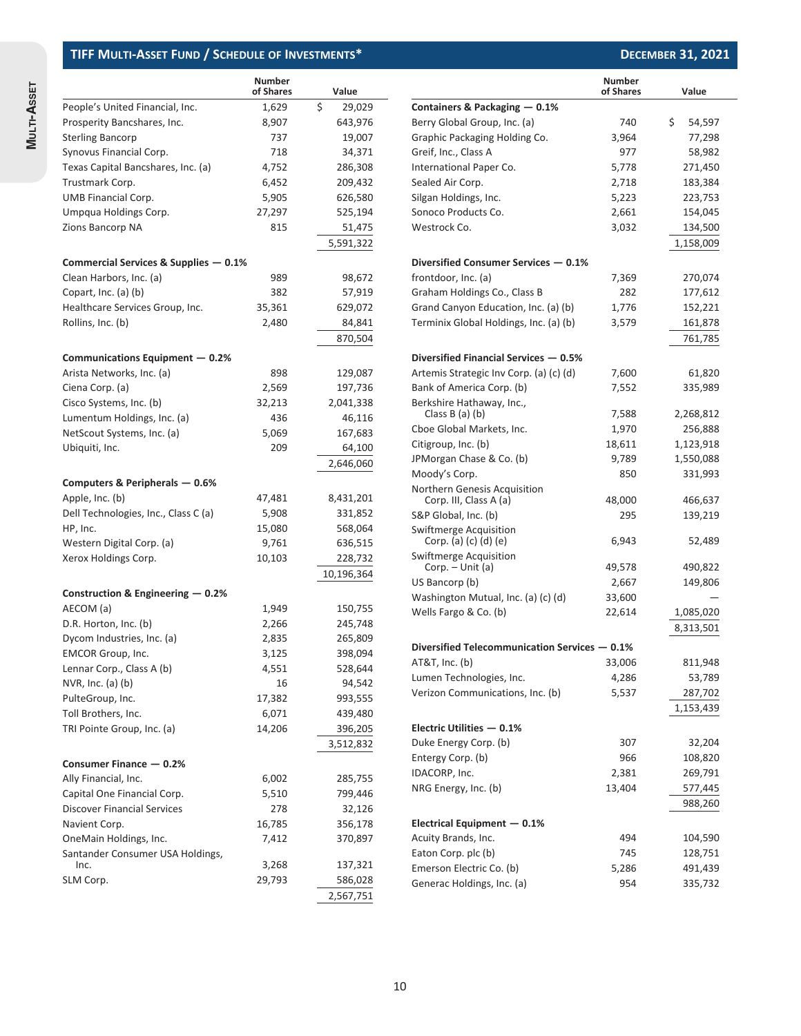## TIFF MULTI-ASSET FUND / SCHEDULE OF INVESTMENTS*

**DECEMBER 31, 2021**

| | Number of Shares | Value |
|---|---|---|
| People's United Financial, Inc. | 1,629 | $ 29,029 |
| Prosperity Bancshares, Inc. | 8,907 | 643,976 |
| Sterling Bancorp | 737 | 19,007 |
| Synovus Financial Corp. | 718 | 34,371 |
| Texas Capital Bancshares, Inc. (a) | 4,752 | 286,308 |
| Trustmark Corp. | 6,452 | 209,432 |
| UMB Financial Corp. | 5,905 | 626,580 |
| Umpqua Holdings Corp. | 27,297 | 525,194 |
| Zions Bancorp NA | 815 | 51,475 |
| | | 5,591,322 |
| **Commercial Services & Supplies — 0.1%** | | |
| Clean Harbors, Inc. (a) | 989 | 98,672 |
| Copart, Inc. (a) (b) | 382 | 57,919 |
| Healthcare Services Group, Inc. | 35,361 | 629,072 |
| Rollins, Inc. (b) | 2,480 | 84,841 |
| | | 870,504 |
| **Communications Equipment — 0.2%** | | |
| Arista Networks, Inc. (a) | 898 | 129,087 |
| Ciena Corp. (a) | 2,569 | 197,736 |
| Cisco Systems, Inc. (b) | 32,213 | 2,041,338 |
| Lumentum Holdings, Inc. (a) | 436 | 46,116 |
| NetScout Systems, Inc. (a) | 5,069 | 167,683 |
| Ubiquiti, Inc. | 209 | 64,100 |
| | | 2,646,060 |
| **Computers & Peripherals — 0.6%** | | |
| Apple, Inc. (b) | 47,481 | 8,431,201 |
| Dell Technologies, Inc., Class C (a) | 5,908 | 331,852 |
| HP, Inc. | 15,080 | 568,064 |
| Western Digital Corp. (a) | 9,761 | 636,515 |
| Xerox Holdings Corp. | 10,103 | 228,732 |
| | | 10,196,364 |
| **Construction & Engineering — 0.2%** | | |
| AECOM (a) | 1,949 | 150,755 |
| D.R. Horton, Inc. (b) | 2,266 | 245,748 |
| Dycom Industries, Inc. (a) | 2,835 | 265,809 |
| EMCOR Group, Inc. | 3,125 | 398,094 |
| Lennar Corp., Class A (b) | 4,551 | 528,644 |
| NVR, Inc. (a) (b) | 16 | 94,542 |
| PulteGroup, Inc. | 17,382 | 993,555 |
| Toll Brothers, Inc. | 6,071 | 439,480 |
| TRI Pointe Group, Inc. (a) | 14,206 | 396,205 |
| | | 3,512,832 |
| **Consumer Finance — 0.2%** | | |
| Ally Financial, Inc. | 6,002 | 285,755 |
| Capital One Financial Corp. | 5,510 | 799,446 |
| Discover Financial Services | 278 | 32,126 |
| Navient Corp. | 16,785 | 356,178 |
| OneMain Holdings, Inc. | 7,412 | 370,897 |
| Santander Consumer USA Holdings, Inc. | 3,268 | 137,321 |
| SLM Corp. | 29,793 | 586,028 |
| | | 2,567,751 |
| **Containers & Packaging — 0.1%** | | |
| Berry Global Group, Inc. (a) | 740 | $ 54,597 |
| Graphic Packaging Holding Co. | 3,964 | 77,298 |
| Greif, Inc., Class A | 977 | 58,982 |
| International Paper Co. | 5,778 | 271,450 |
| Sealed Air Corp. | 2,718 | 183,384 |
| Silgan Holdings, Inc. | 5,223 | 223,753 |
| Sonoco Products Co. | 2,661 | 154,045 |
| Westrock Co. | 3,032 | 134,500 |
| | | 1,158,009 |
| **Diversified Consumer Services — 0.1%** | | |
| frontdoor, Inc. (a) | 7,369 | 270,074 |
| Graham Holdings Co., Class B | 282 | 177,612 |
| Grand Canyon Education, Inc. (a) (b) | 1,776 | 152,221 |
| Terminix Global Holdings, Inc. (a) (b) | 3,579 | 161,878 |
| | | 761,785 |
| **Diversified Financial Services — 0.5%** | | |
| Artemis Strategic Inv Corp. (a) (c) (d) | 7,600 | 61,820 |
| Bank of America Corp. (b) | 7,552 | 335,989 |
| Berkshire Hathaway, Inc., Class B (a) (b) | 7,588 | 2,268,812 |
| Cboe Global Markets, Inc. | 1,970 | 256,888 |
| Citigroup, Inc. (b) | 18,611 | 1,123,918 |
| JPMorgan Chase & Co. (b) | 9,789 | 1,550,088 |
| Moody's Corp. | 850 | 331,993 |
| Northern Genesis Acquisition Corp. III, Class A (a) | 48,000 | 466,637 |
| S&P Global, Inc. (b) | 295 | 139,219 |
| Swiftmerge Acquisition Corp. (a) (c) (d) (e) | 6,943 | 52,489 |
| Swiftmerge Acquisition Corp. – Unit (a) | 49,578 | 490,822 |
| US Bancorp (b) | 2,667 | 149,806 |
| Washington Mutual, Inc. (a) (c) (d) | 33,600 | — |
| Wells Fargo & Co. (b) | 22,614 | 1,085,020 |
| | | 8,313,501 |
| **Diversified Telecommunication Services — 0.1%** | | |
| AT&T, Inc. (b) | 33,006 | 811,948 |
| Lumen Technologies, Inc. | 4,286 | 53,789 |
| Verizon Communications, Inc. (b) | 5,537 | 287,702 |
| | | 1,153,439 |
| **Electric Utilities — 0.1%** | | |
| Duke Energy Corp. (b) | 307 | 32,204 |
| Entergy Corp. (b) | 966 | 108,820 |
| IDACORP, Inc. | 2,381 | 269,791 |
| NRG Energy, Inc. (b) | 13,404 | 577,445 |
| | | 988,260 |
| **Electrical Equipment — 0.1%** | | |
| Acuity Brands, Inc. | 494 | 104,590 |
| Eaton Corp. plc (b) | 745 | 128,751 |
| Emerson Electric Co. (b) | 5,286 | 491,439 |
| Generac Holdings, Inc. (a) | 954 | 335,732 |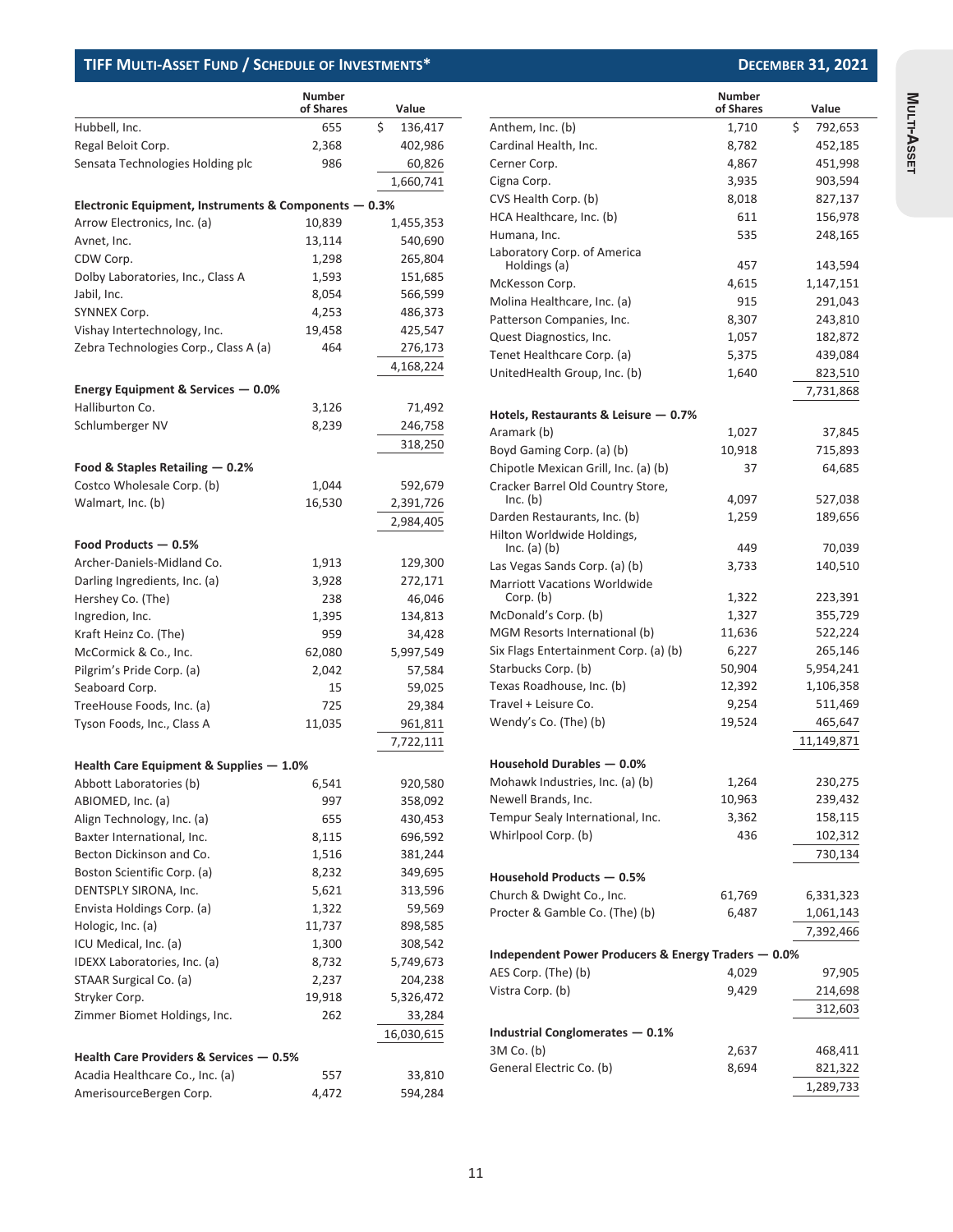## TIFF Multi-Asset Fund / Schedule of Investments*

December 31, 2021

| | Number of Shares | Value |
|---|---|---|
| Hubbell, Inc. | 655 | $ 136,417 |
| Regal Beloit Corp. | 2,368 | 402,986 |
| Sensata Technologies Holding plc | 986 | 60,826 |
| | | 1,660,741 |
| **Electronic Equipment, Instruments & Components — 0.3%** | | |
| Arrow Electronics, Inc. (a) | 10,839 | 1,455,353 |
| Avnet, Inc. | 13,114 | 540,690 |
| CDW Corp. | 1,298 | 265,804 |
| Dolby Laboratories, Inc., Class A | 1,593 | 151,685 |
| Jabil, Inc. | 8,054 | 566,599 |
| SYNNEX Corp. | 4,253 | 486,373 |
| Vishay Intertechnology, Inc. | 19,458 | 425,547 |
| Zebra Technologies Corp., Class A (a) | 464 | 276,173 |
| | | 4,168,224 |
| **Energy Equipment & Services — 0.0%** | | |
| Halliburton Co. | 3,126 | 71,492 |
| Schlumberger NV | 8,239 | 246,758 |
| | | 318,250 |
| **Food & Staples Retailing — 0.2%** | | |
| Costco Wholesale Corp. (b) | 1,044 | 592,679 |
| Walmart, Inc. (b) | 16,530 | 2,391,726 |
| | | 2,984,405 |
| **Food Products — 0.5%** | | |
| Archer-Daniels-Midland Co. | 1,913 | 129,300 |
| Darling Ingredients, Inc. (a) | 3,928 | 272,171 |
| Hershey Co. (The) | 238 | 46,046 |
| Ingredion, Inc. | 1,395 | 134,813 |
| Kraft Heinz Co. (The) | 959 | 34,428 |
| McCormick & Co., Inc. | 62,080 | 5,997,549 |
| Pilgrim's Pride Corp. (a) | 2,042 | 57,584 |
| Seaboard Corp. | 15 | 59,025 |
| TreeHouse Foods, Inc. (a) | 725 | 29,384 |
| Tyson Foods, Inc., Class A | 11,035 | 961,811 |
| | | 7,722,111 |
| **Health Care Equipment & Supplies — 1.0%** | | |
| Abbott Laboratories (b) | 6,541 | 920,580 |
| ABIOMED, Inc. (a) | 997 | 358,092 |
| Align Technology, Inc. (a) | 655 | 430,453 |
| Baxter International, Inc. | 8,115 | 696,592 |
| Becton Dickinson and Co. | 1,516 | 381,244 |
| Boston Scientific Corp. (a) | 8,232 | 349,695 |
| DENTSPLY SIRONA, Inc. | 5,621 | 313,596 |
| Envista Holdings Corp. (a) | 1,322 | 59,569 |
| Hologic, Inc. (a) | 11,737 | 898,585 |
| ICU Medical, Inc. (a) | 1,300 | 308,542 |
| IDEXX Laboratories, Inc. (a) | 8,732 | 5,749,673 |
| STAAR Surgical Co. (a) | 2,237 | 204,238 |
| Stryker Corp. | 19,918 | 5,326,472 |
| Zimmer Biomet Holdings, Inc. | 262 | 33,284 |
| | | 16,030,615 |
| **Health Care Providers & Services — 0.5%** | | |
| Acadia Healthcare Co., Inc. (a) | 557 | 33,810 |
| AmerisourceBergen Corp. | 4,472 | 594,284 |
| Anthem, Inc. (b) | 1,710 | $ 792,653 |
| Cardinal Health, Inc. | 8,782 | 452,185 |
| Cerner Corp. | 4,867 | 451,998 |
| Cigna Corp. | 3,935 | 903,594 |
| CVS Health Corp. (b) | 8,018 | 827,137 |
| HCA Healthcare, Inc. (b) | 611 | 156,978 |
| Humana, Inc. | 535 | 248,165 |
| Laboratory Corp. of America Holdings (a) | 457 | 143,594 |
| McKesson Corp. | 4,615 | 1,147,151 |
| Molina Healthcare, Inc. (a) | 915 | 291,043 |
| Patterson Companies, Inc. | 8,307 | 243,810 |
| Quest Diagnostics, Inc. | 1,057 | 182,872 |
| Tenet Healthcare Corp. (a) | 5,375 | 439,084 |
| UnitedHealth Group, Inc. (b) | 1,640 | 823,510 |
| | | 7,731,868 |
| **Hotels, Restaurants & Leisure — 0.7%** | | |
| Aramark (b) | 1,027 | 37,845 |
| Boyd Gaming Corp. (a) (b) | 10,918 | 715,893 |
| Chipotle Mexican Grill, Inc. (a) (b) | 37 | 64,685 |
| Cracker Barrel Old Country Store, Inc. (b) | 4,097 | 527,038 |
| Darden Restaurants, Inc. (b) | 1,259 | 189,656 |
| Hilton Worldwide Holdings, Inc. (a) (b) | 449 | 70,039 |
| Las Vegas Sands Corp. (a) (b) | 3,733 | 140,510 |
| Marriott Vacations Worldwide Corp. (b) | 1,322 | 223,391 |
| McDonald's Corp. (b) | 1,327 | 355,729 |
| MGM Resorts International (b) | 11,636 | 522,224 |
| Six Flags Entertainment Corp. (a) (b) | 6,227 | 265,146 |
| Starbucks Corp. (b) | 50,904 | 5,954,241 |
| Texas Roadhouse, Inc. (b) | 12,392 | 1,106,358 |
| Travel + Leisure Co. | 9,254 | 511,469 |
| Wendy's Co. (The) (b) | 19,524 | 465,647 |
| | | 11,149,871 |
| **Household Durables — 0.0%** | | |
| Mohawk Industries, Inc. (a) (b) | 1,264 | 230,275 |
| Newell Brands, Inc. | 10,963 | 239,432 |
| Tempur Sealy International, Inc. | 3,362 | 158,115 |
| Whirlpool Corp. (b) | 436 | 102,312 |
| | | 730,134 |
| **Household Products — 0.5%** | | |
| Church & Dwight Co., Inc. | 61,769 | 6,331,323 |
| Procter & Gamble Co. (The) (b) | 6,487 | 1,061,143 |
| | | 7,392,466 |
| **Independent Power Producers & Energy Traders — 0.0%** | | |
| AES Corp. (The) (b) | 4,029 | 97,905 |
| Vistra Corp. (b) | 9,429 | 214,698 |
| | | 312,603 |
| **Industrial Conglomerates — 0.1%** | | |
| 3M Co. (b) | 2,637 | 468,411 |
| General Electric Co. (b) | 8,694 | 821,322 |
| | | 1,289,733 |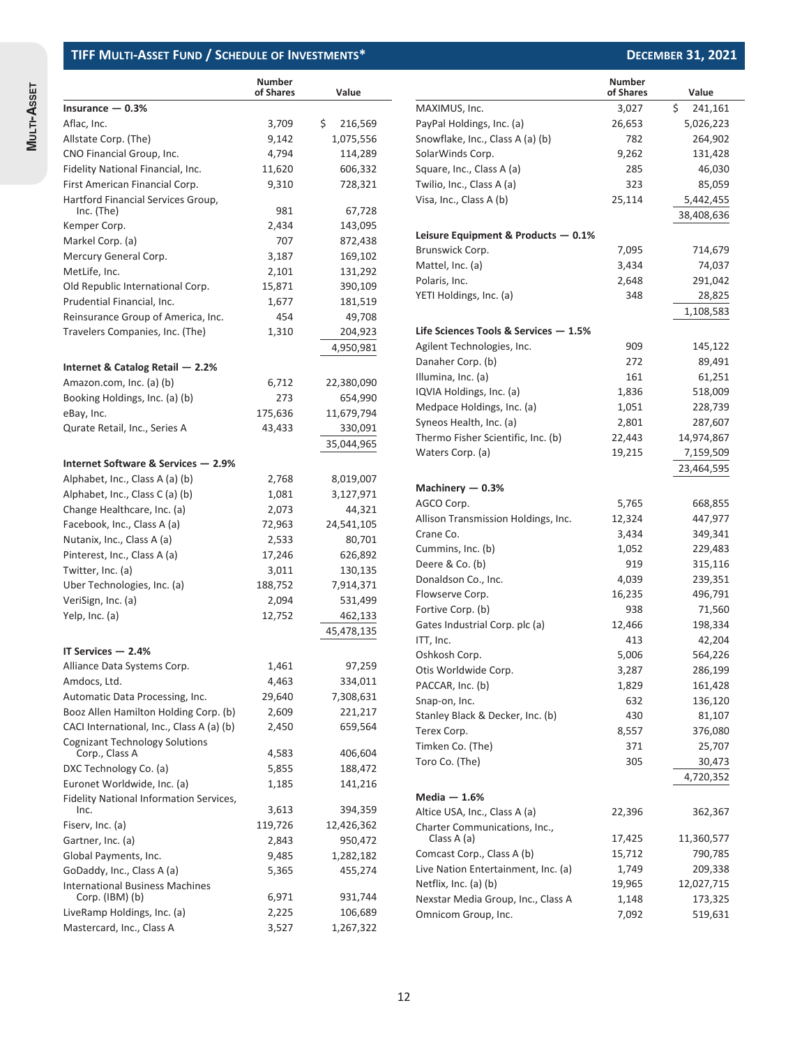## TIFF Multi-Asset Fund / Schedule of Investments*

December 31, 2021

| | Number of Shares | Value |
|---|---|---|
| **Insurance — 0.3%** | | |
| Aflac, Inc. | 3,709 | $ 216,569 |
| Allstate Corp. (The) | 9,142 | 1,075,556 |
| CNO Financial Group, Inc. | 4,794 | 114,289 |
| Fidelity National Financial, Inc. | 11,620 | 606,332 |
| First American Financial Corp. | 9,310 | 728,321 |
| Hartford Financial Services Group, Inc. (The) | 981 | 67,728 |
| Kemper Corp. | 2,434 | 143,095 |
| Markel Corp. (a) | 707 | 872,438 |
| Mercury General Corp. | 3,187 | 169,102 |
| MetLife, Inc. | 2,101 | 131,292 |
| Old Republic International Corp. | 15,871 | 390,109 |
| Prudential Financial, Inc. | 1,677 | 181,519 |
| Reinsurance Group of America, Inc. | 454 | 49,708 |
| Travelers Companies, Inc. (The) | 1,310 | 204,923 |
| | | 4,950,981 |
| **Internet & Catalog Retail — 2.2%** | | |
| Amazon.com, Inc. (a) (b) | 6,712 | 22,380,090 |
| Booking Holdings, Inc. (a) (b) | 273 | 654,990 |
| eBay, Inc. | 175,636 | 11,679,794 |
| Qurate Retail, Inc., Series A | 43,433 | 330,091 |
| | | 35,044,965 |
| **Internet Software & Services — 2.9%** | | |
| Alphabet, Inc., Class A (a) (b) | 2,768 | 8,019,007 |
| Alphabet, Inc., Class C (a) (b) | 1,081 | 3,127,971 |
| Change Healthcare, Inc. (a) | 2,073 | 44,321 |
| Facebook, Inc., Class A (a) | 72,963 | 24,541,105 |
| Nutanix, Inc., Class A (a) | 2,533 | 80,701 |
| Pinterest, Inc., Class A (a) | 17,246 | 626,892 |
| Twitter, Inc. (a) | 3,011 | 130,135 |
| Uber Technologies, Inc. (a) | 188,752 | 7,914,371 |
| VeriSign, Inc. (a) | 2,094 | 531,499 |
| Yelp, Inc. (a) | 12,752 | 462,133 |
| | | 45,478,135 |
| **IT Services — 2.4%** | | |
| Alliance Data Systems Corp. | 1,461 | 97,259 |
| Amdocs, Ltd. | 4,463 | 334,011 |
| Automatic Data Processing, Inc. | 29,640 | 7,308,631 |
| Booz Allen Hamilton Holding Corp. (b) | 2,609 | 221,217 |
| CACI International, Inc., Class A (a) (b) | 2,450 | 659,564 |
| Cognizant Technology Solutions Corp., Class A | 4,583 | 406,604 |
| DXC Technology Co. (a) | 5,855 | 188,472 |
| Euronet Worldwide, Inc. (a) | 1,185 | 141,216 |
| Fidelity National Information Services, Inc. | 3,613 | 394,359 |
| Fiserv, Inc. (a) | 119,726 | 12,426,362 |
| Gartner, Inc. (a) | 2,843 | 950,472 |
| Global Payments, Inc. | 9,485 | 1,282,182 |
| GoDaddy, Inc., Class A (a) | 5,365 | 455,274 |
| International Business Machines Corp. (IBM) (b) | 6,971 | 931,744 |
| LiveRamp Holdings, Inc. (a) | 2,225 | 106,689 |
| Mastercard, Inc., Class A | 3,527 | 1,267,322 |
| MAXIMUS, Inc. | 3,027 | $ 241,161 |
| PayPal Holdings, Inc. (a) | 26,653 | 5,026,223 |
| Snowflake, Inc., Class A (a) (b) | 782 | 264,902 |
| SolarWinds Corp. | 9,262 | 131,428 |
| Square, Inc., Class A (a) | 285 | 46,030 |
| Twilio, Inc., Class A (a) | 323 | 85,059 |
| Visa, Inc., Class A (b) | 25,114 | 5,442,455 |
| | | 38,408,636 |
| **Leisure Equipment & Products — 0.1%** | | |
| Brunswick Corp. | 7,095 | 714,679 |
| Mattel, Inc. (a) | 3,434 | 74,037 |
| Polaris, Inc. | 2,648 | 291,042 |
| YETI Holdings, Inc. (a) | 348 | 28,825 |
| | | 1,108,583 |
| **Life Sciences Tools & Services — 1.5%** | | |
| Agilent Technologies, Inc. | 909 | 145,122 |
| Danaher Corp. (b) | 272 | 89,491 |
| Illumina, Inc. (a) | 161 | 61,251 |
| IQVIA Holdings, Inc. (a) | 1,836 | 518,009 |
| Medpace Holdings, Inc. (a) | 1,051 | 228,739 |
| Syneos Health, Inc. (a) | 2,801 | 287,607 |
| Thermo Fisher Scientific, Inc. (b) | 22,443 | 14,974,867 |
| Waters Corp. (a) | 19,215 | 7,159,509 |
| | | 23,464,595 |
| **Machinery — 0.3%** | | |
| AGCO Corp. | 5,765 | 668,855 |
| Allison Transmission Holdings, Inc. | 12,324 | 447,977 |
| Crane Co. | 3,434 | 349,341 |
| Cummins, Inc. (b) | 1,052 | 229,483 |
| Deere & Co. (b) | 919 | 315,116 |
| Donaldson Co., Inc. | 4,039 | 239,351 |
| Flowserve Corp. | 16,235 | 496,791 |
| Fortive Corp. (b) | 938 | 71,560 |
| Gates Industrial Corp. plc (a) | 12,466 | 198,334 |
| ITT, Inc. | 413 | 42,204 |
| Oshkosh Corp. | 5,006 | 564,226 |
| Otis Worldwide Corp. | 3,287 | 286,199 |
| PACCAR, Inc. (b) | 1,829 | 161,428 |
| Snap-on, Inc. | 632 | 136,120 |
| Stanley Black & Decker, Inc. (b) | 430 | 81,107 |
| Terex Corp. | 8,557 | 376,080 |
| Timken Co. (The) | 371 | 25,707 |
| Toro Co. (The) | 305 | 30,473 |
| | | 4,720,352 |
| **Media — 1.6%** | | |
| Altice USA, Inc., Class A (a) | 22,396 | 362,367 |
| Charter Communications, Inc., Class A (a) | 17,425 | 11,360,577 |
| Comcast Corp., Class A (b) | 15,712 | 790,785 |
| Live Nation Entertainment, Inc. (a) | 1,749 | 209,338 |
| Netflix, Inc. (a) (b) | 19,965 | 12,027,715 |
| Nexstar Media Group, Inc., Class A | 1,148 | 173,325 |
| Omnicom Group, Inc. | 7,092 | 519,631 |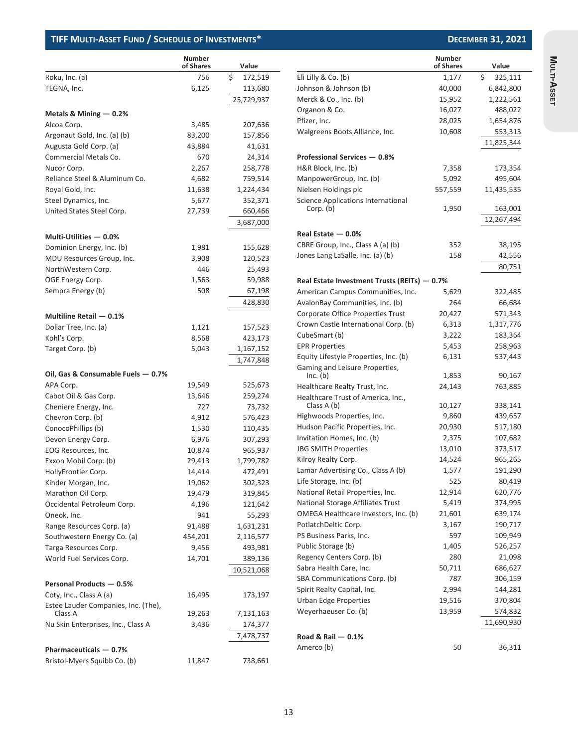## TIFF MULTI-ASSET FUND / SCHEDULE OF INVESTMENTS*

**DECEMBER 31, 2021**

| | Number of Shares | Value |
|---|---|---|
| Roku, Inc. (a) | 756 | $ 172,519 |
| TEGNA, Inc. | 6,125 | 113,680 |
| | | 25,729,937 |
| **Metals & Mining — 0.2%** | | |
| Alcoa Corp. | 3,485 | 207,636 |
| Argonaut Gold, Inc. (a) (b) | 83,200 | 157,856 |
| Augusta Gold Corp. (a) | 43,884 | 41,631 |
| Commercial Metals Co. | 670 | 24,314 |
| Nucor Corp. | 2,267 | 258,778 |
| Reliance Steel & Aluminum Co. | 4,682 | 759,514 |
| Royal Gold, Inc. | 11,638 | 1,224,434 |
| Steel Dynamics, Inc. | 5,677 | 352,371 |
| United States Steel Corp. | 27,739 | 660,466 |
| | | 3,687,000 |
| **Multi-Utilities — 0.0%** | | |
| Dominion Energy, Inc. (b) | 1,981 | 155,628 |
| MDU Resources Group, Inc. | 3,908 | 120,523 |
| NorthWestern Corp. | 446 | 25,493 |
| OGE Energy Corp. | 1,563 | 59,988 |
| Sempra Energy (b) | 508 | 67,198 |
| | | 428,830 |
| **Multiline Retail — 0.1%** | | |
| Dollar Tree, Inc. (a) | 1,121 | 157,523 |
| Kohl's Corp. | 8,568 | 423,173 |
| Target Corp. (b) | 5,043 | 1,167,152 |
| | | 1,747,848 |
| **Oil, Gas & Consumable Fuels — 0.7%** | | |
| APA Corp. | 19,549 | 525,673 |
| Cabot Oil & Gas Corp. | 13,646 | 259,274 |
| Cheniere Energy, Inc. | 727 | 73,732 |
| Chevron Corp. (b) | 4,912 | 576,423 |
| ConocoPhillips (b) | 1,530 | 110,435 |
| Devon Energy Corp. | 6,976 | 307,293 |
| EOG Resources, Inc. | 10,874 | 965,937 |
| Exxon Mobil Corp. (b) | 29,413 | 1,799,782 |
| HollyFrontier Corp. | 14,414 | 472,491 |
| Kinder Morgan, Inc. | 19,062 | 302,323 |
| Marathon Oil Corp. | 19,479 | 319,845 |
| Occidental Petroleum Corp. | 4,196 | 121,642 |
| Oneok, Inc. | 941 | 55,293 |
| Range Resources Corp. (a) | 91,488 | 1,631,231 |
| Southwestern Energy Co. (a) | 454,201 | 2,116,577 |
| Targa Resources Corp. | 9,456 | 493,981 |
| World Fuel Services Corp. | 14,701 | 389,136 |
| | | 10,521,068 |
| **Personal Products — 0.5%** | | |
| Coty, Inc., Class A (a) | 16,495 | 173,197 |
| Estee Lauder Companies, Inc. (The), Class A | 19,263 | 7,131,163 |
| Nu Skin Enterprises, Inc., Class A | 3,436 | 174,377 |
| | | 7,478,737 |
| **Pharmaceuticals — 0.7%** | | |
| Bristol-Myers Squibb Co. (b) | 11,847 | 738,661 |
| Eli Lilly & Co. (b) | 1,177 | $ 325,111 |
| Johnson & Johnson (b) | 40,000 | 6,842,800 |
| Merck & Co., Inc. (b) | 15,952 | 1,222,561 |
| Organon & Co. | 16,027 | 488,022 |
| Pfizer, Inc. | 28,025 | 1,654,876 |
| Walgreens Boots Alliance, Inc. | 10,608 | 553,313 |
| | | 11,825,344 |
| **Professional Services — 0.8%** | | |
| H&R Block, Inc. (b) | 7,358 | 173,354 |
| ManpowerGroup, Inc. (b) | 5,092 | 495,604 |
| Nielsen Holdings plc | 557,559 | 11,435,535 |
| Science Applications International Corp. (b) | 1,950 | 163,001 |
| | | 12,267,494 |
| **Real Estate — 0.0%** | | |
| CBRE Group, Inc., Class A (a) (b) | 352 | 38,195 |
| Jones Lang LaSalle, Inc. (a) (b) | 158 | 42,556 |
| | | 80,751 |
| **Real Estate Investment Trusts (REITs) — 0.7%** | | |
| American Campus Communities, Inc. | 5,629 | 322,485 |
| AvalonBay Communities, Inc. (b) | 264 | 66,684 |
| Corporate Office Properties Trust | 20,427 | 571,343 |
| Crown Castle International Corp. (b) | 6,313 | 1,317,776 |
| CubeSmart (b) | 3,222 | 183,364 |
| EPR Properties | 5,453 | 258,963 |
| Equity Lifestyle Properties, Inc. (b) | 6,131 | 537,443 |
| Gaming and Leisure Properties, Inc. (b) | 1,853 | 90,167 |
| Healthcare Realty Trust, Inc. | 24,143 | 763,885 |
| Healthcare Trust of America, Inc., Class A (b) | 10,127 | 338,141 |
| Highwoods Properties, Inc. | 9,860 | 439,657 |
| Hudson Pacific Properties, Inc. | 20,930 | 517,180 |
| Invitation Homes, Inc. (b) | 2,375 | 107,682 |
| JBG SMITH Properties | 13,010 | 373,517 |
| Kilroy Realty Corp. | 14,524 | 965,265 |
| Lamar Advertising Co., Class A (b) | 1,577 | 191,290 |
| Life Storage, Inc. (b) | 525 | 80,419 |
| National Retail Properties, Inc. | 12,914 | 620,776 |
| National Storage Affiliates Trust | 5,419 | 374,995 |
| OMEGA Healthcare Investors, Inc. (b) | 21,601 | 639,174 |
| PotlatchDeltic Corp. | 3,167 | 190,717 |
| PS Business Parks, Inc. | 597 | 109,949 |
| Public Storage (b) | 1,405 | 526,257 |
| Regency Centers Corp. (b) | 280 | 21,098 |
| Sabra Health Care, Inc. | 50,711 | 686,627 |
| SBA Communications Corp. (b) | 787 | 306,159 |
| Spirit Realty Capital, Inc. | 2,994 | 144,281 |
| Urban Edge Properties | 19,516 | 370,804 |
| Weyerhaeuser Co. (b) | 13,959 | 574,832 |
| | | 11,690,930 |
| **Road & Rail — 0.1%** | | |
| Amerco (b) | 50 | 36,311 |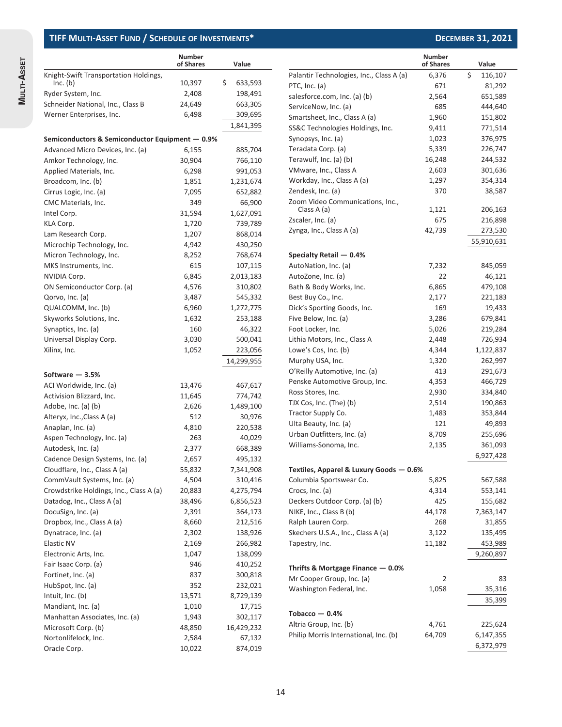## TIFF MULTI-ASSET FUND / SCHEDULE OF INVESTMENTS*

DECEMBER 31, 2021

| | Number of Shares | Value |
|---|---|---|
| Knight-Swift Transportation Holdings, Inc. (b) | 10,397 | $ 633,593 |
| Ryder System, Inc. | 2,408 | 198,491 |
| Schneider National, Inc., Class B | 24,649 | 663,305 |
| Werner Enterprises, Inc. | 6,498 | 309,695 |
| | | 1,841,395 |
| **Semiconductors & Semiconductor Equipment — 0.9%** | | |
| Advanced Micro Devices, Inc. (a) | 6,155 | 885,704 |
| Amkor Technology, Inc. | 30,904 | 766,110 |
| Applied Materials, Inc. | 6,298 | 991,053 |
| Broadcom, Inc. (b) | 1,851 | 1,231,674 |
| Cirrus Logic, Inc. (a) | 7,095 | 652,882 |
| CMC Materials, Inc. | 349 | 66,900 |
| Intel Corp. | 31,594 | 1,627,091 |
| KLA Corp. | 1,720 | 739,789 |
| Lam Research Corp. | 1,207 | 868,014 |
| Microchip Technology, Inc. | 4,942 | 430,250 |
| Micron Technology, Inc. | 8,252 | 768,674 |
| MKS Instruments, Inc. | 615 | 107,115 |
| NVIDIA Corp. | 6,845 | 2,013,183 |
| ON Semiconductor Corp. (a) | 4,576 | 310,802 |
| Qorvo, Inc. (a) | 3,487 | 545,332 |
| QUALCOMM, Inc. (b) | 6,960 | 1,272,775 |
| Skyworks Solutions, Inc. | 1,632 | 253,188 |
| Synaptics, Inc. (a) | 160 | 46,322 |
| Universal Display Corp. | 3,030 | 500,041 |
| Xilinx, Inc. | 1,052 | 223,056 |
| | | 14,299,955 |
| **Software — 3.5%** | | |
| ACI Worldwide, Inc. (a) | 13,476 | 467,617 |
| Activision Blizzard, Inc. | 11,645 | 774,742 |
| Adobe, Inc. (a) (b) | 2,626 | 1,489,100 |
| Alteryx, Inc.,Class A (a) | 512 | 30,976 |
| Anaplan, Inc. (a) | 4,810 | 220,538 |
| Aspen Technology, Inc. (a) | 263 | 40,029 |
| Autodesk, Inc. (a) | 2,377 | 668,389 |
| Cadence Design Systems, Inc. (a) | 2,657 | 495,132 |
| Cloudflare, Inc., Class A (a) | 55,832 | 7,341,908 |
| CommVault Systems, Inc. (a) | 4,504 | 310,416 |
| Crowdstrike Holdings, Inc., Class A (a) | 20,883 | 4,275,794 |
| Datadog, Inc., Class A (a) | 38,496 | 6,856,523 |
| DocuSign, Inc. (a) | 2,391 | 364,173 |
| Dropbox, Inc., Class A (a) | 8,660 | 212,516 |
| Dynatrace, Inc. (a) | 2,302 | 138,926 |
| Elastic NV | 2,169 | 266,982 |
| Electronic Arts, Inc. | 1,047 | 138,099 |
| Fair Isaac Corp. (a) | 946 | 410,252 |
| Fortinet, Inc. (a) | 837 | 300,818 |
| HubSpot, Inc. (a) | 352 | 232,021 |
| Intuit, Inc. (b) | 13,571 | 8,729,139 |
| Mandiant, Inc. (a) | 1,010 | 17,715 |
| Manhattan Associates, Inc. (a) | 1,943 | 302,117 |
| Microsoft Corp. (b) | 48,850 | 16,429,232 |
| Nortonlifelock, Inc. | 2,584 | 67,132 |
| Oracle Corp. | 10,022 | 874,019 |
| Palantir Technologies, Inc., Class A (a) | 6,376 | $ 116,107 |
| PTC, Inc. (a) | 671 | 81,292 |
| salesforce.com, Inc. (a) (b) | 2,564 | 651,589 |
| ServiceNow, Inc. (a) | 685 | 444,640 |
| Smartsheet, Inc., Class A (a) | 1,960 | 151,802 |
| SS&C Technologies Holdings, Inc. | 9,411 | 771,514 |
| Synopsys, Inc. (a) | 1,023 | 376,975 |
| Teradata Corp. (a) | 5,339 | 226,747 |
| Terawulf, Inc. (a) (b) | 16,248 | 244,532 |
| VMware, Inc., Class A | 2,603 | 301,636 |
| Workday, Inc., Class A (a) | 1,297 | 354,314 |
| Zendesk, Inc. (a) | 370 | 38,587 |
| Zoom Video Communications, Inc., Class A (a) | 1,121 | 206,163 |
| Zscaler, Inc. (a) | 675 | 216,898 |
| Zynga, Inc., Class A (a) | 42,739 | 273,530 |
| | | 55,910,631 |
| **Specialty Retail — 0.4%** | | |
| AutoNation, Inc. (a) | 7,232 | 845,059 |
| AutoZone, Inc. (a) | 22 | 46,121 |
| Bath & Body Works, Inc. | 6,865 | 479,108 |
| Best Buy Co., Inc. | 2,177 | 221,183 |
| Dick's Sporting Goods, Inc. | 169 | 19,433 |
| Five Below, Inc. (a) | 3,286 | 679,841 |
| Foot Locker, Inc. | 5,026 | 219,284 |
| Lithia Motors, Inc., Class A | 2,448 | 726,934 |
| Lowe's Cos, Inc. (b) | 4,344 | 1,122,837 |
| Murphy USA, Inc. | 1,320 | 262,997 |
| O'Reilly Automotive, Inc. (a) | 413 | 291,673 |
| Penske Automotive Group, Inc. | 4,353 | 466,729 |
| Ross Stores, Inc. | 2,930 | 334,840 |
| TJX Cos, Inc. (The) (b) | 2,514 | 190,863 |
| Tractor Supply Co. | 1,483 | 353,844 |
| Ulta Beauty, Inc. (a) | 121 | 49,893 |
| Urban Outfitters, Inc. (a) | 8,709 | 255,696 |
| Williams-Sonoma, Inc. | 2,135 | 361,093 |
| | | 6,927,428 |
| **Textiles, Apparel & Luxury Goods — 0.6%** | | |
| Columbia Sportswear Co. | 5,825 | 567,588 |
| Crocs, Inc. (a) | 4,314 | 553,141 |
| Deckers Outdoor Corp. (a) (b) | 425 | 155,682 |
| NIKE, Inc., Class B (b) | 44,178 | 7,363,147 |
| Ralph Lauren Corp. | 268 | 31,855 |
| Skechers U.S.A., Inc., Class A (a) | 3,122 | 135,495 |
| Tapestry, Inc. | 11,182 | 453,989 |
| | | 9,260,897 |
| **Thrifts & Mortgage Finance — 0.0%** | | |
| Mr Cooper Group, Inc. (a) | 2 | 83 |
| Washington Federal, Inc. | 1,058 | 35,316 |
| | | 35,399 |
| **Tobacco — 0.4%** | | |
| Altria Group, Inc. (b) | 4,761 | 225,624 |
| Philip Morris International, Inc. (b) | 64,709 | 6,147,355 |
| | | 6,372,979 |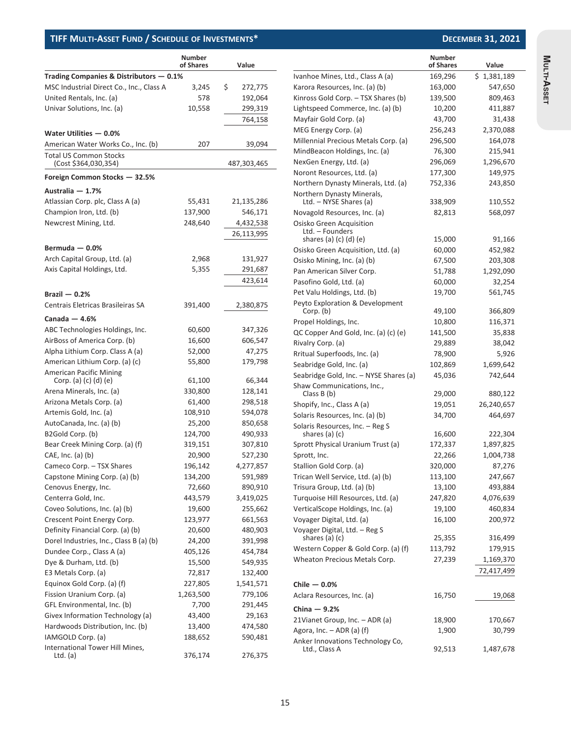## TIFF Multi-Asset Fund / Schedule of Investments*

December 31, 2021

| | Number of Shares | Value |
|---|---|---|
| **Trading Companies & Distributors — 0.1%** | | |
| MSC Industrial Direct Co., Inc., Class A | 3,245 | $ 272,775 |
| United Rentals, Inc. (a) | 578 | 192,064 |
| Univar Solutions, Inc. (a) | 10,558 | 299,319 |
| | | 764,158 |
| **Water Utilities — 0.0%** | | |
| American Water Works Co., Inc. (b) | 207 | 39,094 |
| Total US Common Stocks (Cost $364,030,354) | | 487,303,465 |
| **Foreign Common Stocks — 32.5%** | | |
| **Australia — 1.7%** | | |
| Atlassian Corp. plc, Class A (a) | 55,431 | 21,135,286 |
| Champion Iron, Ltd. (b) | 137,900 | 546,171 |
| Newcrest Mining, Ltd. | 248,640 | 4,432,538 |
| | | 26,113,995 |
| **Bermuda — 0.0%** | | |
| Arch Capital Group, Ltd. (a) | 2,968 | 131,927 |
| Axis Capital Holdings, Ltd. | 5,355 | 291,687 |
| | | 423,614 |
| **Brazil — 0.2%** | | |
| Centrais Eletricas Brasileiras SA | 391,400 | 2,380,875 |
| **Canada — 4.6%** | | |
| ABC Technologies Holdings, Inc. | 60,600 | 347,326 |
| AirBoss of America Corp. (b) | 16,600 | 606,547 |
| Alpha Lithium Corp. Class A (a) | 52,000 | 47,275 |
| American Lithium Corp. (a) (c) | 55,800 | 179,798 |
| American Pacific Mining Corp. (a) (c) (d) (e) | 61,100 | 66,344 |
| Arena Minerals, Inc. (a) | 330,800 | 128,141 |
| Arizona Metals Corp. (a) | 61,400 | 298,518 |
| Artemis Gold, Inc. (a) | 108,910 | 594,078 |
| AutoCanada, Inc. (a) (b) | 25,200 | 850,658 |
| B2Gold Corp. (b) | 124,700 | 490,933 |
| Bear Creek Mining Corp. (a) (f) | 319,151 | 307,810 |
| CAE, Inc. (a) (b) | 20,900 | 527,230 |
| Cameco Corp. – TSX Shares | 196,142 | 4,277,857 |
| Capstone Mining Corp. (a) (b) | 134,200 | 591,989 |
| Cenovus Energy, Inc. | 72,660 | 890,910 |
| Centerra Gold, Inc. | 443,579 | 3,419,025 |
| Coveo Solutions, Inc. (a) (b) | 19,600 | 255,662 |
| Crescent Point Energy Corp. | 123,977 | 661,563 |
| Definity Financial Corp. (a) (b) | 20,600 | 480,903 |
| Dorel Industries, Inc., Class B (a) (b) | 24,200 | 391,998 |
| Dundee Corp., Class A (a) | 405,126 | 454,784 |
| Dye & Durham, Ltd. (b) | 15,500 | 549,935 |
| E3 Metals Corp. (a) | 72,817 | 132,400 |
| Equinox Gold Corp. (a) (f) | 227,805 | 1,541,571 |
| Fission Uranium Corp. (a) | 1,263,500 | 779,106 |
| GFL Environmental, Inc. (b) | 7,700 | 291,445 |
| Givex Information Technology (a) | 43,400 | 29,163 |
| Hardwoods Distribution, Inc. (b) | 13,400 | 474,580 |
| IAMGOLD Corp. (a) | 188,652 | 590,481 |
| International Tower Hill Mines, Ltd. (a) | 376,174 | 276,375 |
| Ivanhoe Mines, Ltd., Class A (a) | 169,296 | $ 1,381,189 |
| Karora Resources, Inc. (a) (b) | 163,000 | 547,650 |
| Kinross Gold Corp. – TSX Shares (b) | 139,500 | 809,463 |
| Lightspeed Commerce, Inc. (a) (b) | 10,200 | 411,887 |
| Mayfair Gold Corp. (a) | 43,700 | 31,438 |
| MEG Energy Corp. (a) | 256,243 | 2,370,088 |
| Millennial Precious Metals Corp. (a) | 296,500 | 164,078 |
| MindBeacon Holdings, Inc. (a) | 76,300 | 215,941 |
| NexGen Energy, Ltd. (a) | 296,069 | 1,296,670 |
| Noront Resources, Ltd. (a) | 177,300 | 149,975 |
| Northern Dynasty Minerals, Ltd. (a) | 752,336 | 243,850 |
| Northern Dynasty Minerals, Ltd. – NYSE Shares (a) | 338,909 | 110,552 |
| Novagold Resources, Inc. (a) | 82,813 | 568,097 |
| Osisko Green Acquisition Ltd. – Founders shares (a) (c) (d) (e) | 15,000 | 91,166 |
| Osisko Green Acquisition, Ltd. (a) | 60,000 | 452,982 |
| Osisko Mining, Inc. (a) (b) | 67,500 | 203,308 |
| Pan American Silver Corp. | 51,788 | 1,292,090 |
| Pasofino Gold, Ltd. (a) | 60,000 | 32,254 |
| Pet Valu Holdings, Ltd. (b) | 19,700 | 561,745 |
| Peyto Exploration & Development Corp. (b) | 49,100 | 366,809 |
| Propel Holdings, Inc. | 10,800 | 116,371 |
| QC Copper And Gold, Inc. (a) (c) (e) | 141,500 | 35,838 |
| Rivalry Corp. (a) | 29,889 | 38,042 |
| Rritual Superfoods, Inc. (a) | 78,900 | 5,926 |
| Seabridge Gold, Inc. (a) | 102,869 | 1,699,642 |
| Seabridge Gold, Inc. – NYSE Shares (a) | 45,036 | 742,644 |
| Shaw Communications, Inc., Class B (b) | 29,000 | 880,122 |
| Shopify, Inc., Class A (a) | 19,051 | 26,240,657 |
| Solaris Resources, Inc. (a) (b) | 34,700 | 464,697 |
| Solaris Resources, Inc. – Reg S shares (a) (c) | 16,600 | 222,304 |
| Sprott Physical Uranium Trust (a) | 172,337 | 1,897,825 |
| Sprott, Inc. | 22,266 | 1,004,738 |
| Stallion Gold Corp. (a) | 320,000 | 87,276 |
| Trican Well Service, Ltd. (a) (b) | 113,100 | 247,667 |
| Trisura Group, Ltd. (a) (b) | 13,100 | 493,884 |
| Turquoise Hill Resources, Ltd. (a) | 247,820 | 4,076,639 |
| VerticalScope Holdings, Inc. (a) | 19,100 | 460,834 |
| Voyager Digital, Ltd. (a) | 16,100 | 200,972 |
| Voyager Digital, Ltd. – Reg S shares (a) (c) | 25,355 | 316,499 |
| Western Copper & Gold Corp. (a) (f) | 113,792 | 179,915 |
| Wheaton Precious Metals Corp. | 27,239 | 1,169,370 |
| | | 72,417,499 |
| **Chile — 0.0%** | | |
| Aclara Resources, Inc. (a) | 16,750 | 19,068 |
| **China — 9.2%** | | |
| 21Vianet Group, Inc. – ADR (a) | 18,900 | 170,667 |
| Agora, Inc. – ADR (a) (f) | 1,900 | 30,799 |
| Anker Innovations Technology Co, Ltd., Class A | 92,513 | 1,487,678 |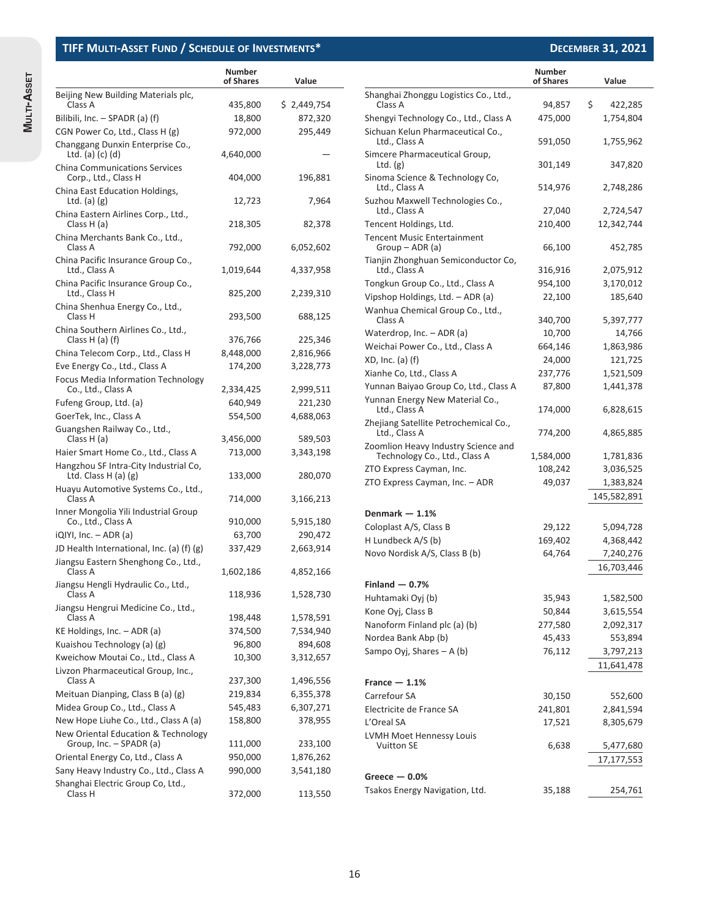## TIFF MULTI-ASSET FUND / SCHEDULE OF INVESTMENTS*

**DECEMBER 31, 2021**

| | Number of Shares | Value |
|---|---|---|
| Beijing New Building Materials plc, Class A | 435,800 | $ 2,449,754 |
| Bilibili, Inc. – SPADR (a) (f) | 18,800 | 872,320 |
| CGN Power Co, Ltd., Class H (g) | 972,000 | 295,449 |
| Changgang Dunxin Enterprise Co., Ltd. (a) (c) (d) | 4,640,000 | — |
| China Communications Services Corp., Ltd., Class H | 404,000 | 196,881 |
| China East Education Holdings, Ltd. (a) (g) | 12,723 | 7,964 |
| China Eastern Airlines Corp., Ltd., Class H (a) | 218,305 | 82,378 |
| China Merchants Bank Co., Ltd., Class A | 792,000 | 6,052,602 |
| China Pacific Insurance Group Co., Ltd., Class A | 1,019,644 | 4,337,958 |
| China Pacific Insurance Group Co., Ltd., Class H | 825,200 | 2,239,310 |
| China Shenhua Energy Co., Ltd., Class H | 293,500 | 688,125 |
| China Southern Airlines Co., Ltd., Class H (a) (f) | 376,766 | 225,346 |
| China Telecom Corp., Ltd., Class H | 8,448,000 | 2,816,966 |
| Eve Energy Co., Ltd., Class A | 174,200 | 3,228,773 |
| Focus Media Information Technology Co., Ltd., Class A | 2,334,425 | 2,999,511 |
| Fufeng Group, Ltd. (a) | 640,949 | 221,230 |
| GoerTek, Inc., Class A | 554,500 | 4,688,063 |
| Guangshen Railway Co., Ltd., Class H (a) | 3,456,000 | 589,503 |
| Haier Smart Home Co., Ltd., Class A | 713,000 | 3,343,198 |
| Hangzhou SF Intra-City Industrial Co, Ltd. Class H (a) (g) | 133,000 | 280,070 |
| Huayu Automotive Systems Co., Ltd., Class A | 714,000 | 3,166,213 |
| Inner Mongolia Yili Industrial Group Co., Ltd., Class A | 910,000 | 5,915,180 |
| iQIYI, Inc. – ADR (a) | 63,700 | 290,472 |
| JD Health International, Inc. (a) (f) (g) | 337,429 | 2,663,914 |
| Jiangsu Eastern Shenghong Co., Ltd., Class A | 1,602,186 | 4,852,166 |
| Jiangsu Hengli Hydraulic Co., Ltd., Class A | 118,936 | 1,528,730 |
| Jiangsu Hengrui Medicine Co., Ltd., Class A | 198,448 | 1,578,591 |
| KE Holdings, Inc. – ADR (a) | 374,500 | 7,534,940 |
| Kuaishou Technology (a) (g) | 96,800 | 894,608 |
| Kweichow Moutai Co., Ltd., Class A | 10,300 | 3,312,657 |
| Livzon Pharmaceutical Group, Inc., Class A | 237,300 | 1,496,556 |
| Meituan Dianping, Class B (a) (g) | 219,834 | 6,355,378 |
| Midea Group Co., Ltd., Class A | 545,483 | 6,307,271 |
| New Hope Liuhe Co., Ltd., Class A (a) | 158,800 | 378,955 |
| New Oriental Education & Technology Group, Inc. – SPADR (a) | 111,000 | 233,100 |
| Oriental Energy Co, Ltd., Class A | 950,000 | 1,876,262 |
| Sany Heavy Industry Co., Ltd., Class A | 990,000 | 3,541,180 |
| Shanghai Electric Group Co, Ltd., Class H | 372,000 | 113,550 |
| Shanghai Zhonggu Logistics Co., Ltd., Class A | 94,857 | $ 422,285 |
| Shengyi Technology Co., Ltd., Class A | 475,000 | 1,754,804 |
| Sichuan Kelun Pharmaceutical Co., Ltd., Class A | 591,050 | 1,755,962 |
| Simcere Pharmaceutical Group, Ltd. (g) | 301,149 | 347,820 |
| Sinoma Science & Technology Co, Ltd., Class A | 514,976 | 2,748,286 |
| Suzhou Maxwell Technologies Co., Ltd., Class A | 27,040 | 2,724,547 |
| Tencent Holdings, Ltd. | 210,400 | 12,342,744 |
| Tencent Music Entertainment Group – ADR (a) | 66,100 | 452,785 |
| Tianjin Zhonghuan Semiconductor Co, Ltd., Class A | 316,916 | 2,075,912 |
| Tongkun Group Co., Ltd., Class A | 954,100 | 3,170,012 |
| Vipshop Holdings, Ltd. – ADR (a) | 22,100 | 185,640 |
| Wanhua Chemical Group Co., Ltd., Class A | 340,700 | 5,397,777 |
| Waterdrop, Inc. – ADR (a) | 10,700 | 14,766 |
| Weichai Power Co., Ltd., Class A | 664,146 | 1,863,986 |
| XD, Inc. (a) (f) | 24,000 | 121,725 |
| Xianhe Co, Ltd., Class A | 237,776 | 1,521,509 |
| Yunnan Baiyao Group Co, Ltd., Class A | 87,800 | 1,441,378 |
| Yunnan Energy New Material Co., Ltd., Class A | 174,000 | 6,828,615 |
| Zhejiang Satellite Petrochemical Co., Ltd., Class A | 774,200 | 4,865,885 |
| Zoomlion Heavy Industry Science and Technology Co., Ltd., Class A | 1,584,000 | 1,781,836 |
| ZTO Express Cayman, Inc. | 108,242 | 3,036,525 |
| ZTO Express Cayman, Inc. – ADR | 49,037 | 1,383,824 |
| | | 145,582,891 |
| **Denmark — 1.1%** | | |
| Coloplast A/S, Class B | 29,122 | 5,094,728 |
| H Lundbeck A/S (b) | 169,402 | 4,368,442 |
| Novo Nordisk A/S, Class B (b) | 64,764 | 7,240,276 |
| | | 16,703,446 |
| **Finland — 0.7%** | | |
| Huhtamaki Oyj (b) | 35,943 | 1,582,500 |
| Kone Oyj, Class B | 50,844 | 3,615,554 |
| Nanoform Finland plc (a) (b) | 277,580 | 2,092,317 |
| Nordea Bank Abp (b) | 45,433 | 553,894 |
| Sampo Oyj, Shares – A (b) | 76,112 | 3,797,213 |
| | | 11,641,478 |
| **France — 1.1%** | | |
| Carrefour SA | 30,150 | 552,600 |
| Electricite de France SA | 241,801 | 2,841,594 |
| L'Oreal SA | 17,521 | 8,305,679 |
| LVMH Moet Hennessy Louis Vuitton SE | 6,638 | 5,477,680 |
| | | 17,177,553 |
| **Greece — 0.0%** | | |
| Tsakos Energy Navigation, Ltd. | 35,188 | 254,761 |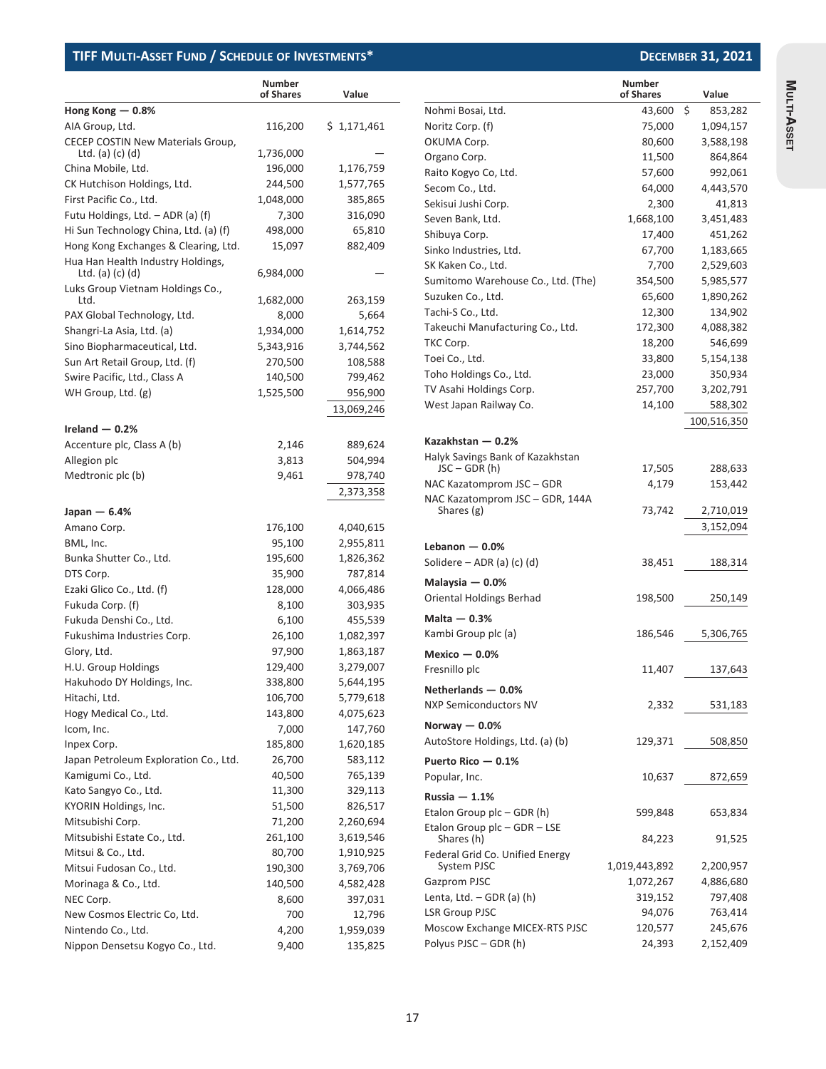## TIFF Multi-Asset Fund / Schedule of Investments*

December 31, 2021

| | Number of Shares | Value |
|---|---|---|
| **Hong Kong — 0.8%** | | |
| AIA Group, Ltd. | 116,200 | $ 1,171,461 |
| CECEP COSTIN New Materials Group, Ltd. (a) (c) (d) | 1,736,000 | — |
| China Mobile, Ltd. | 196,000 | 1,176,759 |
| CK Hutchison Holdings, Ltd. | 244,500 | 1,577,765 |
| First Pacific Co., Ltd. | 1,048,000 | 385,865 |
| Futu Holdings, Ltd. – ADR (a) (f) | 7,300 | 316,090 |
| Hi Sun Technology China, Ltd. (a) (f) | 498,000 | 65,810 |
| Hong Kong Exchanges & Clearing, Ltd. | 15,097 | 882,409 |
| Hua Han Health Industry Holdings, Ltd. (a) (c) (d) | 6,984,000 | — |
| Luks Group Vietnam Holdings Co., Ltd. | 1,682,000 | 263,159 |
| PAX Global Technology, Ltd. | 8,000 | 5,664 |
| Shangri-La Asia, Ltd. (a) | 1,934,000 | 1,614,752 |
| Sino Biopharmaceutical, Ltd. | 5,343,916 | 3,744,562 |
| Sun Art Retail Group, Ltd. (f) | 270,500 | 108,588 |
| Swire Pacific, Ltd., Class A | 140,500 | 799,462 |
| WH Group, Ltd. (g) | 1,525,500 | 956,900 |
| | | 13,069,246 |
| **Ireland — 0.2%** | | |
| Accenture plc, Class A (b) | 2,146 | 889,624 |
| Allegion plc | 3,813 | 504,994 |
| Medtronic plc (b) | 9,461 | 978,740 |
| | | 2,373,358 |
| **Japan — 6.4%** | | |
| Amano Corp. | 176,100 | 4,040,615 |
| BML, Inc. | 95,100 | 2,955,811 |
| Bunka Shutter Co., Ltd. | 195,600 | 1,826,362 |
| DTS Corp. | 35,900 | 787,814 |
| Ezaki Glico Co., Ltd. (f) | 128,000 | 4,066,486 |
| Fukuda Corp. (f) | 8,100 | 303,935 |
| Fukuda Denshi Co., Ltd. | 6,100 | 455,539 |
| Fukushima Industries Corp. | 26,100 | 1,082,397 |
| Glory, Ltd. | 97,900 | 1,863,187 |
| H.U. Group Holdings | 129,400 | 3,279,007 |
| Hakuhodo DY Holdings, Inc. | 338,800 | 5,644,195 |
| Hitachi, Ltd. | 106,700 | 5,779,618 |
| Hogy Medical Co., Ltd. | 143,800 | 4,075,623 |
| Icom, Inc. | 7,000 | 147,760 |
| Inpex Corp. | 185,800 | 1,620,185 |
| Japan Petroleum Exploration Co., Ltd. | 26,700 | 583,112 |
| Kamigumi Co., Ltd. | 40,500 | 765,139 |
| Kato Sangyo Co., Ltd. | 11,300 | 329,113 |
| KYORIN Holdings, Inc. | 51,500 | 826,517 |
| Mitsubishi Corp. | 71,200 | 2,260,694 |
| Mitsubishi Estate Co., Ltd. | 261,100 | 3,619,546 |
| Mitsui & Co., Ltd. | 80,700 | 1,910,925 |
| Mitsui Fudosan Co., Ltd. | 190,300 | 3,769,706 |
| Morinaga & Co., Ltd. | 140,500 | 4,582,428 |
| NEC Corp. | 8,600 | 397,031 |
| New Cosmos Electric Co, Ltd. | 700 | 12,796 |
| Nintendo Co., Ltd. | 4,200 | 1,959,039 |
| Nippon Densetsu Kogyo Co., Ltd. | 9,400 | 135,825 |
| Nohmi Bosai, Ltd. | 43,600 | $ 853,282 |
| Noritz Corp. (f) | 75,000 | 1,094,157 |
| OKUMA Corp. | 80,600 | 3,588,198 |
| Organo Corp. | 11,500 | 864,864 |
| Raito Kogyo Co, Ltd. | 57,600 | 992,061 |
| Secom Co., Ltd. | 64,000 | 4,443,570 |
| Sekisui Jushi Corp. | 2,300 | 41,813 |
| Seven Bank, Ltd. | 1,668,100 | 3,451,483 |
| Shibuya Corp. | 17,400 | 451,262 |
| Sinko Industries, Ltd. | 67,700 | 1,183,665 |
| SK Kaken Co., Ltd. | 7,700 | 2,529,603 |
| Sumitomo Warehouse Co., Ltd. (The) | 354,500 | 5,985,577 |
| Suzuken Co., Ltd. | 65,600 | 1,890,262 |
| Tachi-S Co., Ltd. | 12,300 | 134,902 |
| Takeuchi Manufacturing Co., Ltd. | 172,300 | 4,088,382 |
| TKC Corp. | 18,200 | 546,699 |
| Toei Co., Ltd. | 33,800 | 5,154,138 |
| Toho Holdings Co., Ltd. | 23,000 | 350,934 |
| TV Asahi Holdings Corp. | 257,700 | 3,202,791 |
| West Japan Railway Co. | 14,100 | 588,302 |
| | | 100,516,350 |
| **Kazakhstan — 0.2%** | | |
| Halyk Savings Bank of Kazakhstan JSC – GDR (h) | 17,505 | 288,633 |
| NAC Kazatomprom JSC – GDR | 4,179 | 153,442 |
| NAC Kazatomprom JSC – GDR, 144A Shares (g) | 73,742 | 2,710,019 |
| | | 3,152,094 |
| **Lebanon — 0.0%** | | |
| Solidere – ADR (a) (c) (d) | 38,451 | 188,314 |
| **Malaysia — 0.0%** | | |
| Oriental Holdings Berhad | 198,500 | 250,149 |
| **Malta — 0.3%** | | |
| Kambi Group plc (a) | 186,546 | 5,306,765 |
| **Mexico — 0.0%** | | |
| Fresnillo plc | 11,407 | 137,643 |
| **Netherlands — 0.0%** | | |
| NXP Semiconductors NV | 2,332 | 531,183 |
| **Norway — 0.0%** | | |
| AutoStore Holdings, Ltd. (a) (b) | 129,371 | 508,850 |
| **Puerto Rico — 0.1%** | | |
| Popular, Inc. | 10,637 | 872,659 |
| **Russia — 1.1%** | | |
| Etalon Group plc – GDR (h) | 599,848 | 653,834 |
| Etalon Group plc – GDR – LSE Shares (h) | 84,223 | 91,525 |
| Federal Grid Co. Unified Energy System PJSC | 1,019,443,892 | 2,200,957 |
| Gazprom PJSC | 1,072,267 | 4,886,680 |
| Lenta, Ltd. – GDR (a) (h) | 319,152 | 797,408 |
| LSR Group PJSC | 94,076 | 763,414 |
| Moscow Exchange MICEX-RTS PJSC | 120,577 | 245,676 |
| Polyus PJSC – GDR (h) | 24,393 | 2,152,409 |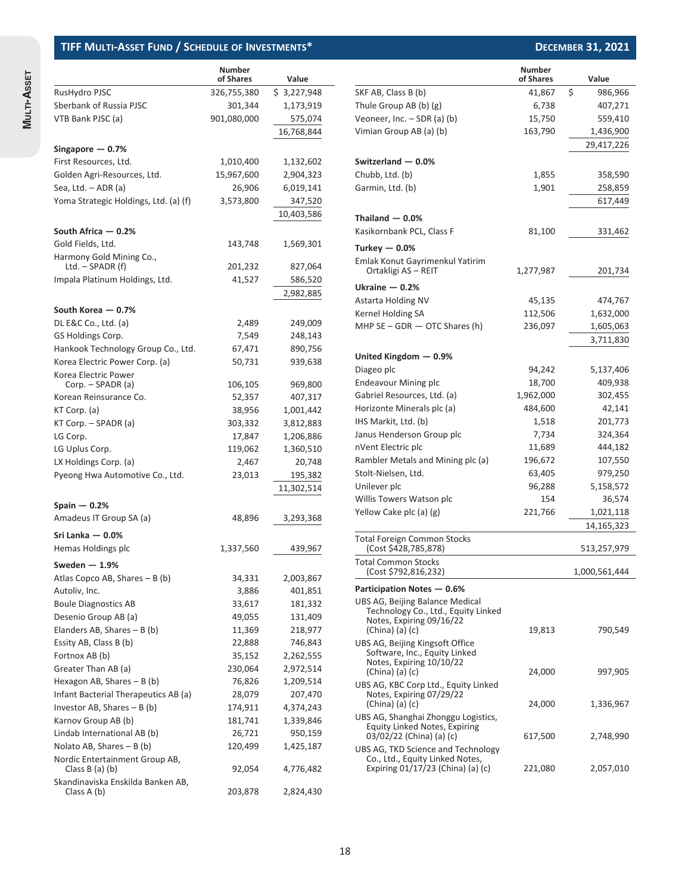## TIFF Multi-Asset Fund / Schedule of Investments*

December 31, 2021

| | Number of Shares | Value |
|---|---|---|
| RusHydro PJSC | 326,755,380 | $ 3,227,948 |
| Sberbank of Russia PJSC | 301,344 | 1,173,919 |
| VTB Bank PJSC (a) | 901,080,000 | 575,074 |
| | | 16,768,844 |
| **Singapore — 0.7%** | | |
| First Resources, Ltd. | 1,010,400 | 1,132,602 |
| Golden Agri-Resources, Ltd. | 15,967,600 | 2,904,323 |
| Sea, Ltd. – ADR (a) | 26,906 | 6,019,141 |
| Yoma Strategic Holdings, Ltd. (a) (f) | 3,573,800 | 347,520 |
| | | 10,403,586 |
| **South Africa — 0.2%** | | |
| Gold Fields, Ltd. | 143,748 | 1,569,301 |
| Harmony Gold Mining Co., Ltd. – SPADR (f) | 201,232 | 827,064 |
| Impala Platinum Holdings, Ltd. | 41,527 | 586,520 |
| | | 2,982,885 |
| **South Korea — 0.7%** | | |
| DL E&C Co., Ltd. (a) | 2,489 | 249,009 |
| GS Holdings Corp. | 7,549 | 248,143 |
| Hankook Technology Group Co., Ltd. | 67,471 | 890,756 |
| Korea Electric Power Corp. (a) | 50,731 | 939,638 |
| Korea Electric Power Corp. – SPADR (a) | 106,105 | 969,800 |
| Korean Reinsurance Co. | 52,357 | 407,317 |
| KT Corp. (a) | 38,956 | 1,001,442 |
| KT Corp. – SPADR (a) | 303,332 | 3,812,883 |
| LG Corp. | 17,847 | 1,206,886 |
| LG Uplus Corp. | 119,062 | 1,360,510 |
| LX Holdings Corp. (a) | 2,467 | 20,748 |
| Pyeong Hwa Automotive Co., Ltd. | 23,013 | 195,382 |
| | | 11,302,514 |
| **Spain — 0.2%** | | |
| Amadeus IT Group SA (a) | 48,896 | 3,293,368 |
| **Sri Lanka — 0.0%** | | |
| Hemas Holdings plc | 1,337,560 | 439,967 |
| **Sweden — 1.9%** | | |
| Atlas Copco AB, Shares – B (b) | 34,331 | 2,003,867 |
| Autoliv, Inc. | 3,886 | 401,851 |
| Boule Diagnostics AB | 33,617 | 181,332 |
| Desenio Group AB (a) | 49,055 | 131,409 |
| Elanders AB, Shares – B (b) | 11,369 | 218,977 |
| Essity AB, Class B (b) | 22,888 | 746,843 |
| Fortnox AB (b) | 35,152 | 2,262,555 |
| Greater Than AB (a) | 230,064 | 2,972,514 |
| Hexagon AB, Shares – B (b) | 76,826 | 1,209,514 |
| Infant Bacterial Therapeutics AB (a) | 28,079 | 207,470 |
| Investor AB, Shares – B (b) | 174,911 | 4,374,243 |
| Karnov Group AB (b) | 181,741 | 1,339,846 |
| Lindab International AB (b) | 26,721 | 950,159 |
| Nolato AB, Shares – B (b) | 120,499 | 1,425,187 |
| Nordic Entertainment Group AB, Class B (a) (b) | 92,054 | 4,776,482 |
| Skandinaviska Enskilda Banken AB, Class A (b) | 203,878 | 2,824,430 |
| SKF AB, Class B (b) | 41,867 | $ 986,966 |
| Thule Group AB (b) (g) | 6,738 | 407,271 |
| Veoneer, Inc. – SDR (a) (b) | 15,750 | 559,410 |
| Vimian Group AB (a) (b) | 163,790 | 1,436,900 |
| | | 29,417,226 |
| **Switzerland — 0.0%** | | |
| Chubb, Ltd. (b) | 1,855 | 358,590 |
| Garmin, Ltd. (b) | 1,901 | 258,859 |
| | | 617,449 |
| **Thailand — 0.0%** | | |
| Kasikornbank PCL, Class F | 81,100 | 331,462 |
| **Turkey — 0.0%** | | |
| Emlak Konut Gayrimenkul Yatirim Ortakligi AS – REIT | 1,277,987 | 201,734 |
| **Ukraine — 0.2%** | | |
| Astarta Holding NV | 45,135 | 474,767 |
| Kernel Holding SA | 112,506 | 1,632,000 |
| MHP SE – GDR — OTC Shares (h) | 236,097 | 1,605,063 |
| | | 3,711,830 |
| **United Kingdom — 0.9%** | | |
| Diageo plc | 94,242 | 5,137,406 |
| Endeavour Mining plc | 18,700 | 409,938 |
| Gabriel Resources, Ltd. (a) | 1,962,000 | 302,455 |
| Horizonte Minerals plc (a) | 484,600 | 42,141 |
| IHS Markit, Ltd. (b) | 1,518 | 201,773 |
| Janus Henderson Group plc | 7,734 | 324,364 |
| nVent Electric plc | 11,689 | 444,182 |
| Rambler Metals and Mining plc (a) | 196,672 | 107,550 |
| Stolt-Nielsen, Ltd. | 63,405 | 979,250 |
| Unilever plc | 96,288 | 5,158,572 |
| Willis Towers Watson plc | 154 | 36,574 |
| Yellow Cake plc (a) (g) | 221,766 | 1,021,118 |
| | | 14,165,323 |
| Total Foreign Common Stocks (Cost $428,785,878) | | 513,257,979 |
| Total Common Stocks (Cost $792,816,232) | | 1,000,561,444 |
| **Participation Notes — 0.6%** | | |
| UBS AG, Beijing Balance Medical Technology Co., Ltd., Equity Linked Notes, Expiring 09/16/22 (China) (a) (c) | 19,813 | 790,549 |
| UBS AG, Beijing Kingsoft Office Software, Inc., Equity Linked Notes, Expiring 10/10/22 (China) (a) (c) | 24,000 | 997,905 |
| UBS AG, KBC Corp Ltd., Equity Linked Notes, Expiring 07/29/22 (China) (a) (c) | 24,000 | 1,336,967 |
| UBS AG, Shanghai Zhonggu Logistics, Equity Linked Notes, Expiring 03/02/22 (China) (a) (c) | 617,500 | 2,748,990 |
| UBS AG, TKD Science and Technology Co., Ltd., Equity Linked Notes, Expiring 01/17/23 (China) (a) (c) | 221,080 | 2,057,010 |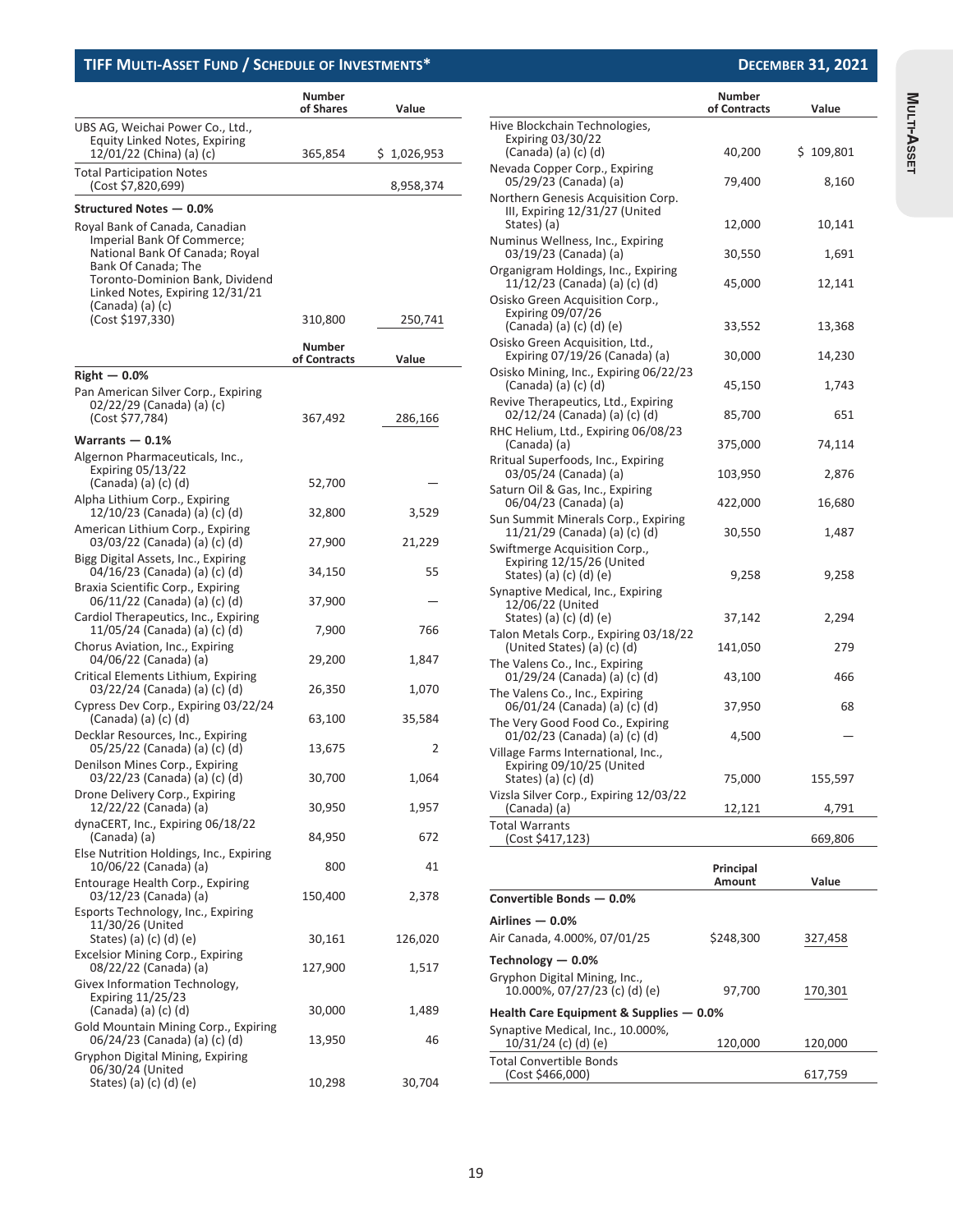## TIFF Multi-Asset Fund / Schedule of Investments*

December 31, 2021

| | Number of Shares | Value |
|---|---|---|
| UBS AG, Weichai Power Co., Ltd., Equity Linked Notes, Expiring 12/01/22 (China) (a) (c) | 365,854 | $ 1,026,953 |
| Total Participation Notes (Cost $7,820,699) | | 8,958,374 |
| **Structured Notes — 0.0%** | | |
| Royal Bank of Canada, Canadian Imperial Bank Of Commerce; National Bank Of Canada; Royal Bank Of Canada; The Toronto-Dominion Bank, Dividend Linked Notes, Expiring 12/31/21 (Canada) (a) (c) (Cost $197,330) | 310,800 | 250,741 |

| | Number of Contracts | Value |
|---|---|---|
| **Right — 0.0%** | | |
| Pan American Silver Corp., Expiring 02/22/29 (Canada) (a) (c) (Cost $77,784) | 367,492 | 286,166 |
| **Warrants — 0.1%** | | |
| Algernon Pharmaceuticals, Inc., Expiring 05/13/22 (Canada) (a) (c) (d) | 52,700 | — |
| Alpha Lithium Corp., Expiring 12/10/23 (Canada) (a) (c) (d) | 32,800 | 3,529 |
| American Lithium Corp., Expiring 03/03/22 (Canada) (a) (c) (d) | 27,900 | 21,229 |
| Bigg Digital Assets, Inc., Expiring 04/16/23 (Canada) (a) (c) (d) | 34,150 | 55 |
| Braxia Scientific Corp., Expiring 06/11/22 (Canada) (a) (c) (d) | 37,900 | — |
| Cardiol Therapeutics, Inc., Expiring 11/05/24 (Canada) (a) (c) (d) | 7,900 | 766 |
| Chorus Aviation, Inc., Expiring 04/06/22 (Canada) (a) | 29,200 | 1,847 |
| Critical Elements Lithium, Expiring 03/22/24 (Canada) (a) (c) (d) | 26,350 | 1,070 |
| Cypress Dev Corp., Expiring 03/22/24 (Canada) (a) (c) (d) | 63,100 | 35,584 |
| Decklar Resources, Inc., Expiring 05/25/22 (Canada) (a) (c) (d) | 13,675 | 2 |
| Denilson Mines Corp., Expiring 03/22/23 (Canada) (a) (c) (d) | 30,700 | 1,064 |
| Drone Delivery Corp., Expiring 12/22/22 (Canada) (a) | 30,950 | 1,957 |
| dynaCERT, Inc., Expiring 06/18/22 (Canada) (a) | 84,950 | 672 |
| Else Nutrition Holdings, Inc., Expiring 10/06/22 (Canada) (a) | 800 | 41 |
| Entourage Health Corp., Expiring 03/12/23 (Canada) (a) | 150,400 | 2,378 |
| Esports Technology, Inc., Expiring 11/30/26 (United States) (a) (c) (d) (e) | 30,161 | 126,020 |
| Excelsior Mining Corp., Expiring 08/22/22 (Canada) (a) | 127,900 | 1,517 |
| Givex Information Technology, Expiring 11/25/23 (Canada) (a) (c) (d) | 30,000 | 1,489 |
| Gold Mountain Mining Corp., Expiring 06/24/23 (Canada) (a) (c) (d) | 13,950 | 46 |
| Gryphon Digital Mining, Expiring 06/30/24 (United States) (a) (c) (d) (e) | 10,298 | 30,704 |
| Hive Blockchain Technologies, Expiring 03/30/22 (Canada) (a) (c) (d) | 40,200 | $ 109,801 |
| Nevada Copper Corp., Expiring 05/29/23 (Canada) (a) | 79,400 | 8,160 |
| Northern Genesis Acquisition Corp. III, Expiring 12/31/27 (United States) (a) | 12,000 | 10,141 |
| Numinus Wellness, Inc., Expiring 03/19/23 (Canada) (a) | 30,550 | 1,691 |
| Organigram Holdings, Inc., Expiring 11/12/23 (Canada) (a) (c) (d) | 45,000 | 12,141 |
| Osisko Green Acquisition Corp., Expiring 09/07/26 (Canada) (a) (c) (d) (e) | 33,552 | 13,368 |
| Osisko Green Acquisition, Ltd., Expiring 07/19/26 (Canada) (a) | 30,000 | 14,230 |
| Osisko Mining, Inc., Expiring 06/22/23 (Canada) (a) (c) (d) | 45,150 | 1,743 |
| Revive Therapeutics, Ltd., Expiring 02/12/24 (Canada) (a) (c) (d) | 85,700 | 651 |
| RHC Helium, Ltd., Expiring 06/08/23 (Canada) (a) | 375,000 | 74,114 |
| Rritual Superfoods, Inc., Expiring 03/05/24 (Canada) (a) | 103,950 | 2,876 |
| Saturn Oil & Gas, Inc., Expiring 06/04/23 (Canada) (a) | 422,000 | 16,680 |
| Sun Summit Minerals Corp., Expiring 11/21/29 (Canada) (a) (c) (d) | 30,550 | 1,487 |
| Swiftmerge Acquisition Corp., Expiring 12/15/26 (United States) (a) (c) (d) (e) | 9,258 | 9,258 |
| Synaptive Medical, Inc., Expiring 12/06/22 (United States) (a) (c) (d) (e) | 37,142 | 2,294 |
| Talon Metals Corp., Expiring 03/18/22 (United States) (a) (c) (d) | 141,050 | 279 |
| The Valens Co., Inc., Expiring 01/29/24 (Canada) (a) (c) (d) | 43,100 | 466 |
| The Valens Co., Inc., Expiring 06/01/24 (Canada) (a) (c) (d) | 37,950 | 68 |
| The Very Good Food Co., Expiring 01/02/23 (Canada) (a) (c) (d) | 4,500 | — |
| Village Farms International, Inc., Expiring 09/10/25 (United States) (a) (c) (d) | 75,000 | 155,597 |
| Vizsla Silver Corp., Expiring 12/03/22 (Canada) (a) | 12,121 | 4,791 |
| Total Warrants (Cost $417,123) | | 669,806 |

| | Principal Amount | Value |
|---|---|---|
| **Convertible Bonds — 0.0%** | | |
| **Airlines — 0.0%** | | |
| Air Canada, 4.000%, 07/01/25 | $248,300 | 327,458 |
| **Technology — 0.0%** | | |
| Gryphon Digital Mining, Inc., 10.000%, 07/27/23 (c) (d) (e) | 97,700 | 170,301 |
| **Health Care Equipment & Supplies — 0.0%** | | |
| Synaptive Medical, Inc., 10.000%, 10/31/24 (c) (d) (e) | 120,000 | 120,000 |
| Total Convertible Bonds (Cost $466,000) | | 617,759 |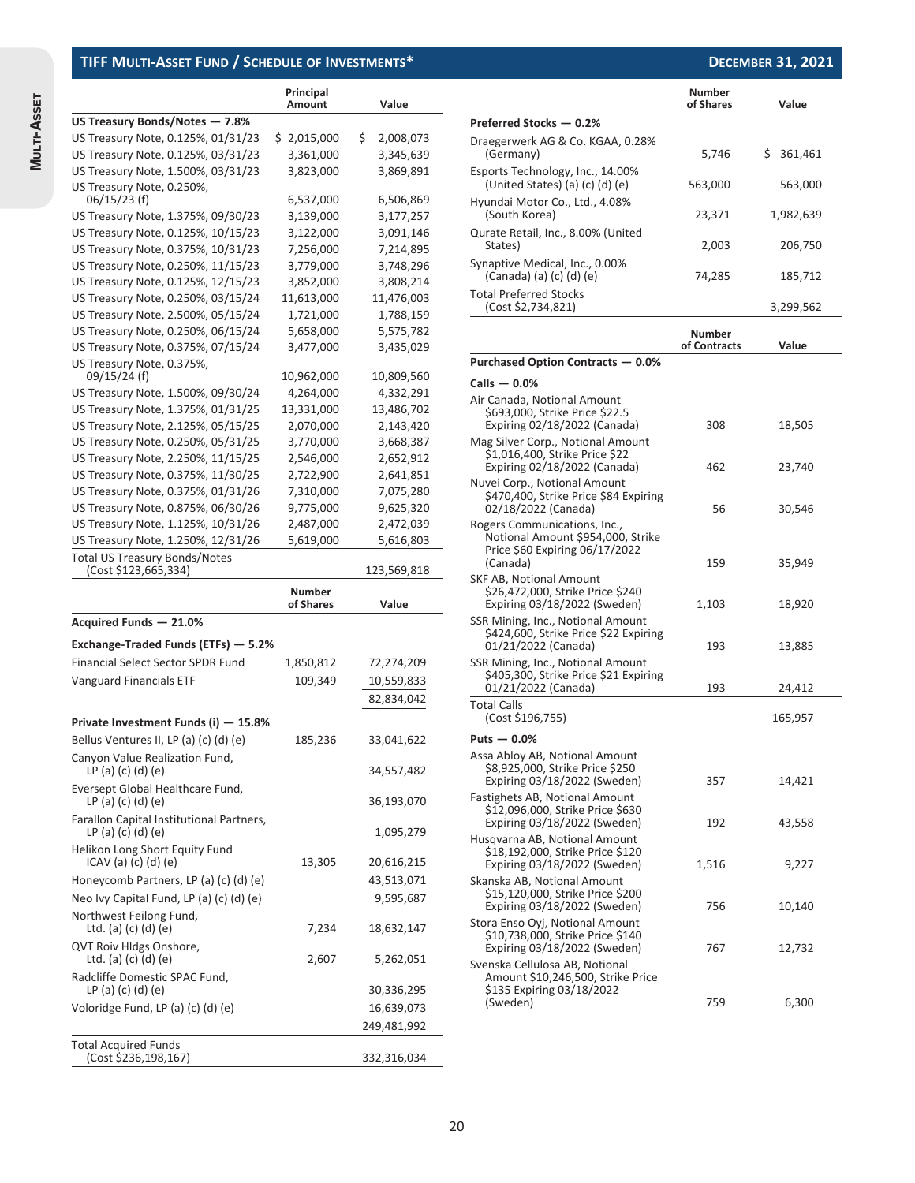## TIFF Multi-Asset Fund / Schedule of Investments*

December 31, 2021

| | Principal Amount | Value |
|---|---|---|
| **US Treasury Bonds/Notes — 7.8%** | | |
| US Treasury Note, 0.125%, 01/31/23 | $ 2,015,000 | $ 2,008,073 |
| US Treasury Note, 0.125%, 03/31/23 | 3,361,000 | 3,345,639 |
| US Treasury Note, 1.500%, 03/31/23 | 3,823,000 | 3,869,891 |
| US Treasury Note, 0.250%, 06/15/23 (f) | 6,537,000 | 6,506,869 |
| US Treasury Note, 1.375%, 09/30/23 | 3,139,000 | 3,177,257 |
| US Treasury Note, 0.125%, 10/15/23 | 3,122,000 | 3,091,146 |
| US Treasury Note, 0.375%, 10/31/23 | 7,256,000 | 7,214,895 |
| US Treasury Note, 0.250%, 11/15/23 | 3,779,000 | 3,748,296 |
| US Treasury Note, 0.125%, 12/15/23 | 3,852,000 | 3,808,214 |
| US Treasury Note, 0.250%, 03/15/24 | 11,613,000 | 11,476,003 |
| US Treasury Note, 2.500%, 05/15/24 | 1,721,000 | 1,788,159 |
| US Treasury Note, 0.250%, 06/15/24 | 5,658,000 | 5,575,782 |
| US Treasury Note, 0.375%, 07/15/24 | 3,477,000 | 3,435,029 |
| US Treasury Note, 0.375%, 09/15/24 (f) | 10,962,000 | 10,809,560 |
| US Treasury Note, 1.500%, 09/30/24 | 4,264,000 | 4,332,291 |
| US Treasury Note, 1.375%, 01/31/25 | 13,331,000 | 13,486,702 |
| US Treasury Note, 2.125%, 05/15/25 | 2,070,000 | 2,143,420 |
| US Treasury Note, 0.250%, 05/31/25 | 3,770,000 | 3,668,387 |
| US Treasury Note, 2.250%, 11/15/25 | 2,546,000 | 2,652,912 |
| US Treasury Note, 0.375%, 11/30/25 | 2,722,900 | 2,641,851 |
| US Treasury Note, 0.375%, 01/31/26 | 7,310,000 | 7,075,280 |
| US Treasury Note, 0.875%, 06/30/26 | 9,775,000 | 9,625,320 |
| US Treasury Note, 1.125%, 10/31/26 | 2,487,000 | 2,472,039 |
| US Treasury Note, 1.250%, 12/31/26 | 5,619,000 | 5,616,803 |
| Total US Treasury Bonds/Notes (Cost $123,665,334) | | 123,569,818 |

| | Number of Shares | Value |
|---|---|---|
| **Acquired Funds — 21.0%** | | |
| **Exchange-Traded Funds (ETFs) — 5.2%** | | |
| Financial Select Sector SPDR Fund | 1,850,812 | 72,274,209 |
| Vanguard Financials ETF | 109,349 | 10,559,833 |
| | | 82,834,042 |
| **Private Investment Funds (i) — 15.8%** | | |
| Bellus Ventures II, LP (a) (c) (d) (e) | 185,236 | 33,041,622 |
| Canyon Value Realization Fund, LP (a) (c) (d) (e) | | 34,557,482 |
| Eversept Global Healthcare Fund, LP (a) (c) (d) (e) | | 36,193,070 |
| Farallon Capital Institutional Partners, LP (a) (c) (d) (e) | | 1,095,279 |
| Helikon Long Short Equity Fund ICAV (a) (c) (d) (e) | 13,305 | 20,616,215 |
| Honeycomb Partners, LP (a) (c) (d) (e) | | 43,513,071 |
| Neo Ivy Capital Fund, LP (a) (c) (d) (e) | | 9,595,687 |
| Northwest Feilong Fund, Ltd. (a) (c) (d) (e) | 7,234 | 18,632,147 |
| QVT Roiv Hldgs Onshore, Ltd. (a) (c) (d) (e) | 2,607 | 5,262,051 |
| Radcliffe Domestic SPAC Fund, LP (a) (c) (d) (e) | | 30,336,295 |
| Voloridge Fund, LP (a) (c) (d) (e) | | 16,639,073 |
| | | 249,481,992 |
| Total Acquired Funds (Cost $236,198,167) | | 332,316,034 |

| | Number of Shares | Value |
|---|---|---|
| **Preferred Stocks — 0.2%** | | |
| Draegerwerk AG & Co. KGAA, 0.28% (Germany) | 5,746 | $ 361,461 |
| Esports Technology, Inc., 14.00% (United States) (a) (c) (d) (e) | 563,000 | 563,000 |
| Hyundai Motor Co., Ltd., 4.08% (South Korea) | 23,371 | 1,982,639 |
| Qurate Retail, Inc., 8.00% (United States) | 2,003 | 206,750 |
| Synaptive Medical, Inc., 0.00% (Canada) (a) (c) (d) (e) | 74,285 | 185,712 |
| Total Preferred Stocks (Cost $2,734,821) | | 3,299,562 |

| | Number of Contracts | Value |
|---|---|---|
| **Purchased Option Contracts — 0.0%** | | |
| **Calls — 0.0%** | | |
| Air Canada, Notional Amount $693,000, Strike Price $22.5 Expiring 02/18/2022 (Canada) | 308 | 18,505 |
| Mag Silver Corp., Notional Amount $1,016,400, Strike Price $22 Expiring 02/18/2022 (Canada) | 462 | 23,740 |
| Nuvei Corp., Notional Amount $470,400, Strike Price $84 Expiring 02/18/2022 (Canada) | 56 | 30,546 |
| Rogers Communications, Inc., Notional Amount $954,000, Strike Price $60 Expiring 06/17/2022 (Canada) | 159 | 35,949 |
| SKF AB, Notional Amount $26,472,000, Strike Price $240 Expiring 03/18/2022 (Sweden) | 1,103 | 18,920 |
| SSR Mining, Inc., Notional Amount $424,600, Strike Price $22 Expiring 01/21/2022 (Canada) | 193 | 13,885 |
| SSR Mining, Inc., Notional Amount $405,300, Strike Price $21 Expiring 01/21/2022 (Canada) | 193 | 24,412 |
| Total Calls (Cost $196,755) | | 165,957 |
| **Puts — 0.0%** | | |
| Assa Abloy AB, Notional Amount $8,925,000, Strike Price $250 Expiring 03/18/2022 (Sweden) | 357 | 14,421 |
| Fastighets AB, Notional Amount $12,096,000, Strike Price $630 Expiring 03/18/2022 (Sweden) | 192 | 43,558 |
| Husqvarna AB, Notional Amount $18,192,000, Strike Price $120 Expiring 03/18/2022 (Sweden) | 1,516 | 9,227 |
| Skanska AB, Notional Amount $15,120,000, Strike Price $200 Expiring 03/18/2022 (Sweden) | 756 | 10,140 |
| Stora Enso Oyj, Notional Amount $10,738,000, Strike Price $140 Expiring 03/18/2022 (Sweden) | 767 | 12,732 |
| Svenska Cellulosa AB, Notional Amount $10,246,500, Strike Price $135 Expiring 03/18/2022 (Sweden) | 759 | 6,300 |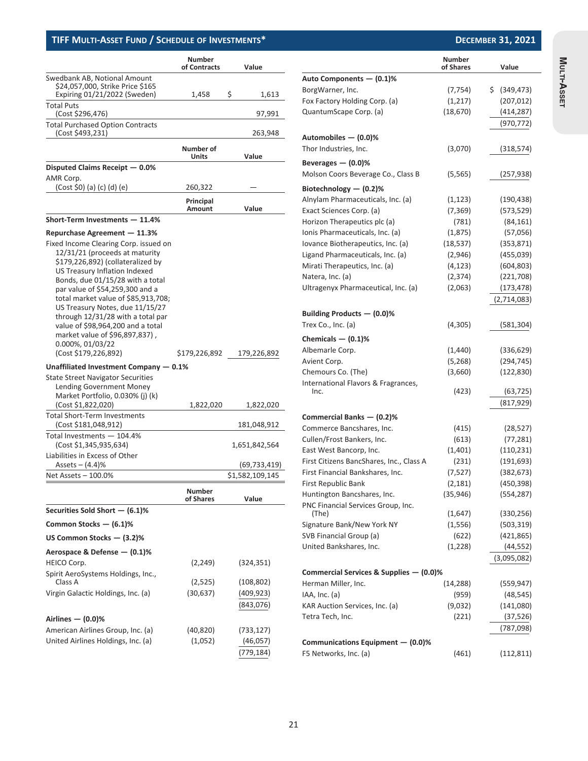## TIFF MULTI-ASSET FUND / SCHEDULE OF INVESTMENTS*

DECEMBER 31, 2021

| | Number of Contracts | Value |
|---|---|---|
| Swedbank AB, Notional Amount $24,057,000, Strike Price $165 Expiring 01/21/2022 (Sweden) | 1,458 | $ 1,613 |
| Total Puts (Cost $296,476) | | 97,991 |
| Total Purchased Option Contracts (Cost $493,231) | | 263,948 |

| | Number of Units | Value |
|---|---|---|
| **Disputed Claims Receipt — 0.0%** | | |
| AMR Corp. (Cost $0) (a) (c) (d) (e) | 260,322 | — |

| | Principal Amount | Value |
|---|---|---|
| **Short-Term Investments — 11.4%** | | |
| **Repurchase Agreement — 11.3%** | | |
| Fixed Income Clearing Corp. issued on 12/31/21 (proceeds at maturity $179,226,892) (collateralized by US Treasury Inflation Indexed Bonds, due 01/15/28 with a total par value of $54,259,300 and a total market value of $85,913,708; US Treasury Notes, due 11/15/27 through 12/31/28 with a total par value of $98,964,200 and a total market value of $96,897,837), 0.000%, 01/03/22 (Cost $179,226,892) | $179,226,892 | 179,226,892 |
| **Unaffiliated Investment Company — 0.1%** | | |
| State Street Navigator Securities Lending Government Money Market Portfolio, 0.030% (j) (k) (Cost $1,822,020) | 1,822,020 | 1,822,020 |
| Total Short-Term Investments (Cost $181,048,912) | | 181,048,912 |
| Total Investments — 104.4% (Cost $1,345,935,634) | | 1,651,842,564 |
| Liabilities in Excess of Other Assets – (4.4)% | | (69,733,419) |
| Net Assets – 100.0% | | $1,582,109,145 |

| | Number of Shares | Value |
|---|---|---|
| **Securities Sold Short — (6.1)%** | | |
| **Common Stocks — (6.1)%** | | |
| **US Common Stocks — (3.2)%** | | |
| **Aerospace & Defense — (0.1)%** | | |
| HEICO Corp. | (2,249) | (324,351) |
| Spirit AeroSystems Holdings, Inc., Class A | (2,525) | (108,802) |
| Virgin Galactic Holdings, Inc. (a) | (30,637) | (409,923) |
| | | (843,076) |
| **Airlines — (0.0)%** | | |
| American Airlines Group, Inc. (a) | (40,820) | (733,127) |
| United Airlines Holdings, Inc. (a) | (1,052) | (46,057) |
| | | (779,184) |
| **Auto Components — (0.1)%** | | |
| BorgWarner, Inc. | (7,754) | $ (349,473) |
| Fox Factory Holding Corp. (a) | (1,217) | (207,012) |
| QuantumScape Corp. (a) | (18,670) | (414,287) |
| | | (970,772) |
| **Automobiles — (0.0)%** | | |
| Thor Industries, Inc. | (3,070) | (318,574) |
| **Beverages — (0.0)%** | | |
| Molson Coors Beverage Co., Class B | (5,565) | (257,938) |
| **Biotechnology — (0.2)%** | | |
| Alnylam Pharmaceuticals, Inc. (a) | (1,123) | (190,438) |
| Exact Sciences Corp. (a) | (7,369) | (573,529) |
| Horizon Therapeutics plc (a) | (781) | (84,161) |
| Ionis Pharmaceuticals, Inc. (a) | (1,875) | (57,056) |
| Iovance Biotherapeutics, Inc. (a) | (18,537) | (353,871) |
| Ligand Pharmaceuticals, Inc. (a) | (2,946) | (455,039) |
| Mirati Therapeutics, Inc. (a) | (4,123) | (604,803) |
| Natera, Inc. (a) | (2,374) | (221,708) |
| Ultragenyx Pharmaceutical, Inc. (a) | (2,063) | (173,478) |
| | | (2,714,083) |
| **Building Products — (0.0)%** | | |
| Trex Co., Inc. (a) | (4,305) | (581,304) |
| **Chemicals — (0.1)%** | | |
| Albemarle Corp. | (1,440) | (336,629) |
| Avient Corp. | (5,268) | (294,745) |
| Chemours Co. (The) | (3,660) | (122,830) |
| International Flavors & Fragrances, Inc. | (423) | (63,725) |
| | | (817,929) |
| **Commercial Banks — (0.2)%** | | |
| Commerce Bancshares, Inc. | (415) | (28,527) |
| Cullen/Frost Bankers, Inc. | (613) | (77,281) |
| East West Bancorp, Inc. | (1,401) | (110,231) |
| First Citizens BancShares, Inc., Class A | (231) | (191,693) |
| First Financial Bankshares, Inc. | (7,527) | (382,673) |
| First Republic Bank | (2,181) | (450,398) |
| Huntington Bancshares, Inc. | (35,946) | (554,287) |
| PNC Financial Services Group, Inc. (The) | (1,647) | (330,256) |
| Signature Bank/New York NY | (1,556) | (503,319) |
| SVB Financial Group (a) | (622) | (421,865) |
| United Bankshares, Inc. | (1,228) | (44,552) |
| | | (3,095,082) |
| **Commercial Services & Supplies — (0.0)%** | | |
| Herman Miller, Inc. | (14,288) | (559,947) |
| IAA, Inc. (a) | (959) | (48,545) |
| KAR Auction Services, Inc. (a) | (9,032) | (141,080) |
| Tetra Tech, Inc. | (221) | (37,526) |
| | | (787,098) |
| **Communications Equipment — (0.0)%** | | |
| F5 Networks, Inc. (a) | (461) | (112,811) |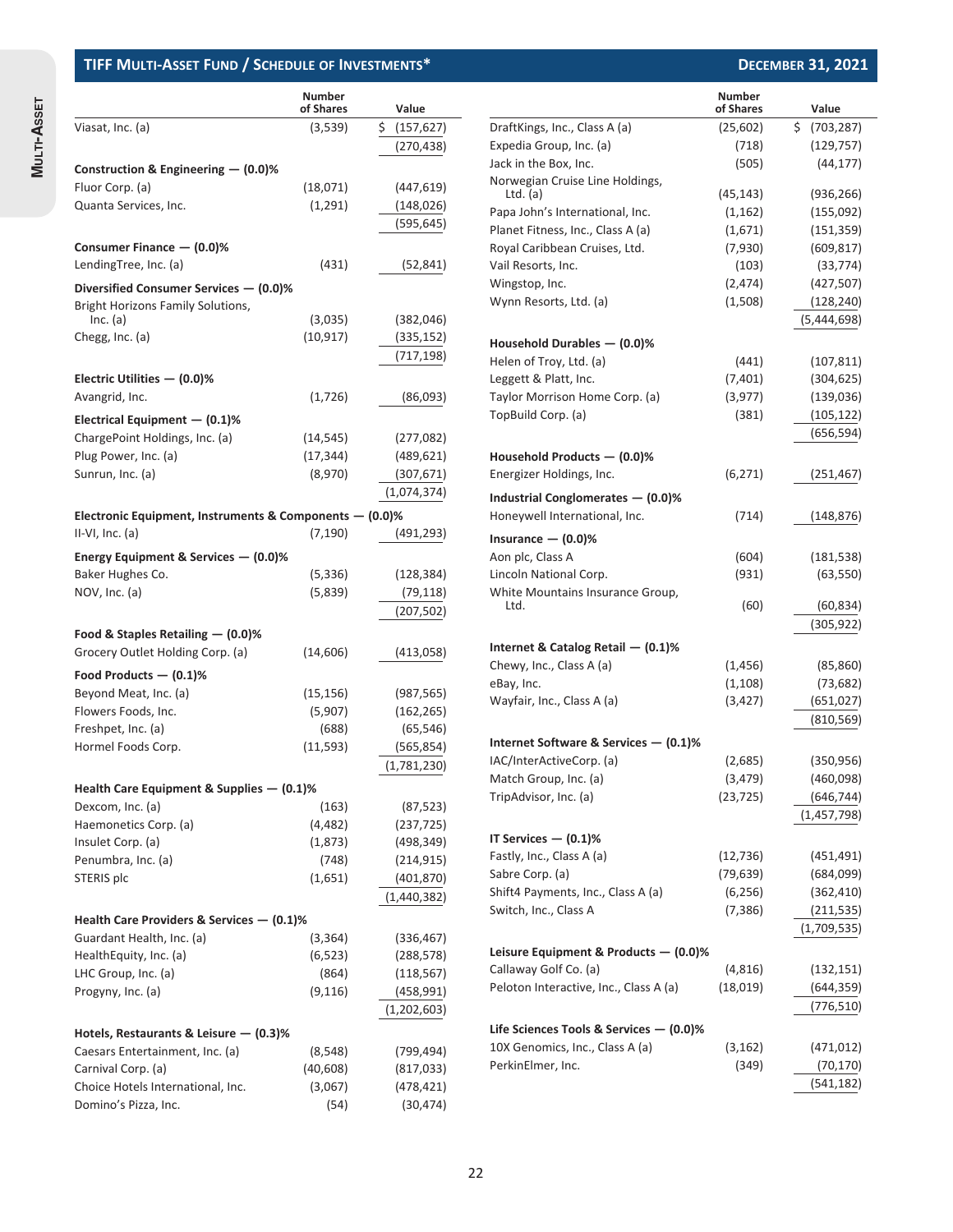## TIFF Multi-Asset Fund / Schedule of Investments*

December 31, 2021

| | Number of Shares | Value |
|---|---|---|
| Viasat, Inc. (a) | (3,539) | $ (157,627) |
| | | (270,438) |
| **Construction & Engineering — (0.0)%** | | |
| Fluor Corp. (a) | (18,071) | (447,619) |
| Quanta Services, Inc. | (1,291) | (148,026) |
| | | (595,645) |
| **Consumer Finance — (0.0)%** | | |
| LendingTree, Inc. (a) | (431) | (52,841) |
| **Diversified Consumer Services — (0.0)%** | | |
| Bright Horizons Family Solutions, Inc. (a) | (3,035) | (382,046) |
| Chegg, Inc. (a) | (10,917) | (335,152) |
| | | (717,198) |
| **Electric Utilities — (0.0)%** | | |
| Avangrid, Inc. | (1,726) | (86,093) |
| **Electrical Equipment — (0.1)%** | | |
| ChargePoint Holdings, Inc. (a) | (14,545) | (277,082) |
| Plug Power, Inc. (a) | (17,344) | (489,621) |
| Sunrun, Inc. (a) | (8,970) | (307,671) |
| | | (1,074,374) |
| **Electronic Equipment, Instruments & Components — (0.0)%** | | |
| II-VI, Inc. (a) | (7,190) | (491,293) |
| **Energy Equipment & Services — (0.0)%** | | |
| Baker Hughes Co. | (5,336) | (128,384) |
| NOV, Inc. (a) | (5,839) | (79,118) |
| | | (207,502) |
| **Food & Staples Retailing — (0.0)%** | | |
| Grocery Outlet Holding Corp. (a) | (14,606) | (413,058) |
| **Food Products — (0.1)%** | | |
| Beyond Meat, Inc. (a) | (15,156) | (987,565) |
| Flowers Foods, Inc. | (5,907) | (162,265) |
| Freshpet, Inc. (a) | (688) | (65,546) |
| Hormel Foods Corp. | (11,593) | (565,854) |
| | | (1,781,230) |
| **Health Care Equipment & Supplies — (0.1)%** | | |
| Dexcom, Inc. (a) | (163) | (87,523) |
| Haemonetics Corp. (a) | (4,482) | (237,725) |
| Insulet Corp. (a) | (1,873) | (498,349) |
| Penumbra, Inc. (a) | (748) | (214,915) |
| STERIS plc | (1,651) | (401,870) |
| | | (1,440,382) |
| **Health Care Providers & Services — (0.1)%** | | |
| Guardant Health, Inc. (a) | (3,364) | (336,467) |
| HealthEquity, Inc. (a) | (6,523) | (288,578) |
| LHC Group, Inc. (a) | (864) | (118,567) |
| Progyny, Inc. (a) | (9,116) | (458,991) |
| | | (1,202,603) |
| **Hotels, Restaurants & Leisure — (0.3)%** | | |
| Caesars Entertainment, Inc. (a) | (8,548) | (799,494) |
| Carnival Corp. (a) | (40,608) | (817,033) |
| Choice Hotels International, Inc. | (3,067) | (478,421) |
| Domino's Pizza, Inc. | (54) | (30,474) |
| DraftKings, Inc., Class A (a) | (25,602) | $ (703,287) |
| Expedia Group, Inc. (a) | (718) | (129,757) |
| Jack in the Box, Inc. | (505) | (44,177) |
| Norwegian Cruise Line Holdings, Ltd. (a) | (45,143) | (936,266) |
| Papa John's International, Inc. | (1,162) | (155,092) |
| Planet Fitness, Inc., Class A (a) | (1,671) | (151,359) |
| Royal Caribbean Cruises, Ltd. | (7,930) | (609,817) |
| Vail Resorts, Inc. | (103) | (33,774) |
| Wingstop, Inc. | (2,474) | (427,507) |
| Wynn Resorts, Ltd. (a) | (1,508) | (128,240) |
| | | (5,444,698) |
| **Household Durables — (0.0)%** | | |
| Helen of Troy, Ltd. (a) | (441) | (107,811) |
| Leggett & Platt, Inc. | (7,401) | (304,625) |
| Taylor Morrison Home Corp. (a) | (3,977) | (139,036) |
| TopBuild Corp. (a) | (381) | (105,122) |
| | | (656,594) |
| **Household Products — (0.0)%** | | |
| Energizer Holdings, Inc. | (6,271) | (251,467) |
| **Industrial Conglomerates — (0.0)%** | | |
| Honeywell International, Inc. | (714) | (148,876) |
| **Insurance — (0.0)%** | | |
| Aon plc, Class A | (604) | (181,538) |
| Lincoln National Corp. | (931) | (63,550) |
| White Mountains Insurance Group, Ltd. | (60) | (60,834) |
| | | (305,922) |
| **Internet & Catalog Retail — (0.1)%** | | |
| Chewy, Inc., Class A (a) | (1,456) | (85,860) |
| eBay, Inc. | (1,108) | (73,682) |
| Wayfair, Inc., Class A (a) | (3,427) | (651,027) |
| | | (810,569) |
| **Internet Software & Services — (0.1)%** | | |
| IAC/InterActiveCorp. (a) | (2,685) | (350,956) |
| Match Group, Inc. (a) | (3,479) | (460,098) |
| TripAdvisor, Inc. (a) | (23,725) | (646,744) |
| | | (1,457,798) |
| **IT Services — (0.1)%** | | |
| Fastly, Inc., Class A (a) | (12,736) | (451,491) |
| Sabre Corp. (a) | (79,639) | (684,099) |
| Shift4 Payments, Inc., Class A (a) | (6,256) | (362,410) |
| Switch, Inc., Class A | (7,386) | (211,535) |
| | | (1,709,535) |
| **Leisure Equipment & Products — (0.0)%** | | |
| Callaway Golf Co. (a) | (4,816) | (132,151) |
| Peloton Interactive, Inc., Class A (a) | (18,019) | (644,359) |
| | | (776,510) |
| **Life Sciences Tools & Services — (0.0)%** | | |
| 10X Genomics, Inc., Class A (a) | (3,162) | (471,012) |
| PerkinElmer, Inc. | (349) | (70,170) |
| | | (541,182) |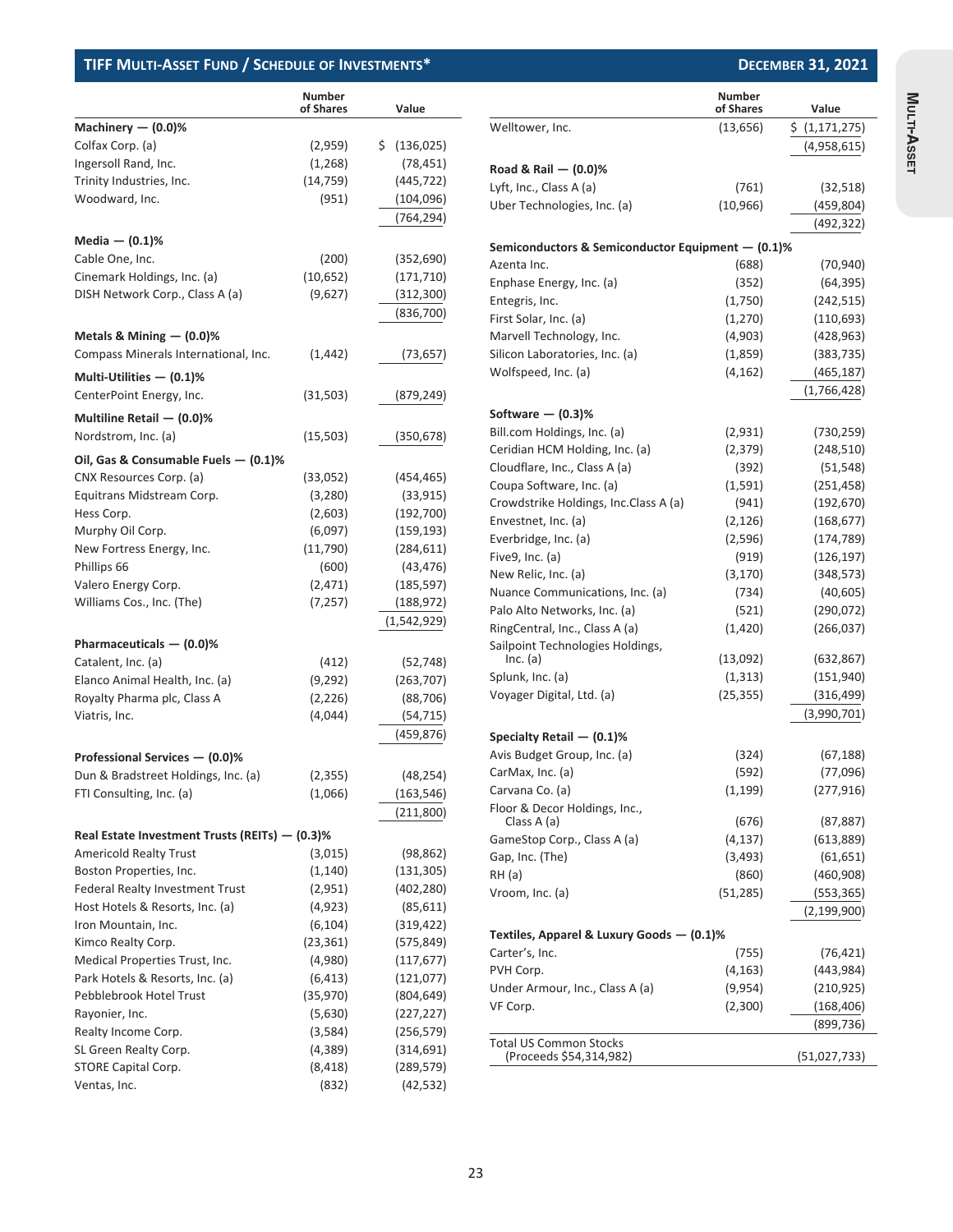## TIFF MULTI-ASSET FUND / SCHEDULE OF INVESTMENTS*

DECEMBER 31, 2021

| | Number of Shares | Value |
|---|---|---|
| **Machinery — (0.0)%** | | |
| Colfax Corp. (a) | (2,959) | $ (136,025) |
| Ingersoll Rand, Inc. | (1,268) | (78,451) |
| Trinity Industries, Inc. | (14,759) | (445,722) |
| Woodward, Inc. | (951) | (104,096) |
| | | (764,294) |
| **Media — (0.1)%** | | |
| Cable One, Inc. | (200) | (352,690) |
| Cinemark Holdings, Inc. (a) | (10,652) | (171,710) |
| DISH Network Corp., Class A (a) | (9,627) | (312,300) |
| | | (836,700) |
| **Metals & Mining — (0.0)%** | | |
| Compass Minerals International, Inc. | (1,442) | (73,657) |
| **Multi-Utilities — (0.1)%** | | |
| CenterPoint Energy, Inc. | (31,503) | (879,249) |
| **Multiline Retail — (0.0)%** | | |
| Nordstrom, Inc. (a) | (15,503) | (350,678) |
| **Oil, Gas & Consumable Fuels — (0.1)%** | | |
| CNX Resources Corp. (a) | (33,052) | (454,465) |
| Equitrans Midstream Corp. | (3,280) | (33,915) |
| Hess Corp. | (2,603) | (192,700) |
| Murphy Oil Corp. | (6,097) | (159,193) |
| New Fortress Energy, Inc. | (11,790) | (284,611) |
| Phillips 66 | (600) | (43,476) |
| Valero Energy Corp. | (2,471) | (185,597) |
| Williams Cos., Inc. (The) | (7,257) | (188,972) |
| | | (1,542,929) |
| **Pharmaceuticals — (0.0)%** | | |
| Catalent, Inc. (a) | (412) | (52,748) |
| Elanco Animal Health, Inc. (a) | (9,292) | (263,707) |
| Royalty Pharma plc, Class A | (2,226) | (88,706) |
| Viatris, Inc. | (4,044) | (54,715) |
| | | (459,876) |
| **Professional Services — (0.0)%** | | |
| Dun & Bradstreet Holdings, Inc. (a) | (2,355) | (48,254) |
| FTI Consulting, Inc. (a) | (1,066) | (163,546) |
| | | (211,800) |
| **Real Estate Investment Trusts (REITs) — (0.3)%** | | |
| Americold Realty Trust | (3,015) | (98,862) |
| Boston Properties, Inc. | (1,140) | (131,305) |
| Federal Realty Investment Trust | (2,951) | (402,280) |
| Host Hotels & Resorts, Inc. (a) | (4,923) | (85,611) |
| Iron Mountain, Inc. | (6,104) | (319,422) |
| Kimco Realty Corp. | (23,361) | (575,849) |
| Medical Properties Trust, Inc. | (4,980) | (117,677) |
| Park Hotels & Resorts, Inc. (a) | (6,413) | (121,077) |
| Pebblebrook Hotel Trust | (35,970) | (804,649) |
| Rayonier, Inc. | (5,630) | (227,227) |
| Realty Income Corp. | (3,584) | (256,579) |
| SL Green Realty Corp. | (4,389) | (314,691) |
| STORE Capital Corp. | (8,418) | (289,579) |
| Ventas, Inc. | (832) | (42,532) |
| Welltower, Inc. | (13,656) | $ (1,171,275) |
| | | (4,958,615) |
| **Road & Rail — (0.0)%** | | |
| Lyft, Inc., Class A (a) | (761) | (32,518) |
| Uber Technologies, Inc. (a) | (10,966) | (459,804) |
| | | (492,322) |
| **Semiconductors & Semiconductor Equipment — (0.1)%** | | |
| Azenta Inc. | (688) | (70,940) |
| Enphase Energy, Inc. (a) | (352) | (64,395) |
| Entegris, Inc. | (1,750) | (242,515) |
| First Solar, Inc. (a) | (1,270) | (110,693) |
| Marvell Technology, Inc. | (4,903) | (428,963) |
| Silicon Laboratories, Inc. (a) | (1,859) | (383,735) |
| Wolfspeed, Inc. (a) | (4,162) | (465,187) |
| | | (1,766,428) |
| **Software — (0.3)%** | | |
| Bill.com Holdings, Inc. (a) | (2,931) | (730,259) |
| Ceridian HCM Holding, Inc. (a) | (2,379) | (248,510) |
| Cloudflare, Inc., Class A (a) | (392) | (51,548) |
| Coupa Software, Inc. (a) | (1,591) | (251,458) |
| Crowdstrike Holdings, Inc.Class A (a) | (941) | (192,670) |
| Envestnet, Inc. (a) | (2,126) | (168,677) |
| Everbridge, Inc. (a) | (2,596) | (174,789) |
| Five9, Inc. (a) | (919) | (126,197) |
| New Relic, Inc. (a) | (3,170) | (348,573) |
| Nuance Communications, Inc. (a) | (734) | (40,605) |
| Palo Alto Networks, Inc. (a) | (521) | (290,072) |
| RingCentral, Inc., Class A (a) | (1,420) | (266,037) |
| Sailpoint Technologies Holdings, Inc. (a) | (13,092) | (632,867) |
| Splunk, Inc. (a) | (1,313) | (151,940) |
| Voyager Digital, Ltd. (a) | (25,355) | (316,499) |
| | | (3,990,701) |
| **Specialty Retail — (0.1)%** | | |
| Avis Budget Group, Inc. (a) | (324) | (67,188) |
| CarMax, Inc. (a) | (592) | (77,096) |
| Carvana Co. (a) | (1,199) | (277,916) |
| Floor & Decor Holdings, Inc., Class A (a) | (676) | (87,887) |
| GameStop Corp., Class A (a) | (4,137) | (613,889) |
| Gap, Inc. (The) | (3,493) | (61,651) |
| RH (a) | (860) | (460,908) |
| Vroom, Inc. (a) | (51,285) | (553,365) |
| | | (2,199,900) |
| **Textiles, Apparel & Luxury Goods — (0.1)%** | | |
| Carter's, Inc. | (755) | (76,421) |
| PVH Corp. | (4,163) | (443,984) |
| Under Armour, Inc., Class A (a) | (9,954) | (210,925) |
| VF Corp. | (2,300) | (168,406) |
| | | (899,736) |
| Total US Common Stocks (Proceeds $54,314,982) | | (51,027,733) |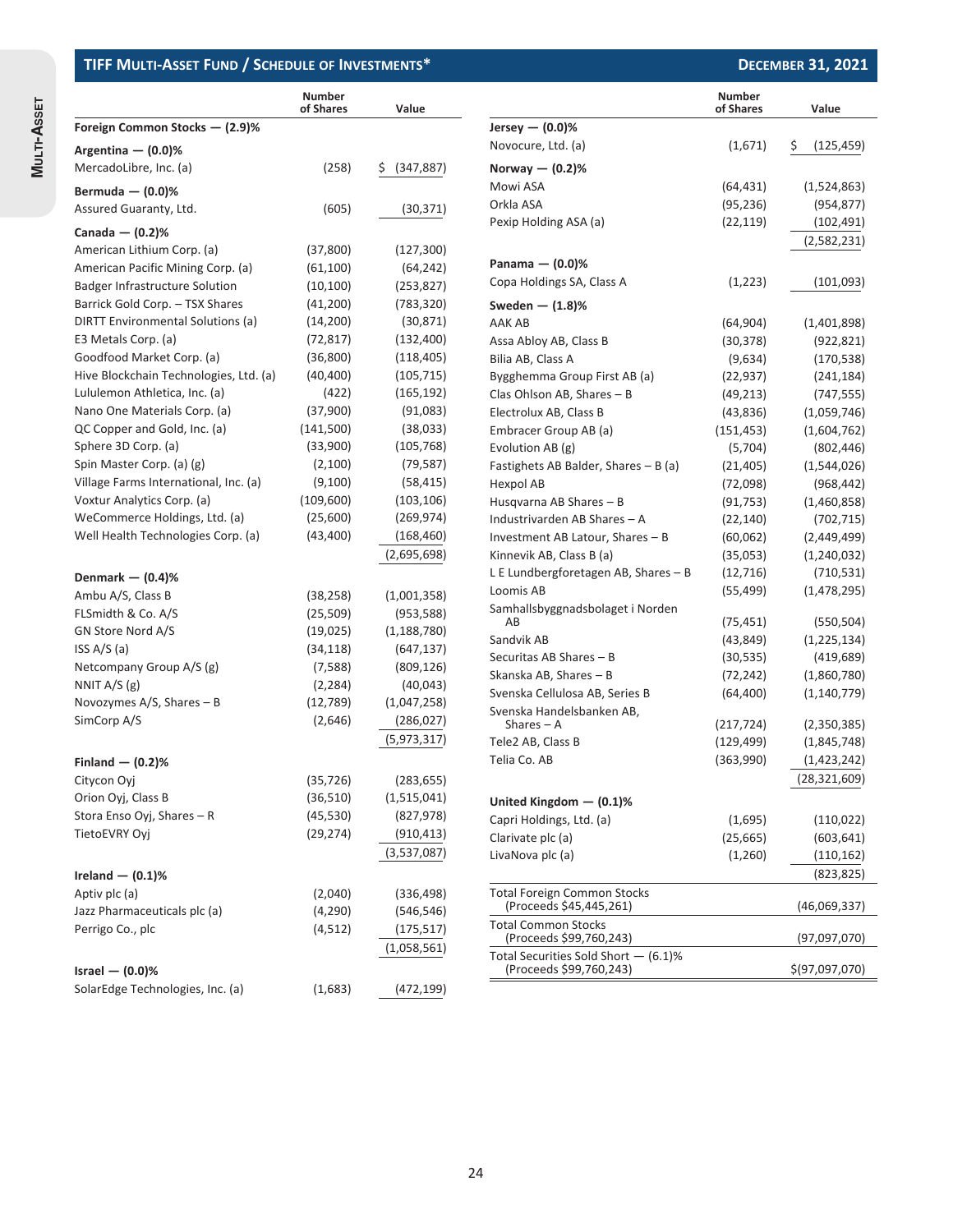## TIFF Multi-Asset Fund / Schedule of Investments* — December 31, 2021

| | Number of Shares | Value |
|---|---|---|
| **Foreign Common Stocks — (2.9)%** | | |
| **Argentina — (0.0)%** | | |
| MercadoLibre, Inc. (a) | (258) | $ (347,887) |
| **Bermuda — (0.0)%** | | |
| Assured Guaranty, Ltd. | (605) | (30,371) |
| **Canada — (0.2)%** | | |
| American Lithium Corp. (a) | (37,800) | (127,300) |
| American Pacific Mining Corp. (a) | (61,100) | (64,242) |
| Badger Infrastructure Solution | (10,100) | (253,827) |
| Barrick Gold Corp. – TSX Shares | (41,200) | (783,320) |
| DIRTT Environmental Solutions (a) | (14,200) | (30,871) |
| E3 Metals Corp. (a) | (72,817) | (132,400) |
| Goodfood Market Corp. (a) | (36,800) | (118,405) |
| Hive Blockchain Technologies, Ltd. (a) | (40,400) | (105,715) |
| Lululemon Athletica, Inc. (a) | (422) | (165,192) |
| Nano One Materials Corp. (a) | (37,900) | (91,083) |
| QC Copper and Gold, Inc. (a) | (141,500) | (38,033) |
| Sphere 3D Corp. (a) | (33,900) | (105,768) |
| Spin Master Corp. (a) (g) | (2,100) | (79,587) |
| Village Farms International, Inc. (a) | (9,100) | (58,415) |
| Voxtur Analytics Corp. (a) | (109,600) | (103,106) |
| WeCommerce Holdings, Ltd. (a) | (25,600) | (269,974) |
| Well Health Technologies Corp. (a) | (43,400) | (168,460) |
| | | (2,695,698) |
| **Denmark — (0.4)%** | | |
| Ambu A/S, Class B | (38,258) | (1,001,358) |
| FLSmidth & Co. A/S | (25,509) | (953,588) |
| GN Store Nord A/S | (19,025) | (1,188,780) |
| ISS A/S (a) | (34,118) | (647,137) |
| Netcompany Group A/S (g) | (7,588) | (809,126) |
| NNIT A/S (g) | (2,284) | (40,043) |
| Novozymes A/S, Shares – B | (12,789) | (1,047,258) |
| SimCorp A/S | (2,646) | (286,027) |
| | | (5,973,317) |
| **Finland — (0.2)%** | | |
| Citycon Oyj | (35,726) | (283,655) |
| Orion Oyj, Class B | (36,510) | (1,515,041) |
| Stora Enso Oyj, Shares – R | (45,530) | (827,978) |
| TietoEVRY Oyj | (29,274) | (910,413) |
| | | (3,537,087) |
| **Ireland — (0.1)%** | | |
| Aptiv plc (a) | (2,040) | (336,498) |
| Jazz Pharmaceuticals plc (a) | (4,290) | (546,546) |
| Perrigo Co., plc | (4,512) | (175,517) |
| | | (1,058,561) |
| **Israel — (0.0)%** | | |
| SolarEdge Technologies, Inc. (a) | (1,683) | (472,199) |
| **Jersey — (0.0)%** | | |
| Novocure, Ltd. (a) | (1,671) | $ (125,459) |
| **Norway — (0.2)%** | | |
| Mowi ASA | (64,431) | (1,524,863) |
| Orkla ASA | (95,236) | (954,877) |
| Pexip Holding ASA (a) | (22,119) | (102,491) |
| | | (2,582,231) |
| **Panama — (0.0)%** | | |
| Copa Holdings SA, Class A | (1,223) | (101,093) |
| **Sweden — (1.8)%** | | |
| AAK AB | (64,904) | (1,401,898) |
| Assa Abloy AB, Class B | (30,378) | (922,821) |
| Bilia AB, Class A | (9,634) | (170,538) |
| Bygghemma Group First AB (a) | (22,937) | (241,184) |
| Clas Ohlson AB, Shares – B | (49,213) | (747,555) |
| Electrolux AB, Class B | (43,836) | (1,059,746) |
| Embracer Group AB (a) | (151,453) | (1,604,762) |
| Evolution AB (g) | (5,704) | (802,446) |
| Fastighets AB Balder, Shares – B (a) | (21,405) | (1,544,026) |
| Hexpol AB | (72,098) | (968,442) |
| Husqvarna AB Shares – B | (91,753) | (1,460,858) |
| Industrivarden AB Shares – A | (22,140) | (702,715) |
| Investment AB Latour, Shares – B | (60,062) | (2,449,499) |
| Kinnevik AB, Class B (a) | (35,053) | (1,240,032) |
| L E Lundbergforetagen AB, Shares – B | (12,716) | (710,531) |
| Loomis AB | (55,499) | (1,478,295) |
| Samhallsbyggnadsbolaget i Norden AB | (75,451) | (550,504) |
| Sandvik AB | (43,849) | (1,225,134) |
| Securitas AB Shares – B | (30,535) | (419,689) |
| Skanska AB, Shares – B | (72,242) | (1,860,780) |
| Svenska Cellulosa AB, Series B | (64,400) | (1,140,779) |
| Svenska Handelsbanken AB, Shares – A | (217,724) | (2,350,385) |
| Tele2 AB, Class B | (129,499) | (1,845,748) |
| Telia Co. AB | (363,990) | (1,423,242) |
| | | (28,321,609) |
| **United Kingdom — (0.1)%** | | |
| Capri Holdings, Ltd. (a) | (1,695) | (110,022) |
| Clarivate plc (a) | (25,665) | (603,641) |
| LivaNova plc (a) | (1,260) | (110,162) |
| | | (823,825) |
| Total Foreign Common Stocks (Proceeds $45,445,261) | | (46,069,337) |
| Total Common Stocks (Proceeds $99,760,243) | | (97,097,070) |
| Total Securities Sold Short — (6.1)% (Proceeds $99,760,243) | | $(97,097,070) |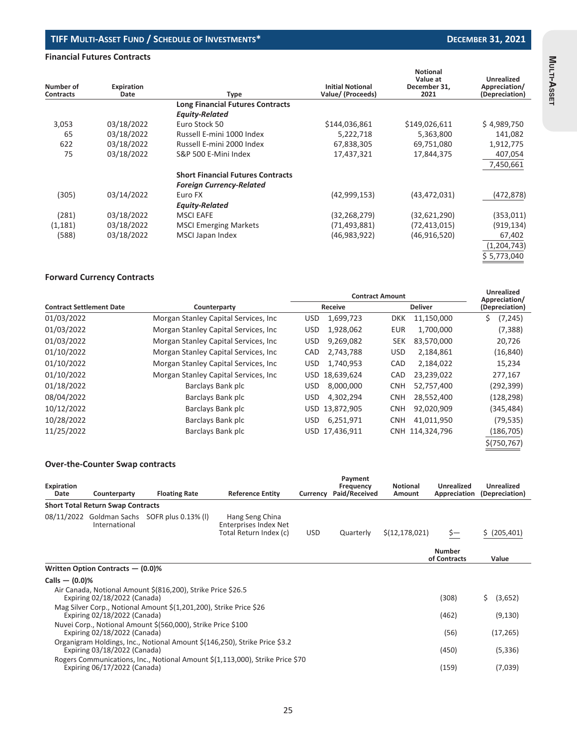### Financial Futures Contracts

| Number of Contracts | Expiration Date | Type | Initial Notional Value/ (Proceeds) | Notional Value at December 31, 2021 | Unrealized Appreciation/ (Depreciation) |
|---|---|---|---|---|---|
| | | **Long Financial Futures Contracts** | | | |
| | | ***Equity-Related*** | | | |
| 3,053 | 03/18/2022 | Euro Stock 50 | $144,036,861 | $149,026,611 | $ 4,989,750 |
| 65 | 03/18/2022 | Russell E-mini 1000 Index | 5,222,718 | 5,363,800 | 141,082 |
| 622 | 03/18/2022 | Russell E-mini 2000 Index | 67,838,305 | 69,751,080 | 1,912,775 |
| 75 | 03/18/2022 | S&P 500 E-Mini Index | 17,437,321 | 17,844,375 | 407,054 |
| | | | | | 7,450,661 |
| | | **Short Financial Futures Contracts** | | | |
| | | ***Foreign Currency-Related*** | | | |
| (305) | 03/14/2022 | Euro FX | (42,999,153) | (43,472,031) | (472,878) |
| | | ***Equity-Related*** | | | |
| (281) | 03/18/2022 | MSCI EAFE | (32,268,279) | (32,621,290) | (353,011) |
| (1,181) | 03/18/2022 | MSCI Emerging Markets | (71,493,881) | (72,413,015) | (919,134) |
| (588) | 03/18/2022 | MSCI Japan Index | (46,983,922) | (46,916,520) | 67,402 |
| | | | | | (1,204,743) |
| | | | | | $ 5,773,040 |

### Forward Currency Contracts

| Contract Settlement Date | Counterparty | Contract Amount | | | | Unrealized Appreciation/ (Depreciation) |
|---|---|---|---|---|---|---|
| | | Receive | | Deliver | | |
| 01/03/2022 | Morgan Stanley Capital Services, Inc | USD | 1,699,723 | DKK | 11,150,000 | $ (7,245) |
| 01/03/2022 | Morgan Stanley Capital Services, Inc | USD | 1,928,062 | EUR | 1,700,000 | (7,388) |
| 01/03/2022 | Morgan Stanley Capital Services, Inc | USD | 9,269,082 | SEK | 83,570,000 | 20,726 |
| 01/10/2022 | Morgan Stanley Capital Services, Inc | CAD | 2,743,788 | USD | 2,184,861 | (16,840) |
| 01/10/2022 | Morgan Stanley Capital Services, Inc | USD | 1,740,953 | CAD | 2,184,022 | 15,234 |
| 01/10/2022 | Morgan Stanley Capital Services, Inc | USD | 18,639,624 | CAD | 23,239,022 | 277,167 |
| 01/18/2022 | Barclays Bank plc | USD | 8,000,000 | CNH | 52,757,400 | (292,399) |
| 08/04/2022 | Barclays Bank plc | USD | 4,302,294 | CNH | 28,552,400 | (128,298) |
| 10/12/2022 | Barclays Bank plc | USD | 13,872,905 | CNH | 92,020,909 | (345,484) |
| 10/28/2022 | Barclays Bank plc | USD | 6,251,971 | CNH | 41,011,950 | (79,535) |
| 11/25/2022 | Barclays Bank plc | USD | 17,436,911 | CNH | 114,324,796 | (186,705) |
| | | | | | | $(750,767) |

### Over-the-Counter Swap contracts

| Expiration Date | Counterparty | Floating Rate | Reference Entity | Currency | Payment Frequency Paid/Received | Notional Amount | Unrealized Appreciation | Unrealized (Depreciation) |
|---|---|---|---|---|---|---|---|---|
| **Short Total Return Swap Contracts** | | | | | | | | |
| 08/11/2022 | Goldman Sachs International | SOFR plus 0.13% (l) | Hang Seng China Enterprises Index Net Total Return Index (c) | USD | Quarterly | $(12,178,021) | $— | $ (205,401) |

| | Number of Contracts | Value |
|---|---|---|
| **Written Option Contracts — (0.0)%** | | |
| **Calls — (0.0)%** | | |
| Air Canada, Notional Amount $(816,200), Strike Price $26.5 Expiring 02/18/2022 (Canada) | (308) | $ (3,652) |
| Mag Silver Corp., Notional Amount $(1,201,200), Strike Price $26 Expiring 02/18/2022 (Canada) | (462) | (9,130) |
| Nuvei Corp., Notional Amount $(560,000), Strike Price $100 Expiring 02/18/2022 (Canada) | (56) | (17,265) |
| Organigram Holdings, Inc., Notional Amount $(146,250), Strike Price $3.2 Expiring 03/18/2022 (Canada) | (450) | (5,336) |
| Rogers Communications, Inc., Notional Amount $(1,113,000), Strike Price $70 Expiring 06/17/2022 (Canada) | (159) | (7,039) |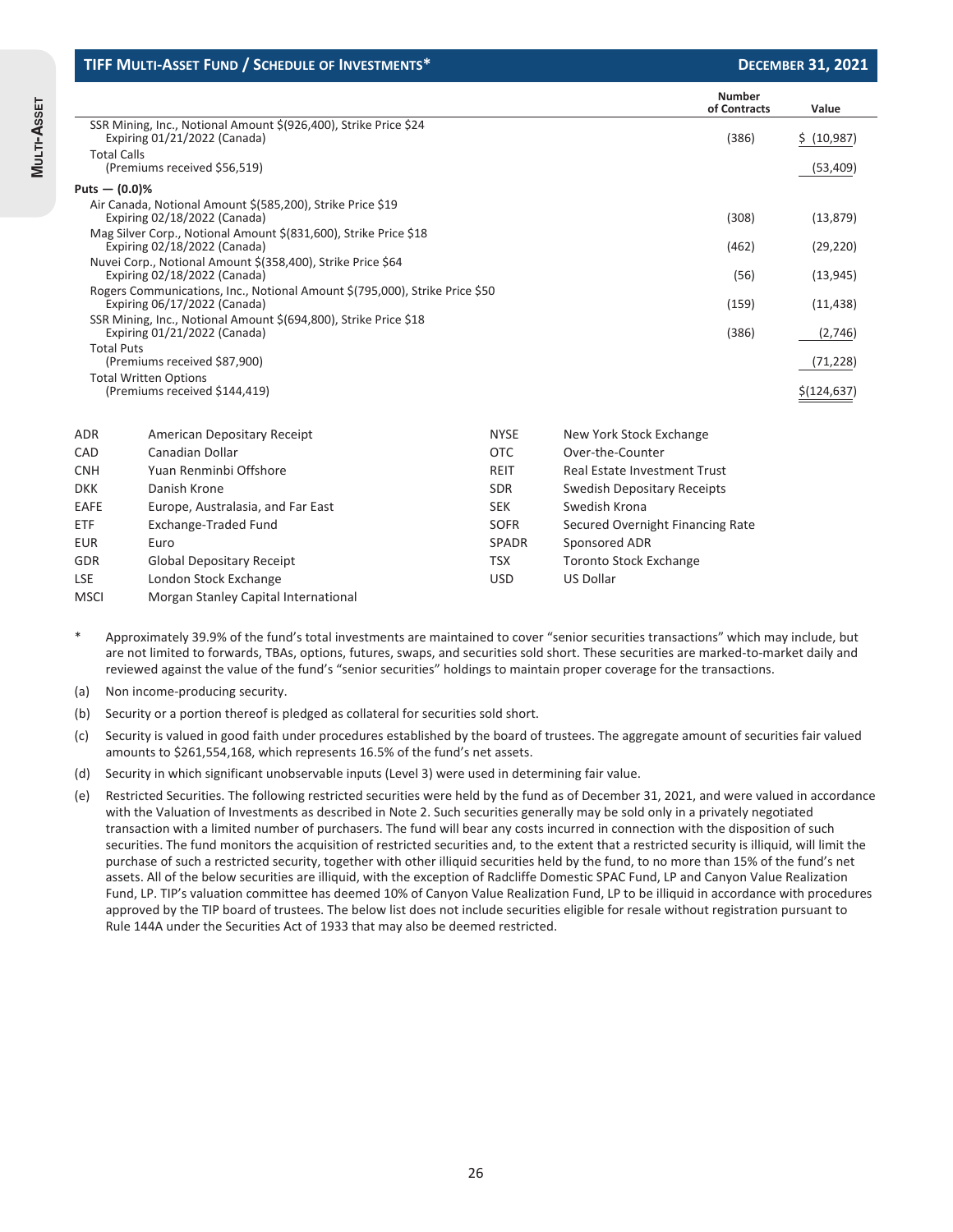## TIFF Multi-Asset Fund / Schedule of Investments* — December 31, 2021

| | Number of Contracts | Value |
|---|---|---|
| SSR Mining, Inc., Notional Amount $(926,400), Strike Price $24 Expiring 01/21/2022 (Canada) | (386) | $ (10,987) |
| Total Calls (Premiums received $56,519) | | (53,409) |
| **Puts — (0.0)%** | | |
| Air Canada, Notional Amount $(585,200), Strike Price $19 Expiring 02/18/2022 (Canada) | (308) | (13,879) |
| Mag Silver Corp., Notional Amount $(831,600), Strike Price $18 Expiring 02/18/2022 (Canada) | (462) | (29,220) |
| Nuvei Corp., Notional Amount $(358,400), Strike Price $64 Expiring 02/18/2022 (Canada) | (56) | (13,945) |
| Rogers Communications, Inc., Notional Amount $(795,000), Strike Price $50 Expiring 06/17/2022 (Canada) | (159) | (11,438) |
| SSR Mining, Inc., Notional Amount $(694,800), Strike Price $18 Expiring 01/21/2022 (Canada) | (386) | (2,746) |
| Total Puts (Premiums received $87,900) | | (71,228) |
| Total Written Options (Premiums received $144,419) | | $(124,637) |

| | | | |
|---|---|---|---|
| ADR | American Depositary Receipt | NYSE | New York Stock Exchange |
| CAD | Canadian Dollar | OTC | Over-the-Counter |
| CNH | Yuan Renminbi Offshore | REIT | Real Estate Investment Trust |
| DKK | Danish Krone | SDR | Swedish Depositary Receipts |
| EAFE | Europe, Australasia, and Far East | SEK | Swedish Krona |
| ETF | Exchange-Traded Fund | SOFR | Secured Overnight Financing Rate |
| EUR | Euro | SPADR | Sponsored ADR |
| GDR | Global Depositary Receipt | TSX | Toronto Stock Exchange |
| LSE | London Stock Exchange | USD | US Dollar |
| MSCI | Morgan Stanley Capital International | | |

\* Approximately 39.9% of the fund's total investments are maintained to cover "senior securities transactions" which may include, but are not limited to forwards, TBAs, options, futures, swaps, and securities sold short. These securities are marked-to-market daily and reviewed against the value of the fund's "senior securities" holdings to maintain proper coverage for the transactions.

(a) Non income-producing security.

(b) Security or a portion thereof is pledged as collateral for securities sold short.

(c) Security is valued in good faith under procedures established by the board of trustees. The aggregate amount of securities fair valued amounts to $261,554,168, which represents 16.5% of the fund's net assets.

(d) Security in which significant unobservable inputs (Level 3) were used in determining fair value.

(e) Restricted Securities. The following restricted securities were held by the fund as of December 31, 2021, and were valued in accordance with the Valuation of Investments as described in Note 2. Such securities generally may be sold only in a privately negotiated transaction with a limited number of purchasers. The fund will bear any costs incurred in connection with the disposition of such securities. The fund monitors the acquisition of restricted securities and, to the extent that a restricted security is illiquid, will limit the purchase of such a restricted security, together with other illiquid securities held by the fund, to no more than 15% of the fund's net assets. All of the below securities are illiquid, with the exception of Radcliffe Domestic SPAC Fund, LP and Canyon Value Realization Fund, LP. TIP's valuation committee has deemed 10% of Canyon Value Realization Fund, LP to be illiquid in accordance with procedures approved by the TIP board of trustees. The below list does not include securities eligible for resale without registration pursuant to Rule 144A under the Securities Act of 1933 that may also be deemed restricted.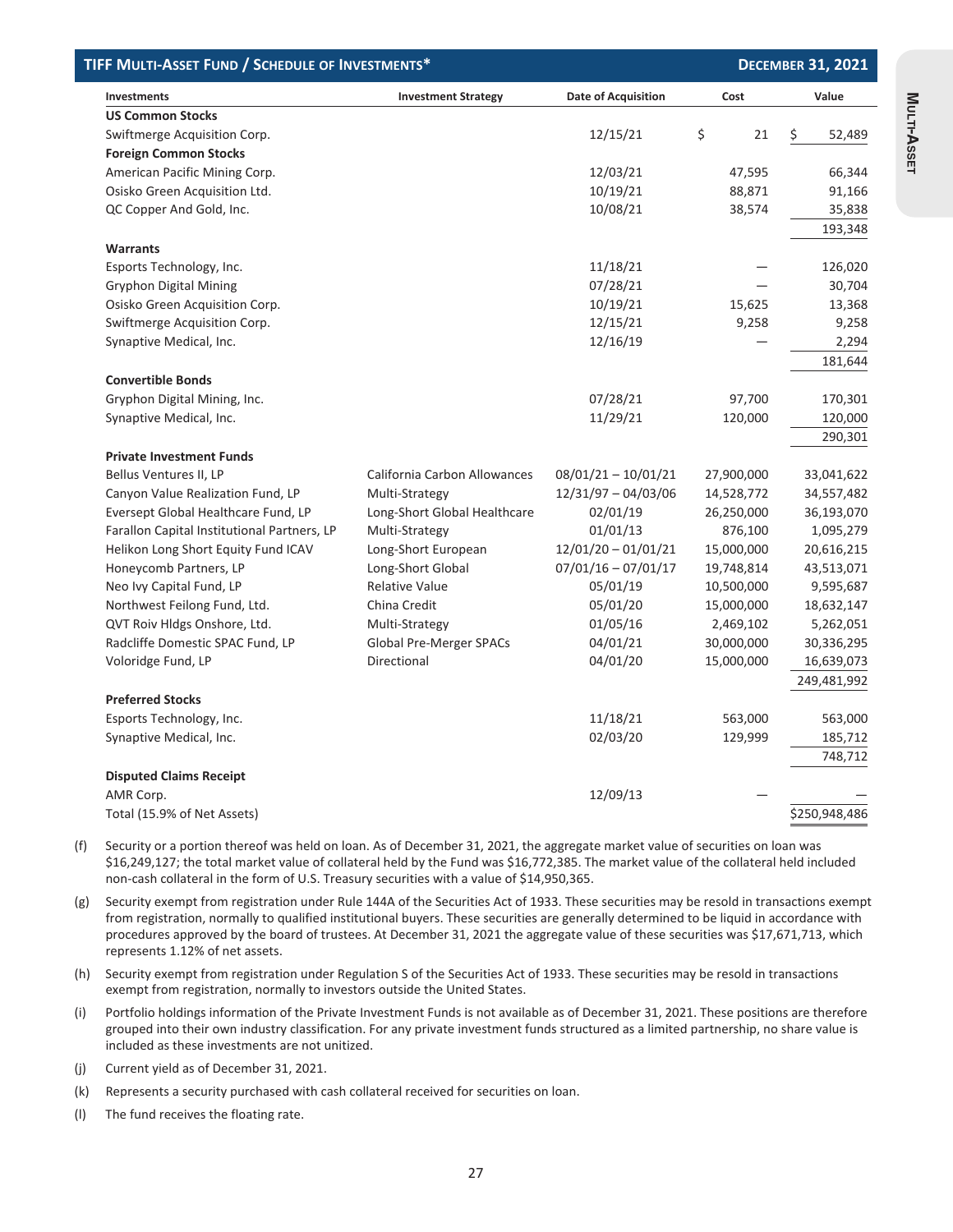## TIFF MULTI-ASSET FUND / SCHEDULE OF INVESTMENTS*

**DECEMBER 31, 2021**

| Investments | Investment Strategy | Date of Acquisition | Cost | Value |
|---|---|---|---|---|
| **US Common Stocks** | | | | |
| Swiftmerge Acquisition Corp. | | 12/15/21 | $ 21 | $ 52,489 |
| **Foreign Common Stocks** | | | | |
| American Pacific Mining Corp. | | 12/03/21 | 47,595 | 66,344 |
| Osisko Green Acquisition Ltd. | | 10/19/21 | 88,871 | 91,166 |
| QC Copper And Gold, Inc. | | 10/08/21 | 38,574 | 35,838 |
| | | | | 193,348 |
| **Warrants** | | | | |
| Esports Technology, Inc. | | 11/18/21 | — | 126,020 |
| Gryphon Digital Mining | | 07/28/21 | — | 30,704 |
| Osisko Green Acquisition Corp. | | 10/19/21 | 15,625 | 13,368 |
| Swiftmerge Acquisition Corp. | | 12/15/21 | 9,258 | 9,258 |
| Synaptive Medical, Inc. | | 12/16/19 | — | 2,294 |
| | | | | 181,644 |
| **Convertible Bonds** | | | | |
| Gryphon Digital Mining, Inc. | | 07/28/21 | 97,700 | 170,301 |
| Synaptive Medical, Inc. | | 11/29/21 | 120,000 | 120,000 |
| | | | | 290,301 |
| **Private Investment Funds** | | | | |
| Bellus Ventures II, LP | California Carbon Allowances | 08/01/21 – 10/01/21 | 27,900,000 | 33,041,622 |
| Canyon Value Realization Fund, LP | Multi-Strategy | 12/31/97 – 04/03/06 | 14,528,772 | 34,557,482 |
| Eversept Global Healthcare Fund, LP | Long-Short Global Healthcare | 02/01/19 | 26,250,000 | 36,193,070 |
| Farallon Capital Institutional Partners, LP | Multi-Strategy | 01/01/13 | 876,100 | 1,095,279 |
| Helikon Long Short Equity Fund ICAV | Long-Short European | 12/01/20 – 01/01/21 | 15,000,000 | 20,616,215 |
| Honeycomb Partners, LP | Long-Short Global | 07/01/16 – 07/01/17 | 19,748,814 | 43,513,071 |
| Neo Ivy Capital Fund, LP | Relative Value | 05/01/19 | 10,500,000 | 9,595,687 |
| Northwest Feilong Fund, Ltd. | China Credit | 05/01/20 | 15,000,000 | 18,632,147 |
| QVT Roiv Hldgs Onshore, Ltd. | Multi-Strategy | 01/05/16 | 2,469,102 | 5,262,051 |
| Radcliffe Domestic SPAC Fund, LP | Global Pre-Merger SPACs | 04/01/21 | 30,000,000 | 30,336,295 |
| Voloridge Fund, LP | Directional | 04/01/20 | 15,000,000 | 16,639,073 |
| | | | | 249,481,992 |
| **Preferred Stocks** | | | | |
| Esports Technology, Inc. | | 11/18/21 | 563,000 | 563,000 |
| Synaptive Medical, Inc. | | 02/03/20 | 129,999 | 185,712 |
| | | | | 748,712 |
| **Disputed Claims Receipt** | | | | |
| AMR Corp. | | 12/09/13 | — | — |
| Total (15.9% of Net Assets) | | | | $250,948,486 |

(f) Security or a portion thereof was held on loan. As of December 31, 2021, the aggregate market value of securities on loan was $16,249,127; the total market value of collateral held by the Fund was $16,772,385. The market value of the collateral held included non-cash collateral in the form of U.S. Treasury securities with a value of $14,950,365.

(g) Security exempt from registration under Rule 144A of the Securities Act of 1933. These securities may be resold in transactions exempt from registration, normally to qualified institutional buyers. These securities are generally determined to be liquid in accordance with procedures approved by the board of trustees. At December 31, 2021 the aggregate value of these securities was $17,671,713, which represents 1.12% of net assets.

(h) Security exempt from registration under Regulation S of the Securities Act of 1933. These securities may be resold in transactions exempt from registration, normally to investors outside the United States.

(i) Portfolio holdings information of the Private Investment Funds is not available as of December 31, 2021. These positions are therefore grouped into their own industry classification. For any private investment funds structured as a limited partnership, no share value is included as these investments are not unitized.

(j) Current yield as of December 31, 2021.

(k) Represents a security purchased with cash collateral received for securities on loan.

(l) The fund receives the floating rate.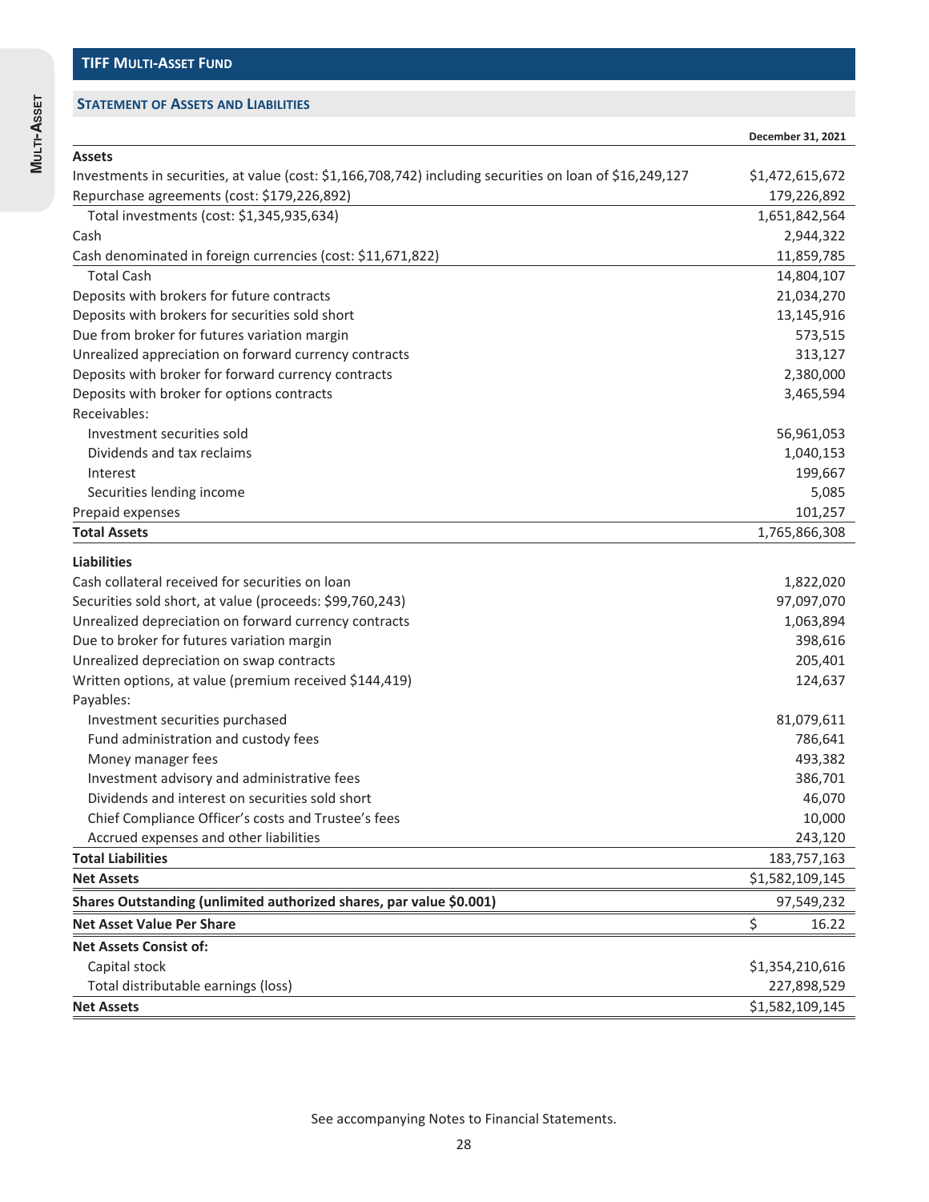## TIFF MULTI-ASSET FUND

### STATEMENT OF ASSETS AND LIABILITIES

| | December 31, 2021 |
|---|---|
| **Assets** | |
| Investments in securities, at value (cost: $1,166,708,742) including securities on loan of $16,249,127 | $1,472,615,672 |
| Repurchase agreements (cost: $179,226,892) | 179,226,892 |
| Total investments (cost: $1,345,935,634) | 1,651,842,564 |
| Cash | 2,944,322 |
| Cash denominated in foreign currencies (cost: $11,671,822) | 11,859,785 |
| Total Cash | 14,804,107 |
| Deposits with brokers for future contracts | 21,034,270 |
| Deposits with brokers for securities sold short | 13,145,916 |
| Due from broker for futures variation margin | 573,515 |
| Unrealized appreciation on forward currency contracts | 313,127 |
| Deposits with broker for forward currency contracts | 2,380,000 |
| Deposits with broker for options contracts | 3,465,594 |
| Receivables: | |
| Investment securities sold | 56,961,053 |
| Dividends and tax reclaims | 1,040,153 |
| Interest | 199,667 |
| Securities lending income | 5,085 |
| Prepaid expenses | 101,257 |
| **Total Assets** | 1,765,866,308 |
| **Liabilities** | |
| Cash collateral received for securities on loan | 1,822,020 |
| Securities sold short, at value (proceeds: $99,760,243) | 97,097,070 |
| Unrealized depreciation on forward currency contracts | 1,063,894 |
| Due to broker for futures variation margin | 398,616 |
| Unrealized depreciation on swap contracts | 205,401 |
| Written options, at value (premium received $144,419) | 124,637 |
| Payables: | |
| Investment securities purchased | 81,079,611 |
| Fund administration and custody fees | 786,641 |
| Money manager fees | 493,382 |
| Investment advisory and administrative fees | 386,701 |
| Dividends and interest on securities sold short | 46,070 |
| Chief Compliance Officer's costs and Trustee's fees | 10,000 |
| Accrued expenses and other liabilities | 243,120 |
| **Total Liabilities** | 183,757,163 |
| **Net Assets** | $1,582,109,145 |
| **Shares Outstanding (unlimited authorized shares, par value $0.001)** | 97,549,232 |
| **Net Asset Value Per Share** | $ 16.22 |
| **Net Assets Consist of:** | |
| Capital stock | $1,354,210,616 |
| Total distributable earnings (loss) | 227,898,529 |
| **Net Assets** | $1,582,109,145 |

See accompanying Notes to Financial Statements.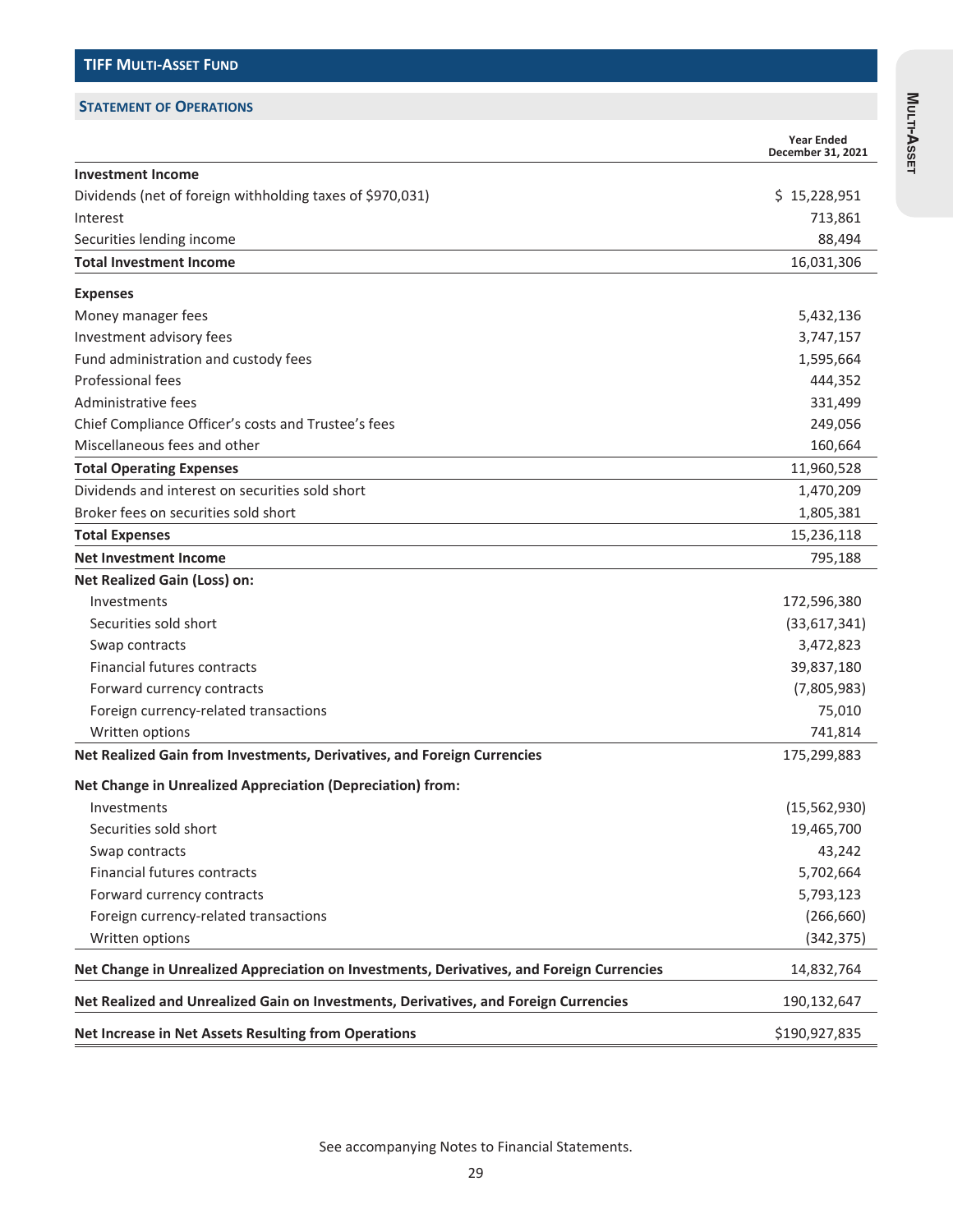## TIFF MULTI-ASSET FUND

### STATEMENT OF OPERATIONS

| | Year Ended December 31, 2021 |
|---|---|
| **Investment Income** | |
| Dividends (net of foreign withholding taxes of $970,031) | $ 15,228,951 |
| Interest | 713,861 |
| Securities lending income | 88,494 |
| **Total Investment Income** | 16,031,306 |
| **Expenses** | |
| Money manager fees | 5,432,136 |
| Investment advisory fees | 3,747,157 |
| Fund administration and custody fees | 1,595,664 |
| Professional fees | 444,352 |
| Administrative fees | 331,499 |
| Chief Compliance Officer's costs and Trustee's fees | 249,056 |
| Miscellaneous fees and other | 160,664 |
| **Total Operating Expenses** | 11,960,528 |
| Dividends and interest on securities sold short | 1,470,209 |
| Broker fees on securities sold short | 1,805,381 |
| **Total Expenses** | 15,236,118 |
| **Net Investment Income** | 795,188 |
| **Net Realized Gain (Loss) on:** | |
| Investments | 172,596,380 |
| Securities sold short | (33,617,341) |
| Swap contracts | 3,472,823 |
| Financial futures contracts | 39,837,180 |
| Forward currency contracts | (7,805,983) |
| Foreign currency-related transactions | 75,010 |
| Written options | 741,814 |
| **Net Realized Gain from Investments, Derivatives, and Foreign Currencies** | 175,299,883 |
| **Net Change in Unrealized Appreciation (Depreciation) from:** | |
| Investments | (15,562,930) |
| Securities sold short | 19,465,700 |
| Swap contracts | 43,242 |
| Financial futures contracts | 5,702,664 |
| Forward currency contracts | 5,793,123 |
| Foreign currency-related transactions | (266,660) |
| Written options | (342,375) |
| **Net Change in Unrealized Appreciation on Investments, Derivatives, and Foreign Currencies** | 14,832,764 |
| **Net Realized and Unrealized Gain on Investments, Derivatives, and Foreign Currencies** | 190,132,647 |
| **Net Increase in Net Assets Resulting from Operations** | $190,927,835 |

See accompanying Notes to Financial Statements.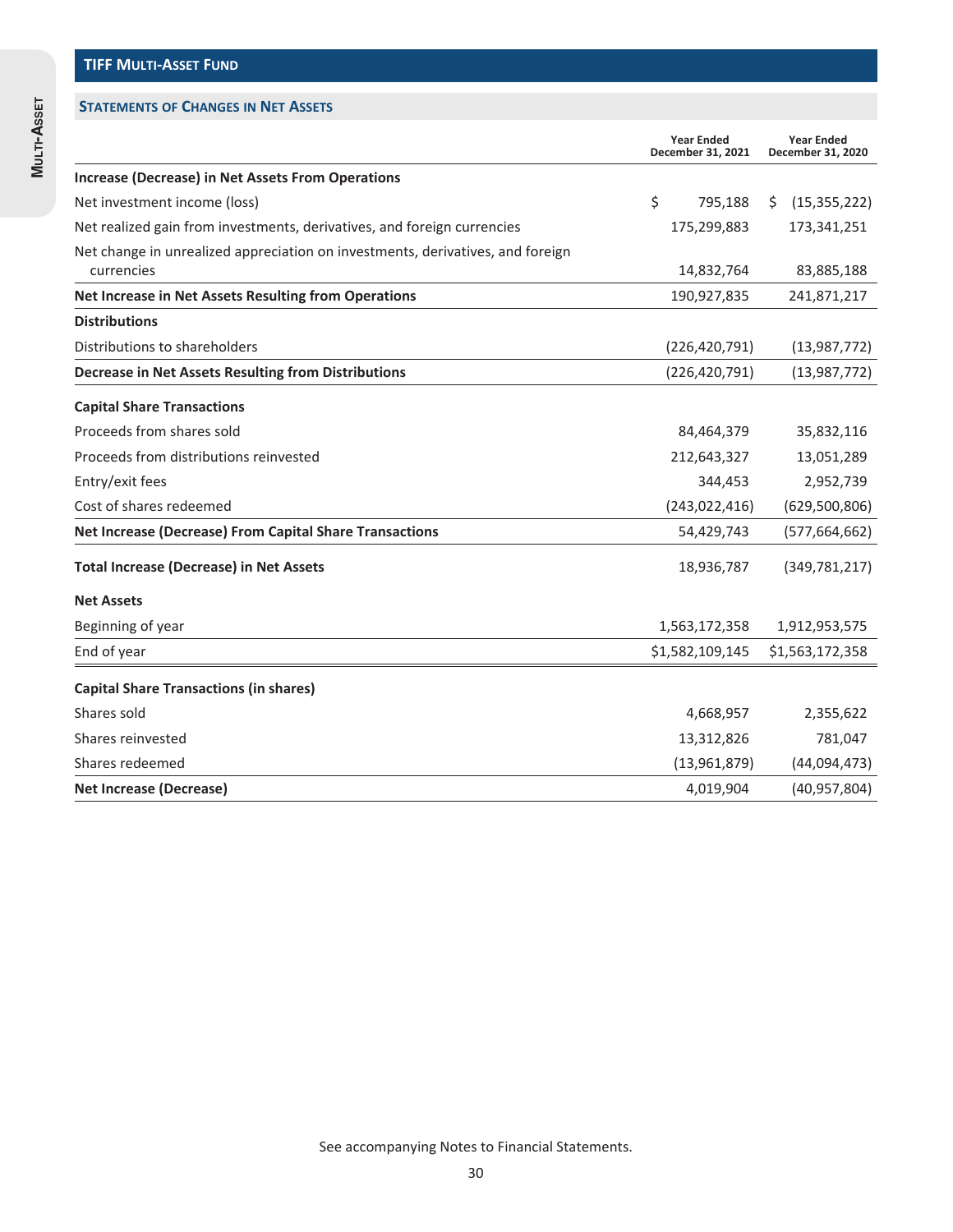## TIFF Multi-Asset Fund

### Statements of Changes in Net Assets

| | Year Ended December 31, 2021 | Year Ended December 31, 2020 |
|---|---|---|
| **Increase (Decrease) in Net Assets From Operations** | | |
| Net investment income (loss) | $ 795,188 | $ (15,355,222) |
| Net realized gain from investments, derivatives, and foreign currencies | 175,299,883 | 173,341,251 |
| Net change in unrealized appreciation on investments, derivatives, and foreign currencies | 14,832,764 | 83,885,188 |
| **Net Increase in Net Assets Resulting from Operations** | 190,927,835 | 241,871,217 |
| **Distributions** | | |
| Distributions to shareholders | (226,420,791) | (13,987,772) |
| **Decrease in Net Assets Resulting from Distributions** | (226,420,791) | (13,987,772) |
| **Capital Share Transactions** | | |
| Proceeds from shares sold | 84,464,379 | 35,832,116 |
| Proceeds from distributions reinvested | 212,643,327 | 13,051,289 |
| Entry/exit fees | 344,453 | 2,952,739 |
| Cost of shares redeemed | (243,022,416) | (629,500,806) |
| **Net Increase (Decrease) From Capital Share Transactions** | 54,429,743 | (577,664,662) |
| **Total Increase (Decrease) in Net Assets** | 18,936,787 | (349,781,217) |
| **Net Assets** | | |
| Beginning of year | 1,563,172,358 | 1,912,953,575 |
| End of year | $1,582,109,145 | $1,563,172,358 |
| **Capital Share Transactions (in shares)** | | |
| Shares sold | 4,668,957 | 2,355,622 |
| Shares reinvested | 13,312,826 | 781,047 |
| Shares redeemed | (13,961,879) | (44,094,473) |
| **Net Increase (Decrease)** | 4,019,904 | (40,957,804) |

See accompanying Notes to Financial Statements.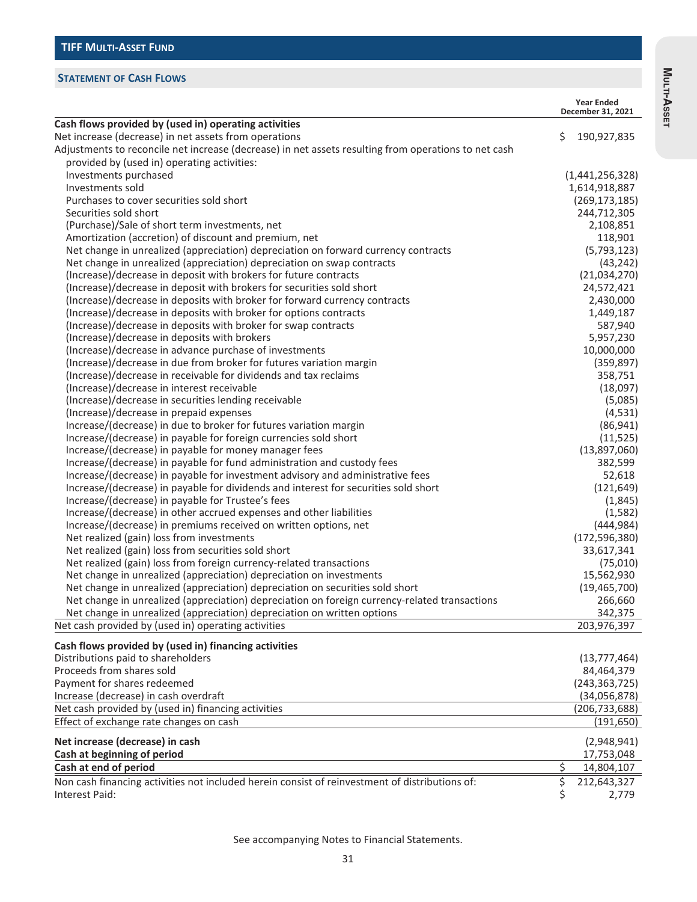## TIFF MULTI-ASSET FUND

### STATEMENT OF CASH FLOWS

| | Year Ended December 31, 2021 |
|---|---|
| **Cash flows provided by (used in) operating activities** | |
| Net increase (decrease) in net assets from operations | $ 190,927,835 |
| Adjustments to reconcile net increase (decrease) in net assets resulting from operations to net cash provided by (used in) operating activities: | |
| Investments purchased | (1,441,256,328) |
| Investments sold | 1,614,918,887 |
| Purchases to cover securities sold short | (269,173,185) |
| Securities sold short | 244,712,305 |
| (Purchase)/Sale of short term investments, net | 2,108,851 |
| Amortization (accretion) of discount and premium, net | 118,901 |
| Net change in unrealized (appreciation) depreciation on forward currency contracts | (5,793,123) |
| Net change in unrealized (appreciation) depreciation on swap contracts | (43,242) |
| (Increase)/decrease in deposit with brokers for future contracts | (21,034,270) |
| (Increase)/decrease in deposit with brokers for securities sold short | 24,572,421 |
| (Increase)/decrease in deposits with broker for forward currency contracts | 2,430,000 |
| (Increase)/decrease in deposits with broker for options contracts | 1,449,187 |
| (Increase)/decrease in deposits with broker for swap contracts | 587,940 |
| (Increase)/decrease in deposits with brokers | 5,957,230 |
| (Increase)/decrease in advance purchase of investments | 10,000,000 |
| (Increase)/decrease in due from broker for futures variation margin | (359,897) |
| (Increase)/decrease in receivable for dividends and tax reclaims | 358,751 |
| (Increase)/decrease in interest receivable | (18,097) |
| (Increase)/decrease in securities lending receivable | (5,085) |
| (Increase)/decrease in prepaid expenses | (4,531) |
| Increase/(decrease) in due to broker for futures variation margin | (86,941) |
| Increase/(decrease) in payable for foreign currencies sold short | (11,525) |
| Increase/(decrease) in payable for money manager fees | (13,897,060) |
| Increase/(decrease) in payable for fund administration and custody fees | 382,599 |
| Increase/(decrease) in payable for investment advisory and administrative fees | 52,618 |
| Increase/(decrease) in payable for dividends and interest for securities sold short | (121,649) |
| Increase/(decrease) in payable for Trustee's fees | (1,845) |
| Increase/(decrease) in other accrued expenses and other liabilities | (1,582) |
| Increase/(decrease) in premiums received on written options, net | (444,984) |
| Net realized (gain) loss from investments | (172,596,380) |
| Net realized (gain) loss from securities sold short | 33,617,341 |
| Net realized (gain) loss from foreign currency-related transactions | (75,010) |
| Net change in unrealized (appreciation) depreciation on investments | 15,562,930 |
| Net change in unrealized (appreciation) depreciation on securities sold short | (19,465,700) |
| Net change in unrealized (appreciation) depreciation on foreign currency-related transactions | 266,660 |
| Net change in unrealized (appreciation) depreciation on written options | 342,375 |
| Net cash provided by (used in) operating activities | 203,976,397 |
| **Cash flows provided by (used in) financing activities** | |
| Distributions paid to shareholders | (13,777,464) |
| Proceeds from shares sold | 84,464,379 |
| Payment for shares redeemed | (243,363,725) |
| Increase (decrease) in cash overdraft | (34,056,878) |
| Net cash provided by (used in) financing activities | (206,733,688) |
| Effect of exchange rate changes on cash | (191,650) |
| **Net increase (decrease) in cash** | (2,948,941) |
| **Cash at beginning of period** | 17,753,048 |
| **Cash at end of period** | $ 14,804,107 |
| Non cash financing activities not included herein consist of reinvestment of distributions of: | $ 212,643,327 |
| Interest Paid: | $ 2,779 |

See accompanying Notes to Financial Statements.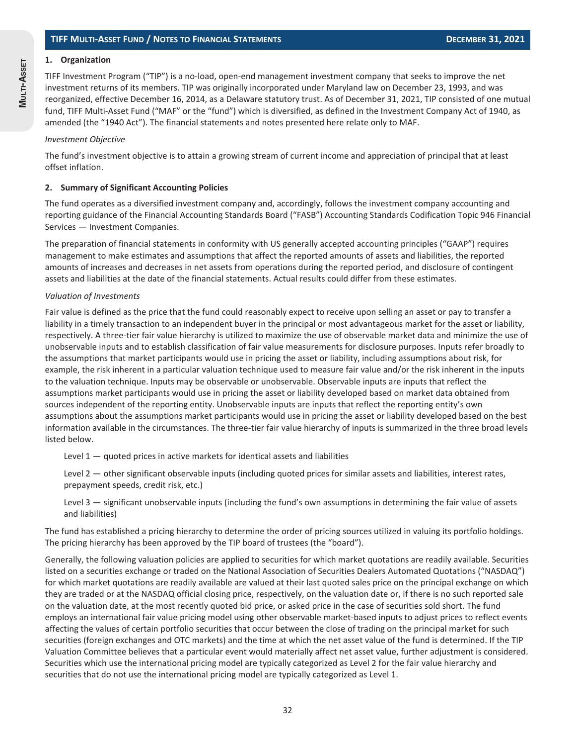## 1. Organization

TIFF Investment Program ("TIP") is a no-load, open-end management investment company that seeks to improve the net investment returns of its members. TIP was originally incorporated under Maryland law on December 23, 1993, and was reorganized, effective December 16, 2014, as a Delaware statutory trust. As of December 31, 2021, TIP consisted of one mutual fund, TIFF Multi-Asset Fund ("MAF" or the "fund") which is diversified, as defined in the Investment Company Act of 1940, as amended (the "1940 Act"). The financial statements and notes presented here relate only to MAF.

*Investment Objective*

The fund's investment objective is to attain a growing stream of current income and appreciation of principal that at least offset inflation.

## 2. Summary of Significant Accounting Policies

The fund operates as a diversified investment company and, accordingly, follows the investment company accounting and reporting guidance of the Financial Accounting Standards Board ("FASB") Accounting Standards Codification Topic 946 Financial Services — Investment Companies.

The preparation of financial statements in conformity with US generally accepted accounting principles ("GAAP") requires management to make estimates and assumptions that affect the reported amounts of assets and liabilities, the reported amounts of increases and decreases in net assets from operations during the reported period, and disclosure of contingent assets and liabilities at the date of the financial statements. Actual results could differ from these estimates.

*Valuation of Investments*

Fair value is defined as the price that the fund could reasonably expect to receive upon selling an asset or pay to transfer a liability in a timely transaction to an independent buyer in the principal or most advantageous market for the asset or liability, respectively. A three-tier fair value hierarchy is utilized to maximize the use of observable market data and minimize the use of unobservable inputs and to establish classification of fair value measurements for disclosure purposes. Inputs refer broadly to the assumptions that market participants would use in pricing the asset or liability, including assumptions about risk, for example, the risk inherent in a particular valuation technique used to measure fair value and/or the risk inherent in the inputs to the valuation technique. Inputs may be observable or unobservable. Observable inputs are inputs that reflect the assumptions market participants would use in pricing the asset or liability developed based on market data obtained from sources independent of the reporting entity. Unobservable inputs are inputs that reflect the reporting entity's own assumptions about the assumptions market participants would use in pricing the asset or liability developed based on the best information available in the circumstances. The three-tier fair value hierarchy of inputs is summarized in the three broad levels listed below.

Level 1 — quoted prices in active markets for identical assets and liabilities

Level 2 — other significant observable inputs (including quoted prices for similar assets and liabilities, interest rates, prepayment speeds, credit risk, etc.)

Level 3 — significant unobservable inputs (including the fund's own assumptions in determining the fair value of assets and liabilities)

The fund has established a pricing hierarchy to determine the order of pricing sources utilized in valuing its portfolio holdings. The pricing hierarchy has been approved by the TIP board of trustees (the "board").

Generally, the following valuation policies are applied to securities for which market quotations are readily available. Securities listed on a securities exchange or traded on the National Association of Securities Dealers Automated Quotations ("NASDAQ") for which market quotations are readily available are valued at their last quoted sales price on the principal exchange on which they are traded or at the NASDAQ official closing price, respectively, on the valuation date or, if there is no such reported sale on the valuation date, at the most recently quoted bid price, or asked price in the case of securities sold short. The fund employs an international fair value pricing model using other observable market-based inputs to adjust prices to reflect events affecting the values of certain portfolio securities that occur between the close of trading on the principal market for such securities (foreign exchanges and OTC markets) and the time at which the net asset value of the fund is determined. If the TIP Valuation Committee believes that a particular event would materially affect net asset value, further adjustment is considered. Securities which use the international pricing model are typically categorized as Level 2 for the fair value hierarchy and securities that do not use the international pricing model are typically categorized as Level 1.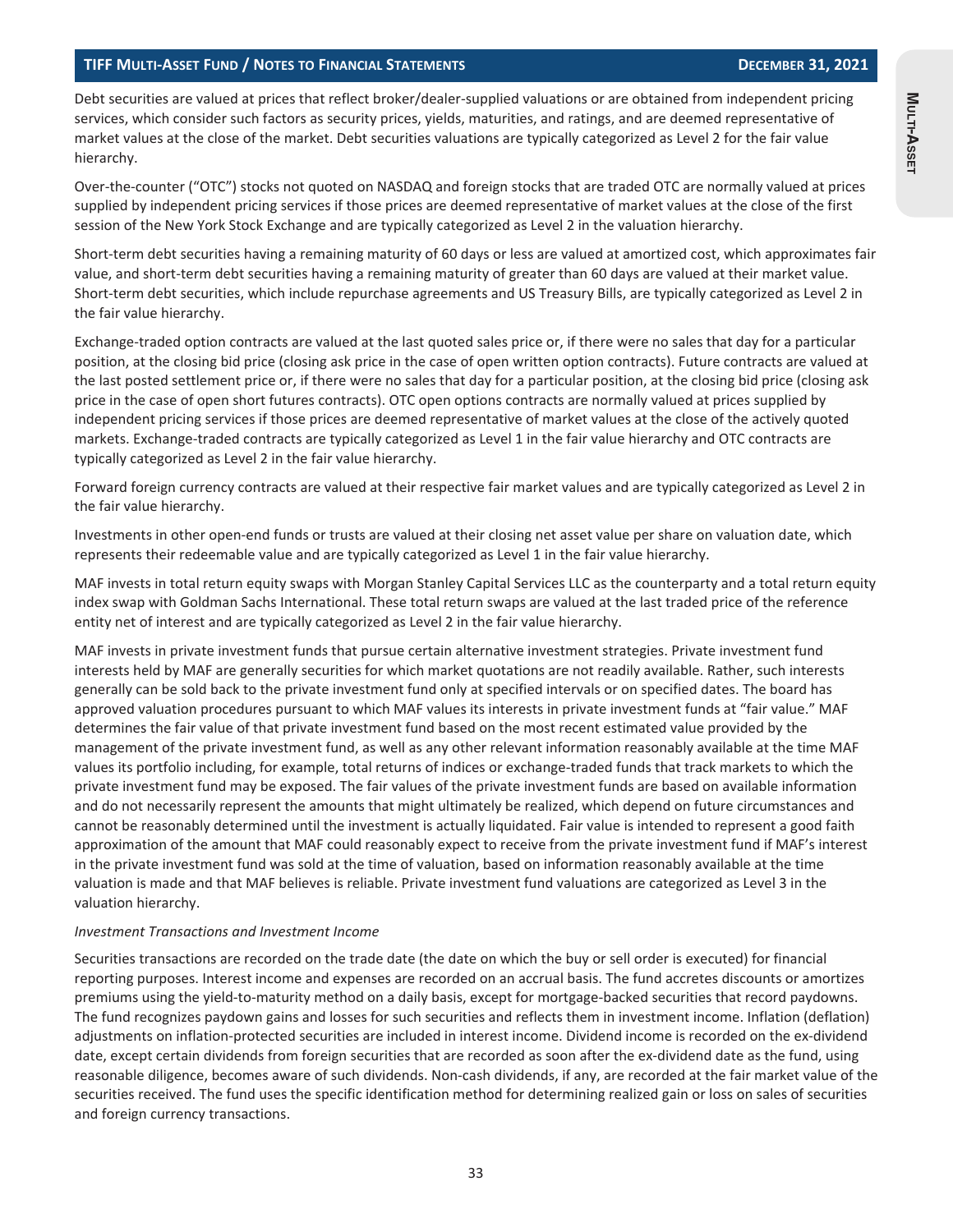Debt securities are valued at prices that reflect broker/dealer-supplied valuations or are obtained from independent pricing services, which consider such factors as security prices, yields, maturities, and ratings, and are deemed representative of market values at the close of the market. Debt securities valuations are typically categorized as Level 2 for the fair value hierarchy.

Over-the-counter ("OTC") stocks not quoted on NASDAQ and foreign stocks that are traded OTC are normally valued at prices supplied by independent pricing services if those prices are deemed representative of market values at the close of the first session of the New York Stock Exchange and are typically categorized as Level 2 in the valuation hierarchy.

Short-term debt securities having a remaining maturity of 60 days or less are valued at amortized cost, which approximates fair value, and short-term debt securities having a remaining maturity of greater than 60 days are valued at their market value. Short-term debt securities, which include repurchase agreements and US Treasury Bills, are typically categorized as Level 2 in the fair value hierarchy.

Exchange-traded option contracts are valued at the last quoted sales price or, if there were no sales that day for a particular position, at the closing bid price (closing ask price in the case of open written option contracts). Future contracts are valued at the last posted settlement price or, if there were no sales that day for a particular position, at the closing bid price (closing ask price in the case of open short futures contracts). OTC open options contracts are normally valued at prices supplied by independent pricing services if those prices are deemed representative of market values at the close of the actively quoted markets. Exchange-traded contracts are typically categorized as Level 1 in the fair value hierarchy and OTC contracts are typically categorized as Level 2 in the fair value hierarchy.

Forward foreign currency contracts are valued at their respective fair market values and are typically categorized as Level 2 in the fair value hierarchy.

Investments in other open-end funds or trusts are valued at their closing net asset value per share on valuation date, which represents their redeemable value and are typically categorized as Level 1 in the fair value hierarchy.

MAF invests in total return equity swaps with Morgan Stanley Capital Services LLC as the counterparty and a total return equity index swap with Goldman Sachs International. These total return swaps are valued at the last traded price of the reference entity net of interest and are typically categorized as Level 2 in the fair value hierarchy.

MAF invests in private investment funds that pursue certain alternative investment strategies. Private investment fund interests held by MAF are generally securities for which market quotations are not readily available. Rather, such interests generally can be sold back to the private investment fund only at specified intervals or on specified dates. The board has approved valuation procedures pursuant to which MAF values its interests in private investment funds at "fair value." MAF determines the fair value of that private investment fund based on the most recent estimated value provided by the management of the private investment fund, as well as any other relevant information reasonably available at the time MAF values its portfolio including, for example, total returns of indices or exchange-traded funds that track markets to which the private investment fund may be exposed. The fair values of the private investment funds are based on available information and do not necessarily represent the amounts that might ultimately be realized, which depend on future circumstances and cannot be reasonably determined until the investment is actually liquidated. Fair value is intended to represent a good faith approximation of the amount that MAF could reasonably expect to receive from the private investment fund if MAF's interest in the private investment fund was sold at the time of valuation, based on information reasonably available at the time valuation is made and that MAF believes is reliable. Private investment fund valuations are categorized as Level 3 in the valuation hierarchy.

*Investment Transactions and Investment Income*

Securities transactions are recorded on the trade date (the date on which the buy or sell order is executed) for financial reporting purposes. Interest income and expenses are recorded on an accrual basis. The fund accretes discounts or amortizes premiums using the yield-to-maturity method on a daily basis, except for mortgage-backed securities that record paydowns. The fund recognizes paydown gains and losses for such securities and reflects them in investment income. Inflation (deflation) adjustments on inflation-protected securities are included in interest income. Dividend income is recorded on the ex-dividend date, except certain dividends from foreign securities that are recorded as soon after the ex-dividend date as the fund, using reasonable diligence, becomes aware of such dividends. Non-cash dividends, if any, are recorded at the fair market value of the securities received. The fund uses the specific identification method for determining realized gain or loss on sales of securities and foreign currency transactions.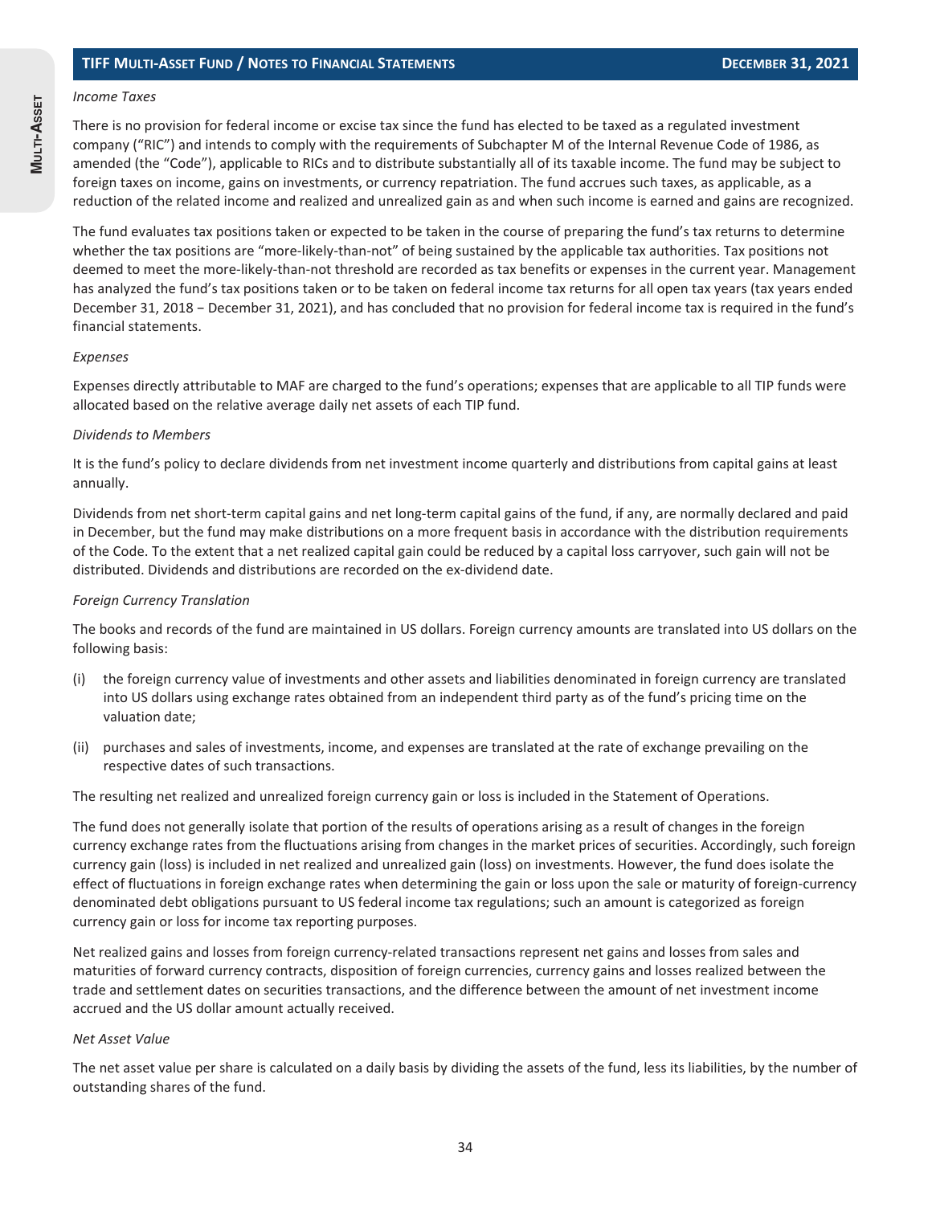*Income Taxes*

There is no provision for federal income or excise tax since the fund has elected to be taxed as a regulated investment company ("RIC") and intends to comply with the requirements of Subchapter M of the Internal Revenue Code of 1986, as amended (the "Code"), applicable to RICs and to distribute substantially all of its taxable income. The fund may be subject to foreign taxes on income, gains on investments, or currency repatriation. The fund accrues such taxes, as applicable, as a reduction of the related income and realized and unrealized gain as and when such income is earned and gains are recognized.

The fund evaluates tax positions taken or expected to be taken in the course of preparing the fund's tax returns to determine whether the tax positions are "more-likely-than-not" of being sustained by the applicable tax authorities. Tax positions not deemed to meet the more-likely-than-not threshold are recorded as tax benefits or expenses in the current year. Management has analyzed the fund's tax positions taken or to be taken on federal income tax returns for all open tax years (tax years ended December 31, 2018 – December 31, 2021), and has concluded that no provision for federal income tax is required in the fund's financial statements.

*Expenses*

Expenses directly attributable to MAF are charged to the fund's operations; expenses that are applicable to all TIP funds were allocated based on the relative average daily net assets of each TIP fund.

*Dividends to Members*

It is the fund's policy to declare dividends from net investment income quarterly and distributions from capital gains at least annually.

Dividends from net short-term capital gains and net long-term capital gains of the fund, if any, are normally declared and paid in December, but the fund may make distributions on a more frequent basis in accordance with the distribution requirements of the Code. To the extent that a net realized capital gain could be reduced by a capital loss carryover, such gain will not be distributed. Dividends and distributions are recorded on the ex-dividend date.

*Foreign Currency Translation*

The books and records of the fund are maintained in US dollars. Foreign currency amounts are translated into US dollars on the following basis:

(i) the foreign currency value of investments and other assets and liabilities denominated in foreign currency are translated into US dollars using exchange rates obtained from an independent third party as of the fund's pricing time on the valuation date;

(ii) purchases and sales of investments, income, and expenses are translated at the rate of exchange prevailing on the respective dates of such transactions.

The resulting net realized and unrealized foreign currency gain or loss is included in the Statement of Operations.

The fund does not generally isolate that portion of the results of operations arising as a result of changes in the foreign currency exchange rates from the fluctuations arising from changes in the market prices of securities. Accordingly, such foreign currency gain (loss) is included in net realized and unrealized gain (loss) on investments. However, the fund does isolate the effect of fluctuations in foreign exchange rates when determining the gain or loss upon the sale or maturity of foreign-currency denominated debt obligations pursuant to US federal income tax regulations; such an amount is categorized as foreign currency gain or loss for income tax reporting purposes.

Net realized gains and losses from foreign currency-related transactions represent net gains and losses from sales and maturities of forward currency contracts, disposition of foreign currencies, currency gains and losses realized between the trade and settlement dates on securities transactions, and the difference between the amount of net investment income accrued and the US dollar amount actually received.

*Net Asset Value*

The net asset value per share is calculated on a daily basis by dividing the assets of the fund, less its liabilities, by the number of outstanding shares of the fund.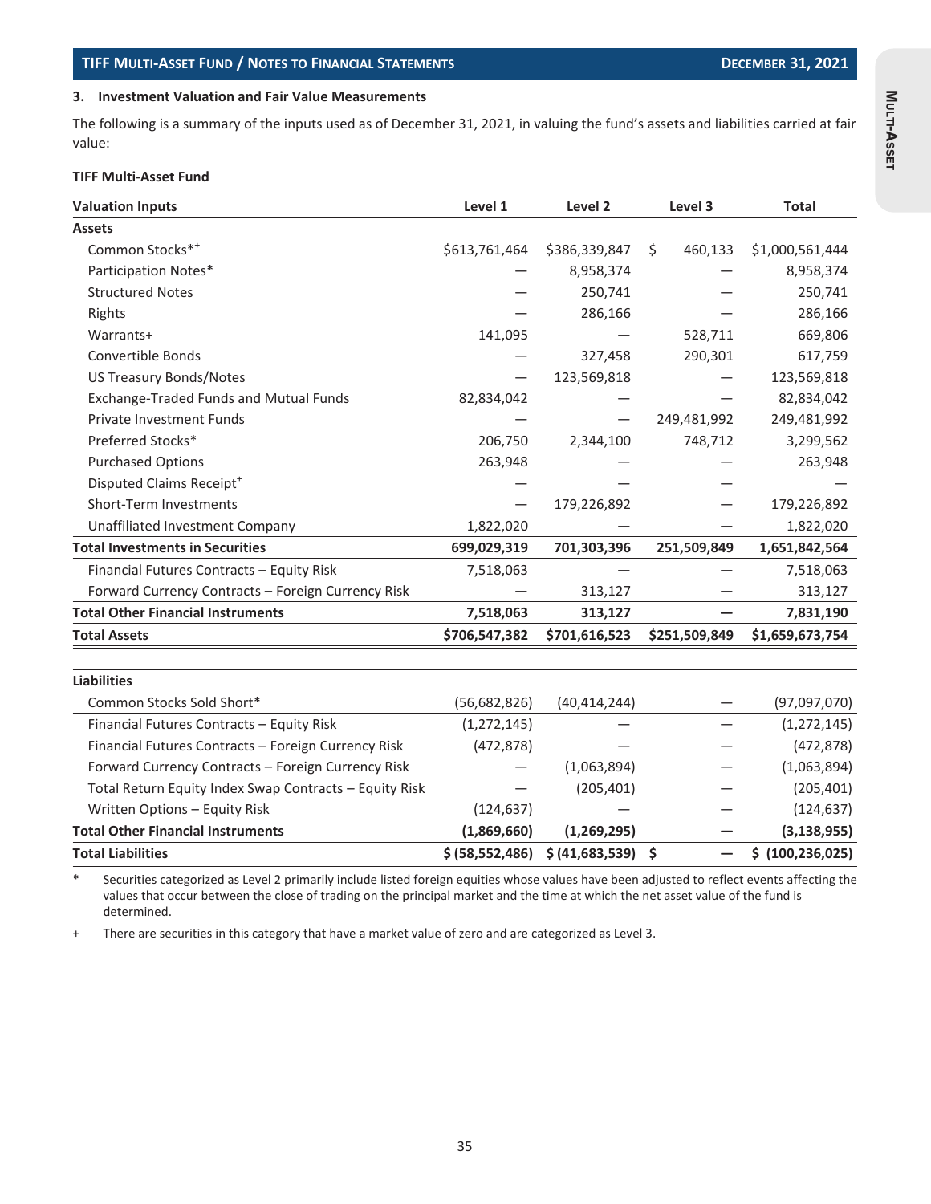### 3. Investment Valuation and Fair Value Measurements

The following is a summary of the inputs used as of December 31, 2021, in valuing the fund's assets and liabilities carried at fair value:

**TIFF Multi-Asset Fund**

| Valuation Inputs | Level 1 | Level 2 | Level 3 | Total |
|---|---|---|---|---|
| **Assets** | | | | |
| Common Stocks*+ | $613,761,464 | $386,339,847 | $ 460,133 | $1,000,561,444 |
| Participation Notes* | — | 8,958,374 | — | 8,958,374 |
| Structured Notes | — | 250,741 | — | 250,741 |
| Rights | — | 286,166 | — | 286,166 |
| Warrants+ | 141,095 | — | 528,711 | 669,806 |
| Convertible Bonds | — | 327,458 | 290,301 | 617,759 |
| US Treasury Bonds/Notes | — | 123,569,818 | — | 123,569,818 |
| Exchange-Traded Funds and Mutual Funds | 82,834,042 | — | — | 82,834,042 |
| Private Investment Funds | — | — | 249,481,992 | 249,481,992 |
| Preferred Stocks* | 206,750 | 2,344,100 | 748,712 | 3,299,562 |
| Purchased Options | 263,948 | — | — | 263,948 |
| Disputed Claims Receipt+ | — | — | — | — |
| Short-Term Investments | — | 179,226,892 | — | 179,226,892 |
| Unaffiliated Investment Company | 1,822,020 | — | — | 1,822,020 |
| **Total Investments in Securities** | **699,029,319** | **701,303,396** | **251,509,849** | **1,651,842,564** |
| Financial Futures Contracts – Equity Risk | 7,518,063 | — | — | 7,518,063 |
| Forward Currency Contracts – Foreign Currency Risk | — | 313,127 | — | 313,127 |
| **Total Other Financial Instruments** | **7,518,063** | **313,127** | **—** | **7,831,190** |
| **Total Assets** | **$706,547,382** | **$701,616,523** | **$251,509,849** | **$1,659,673,754** |
| | | | | |
| **Liabilities** | | | | |
| Common Stocks Sold Short* | (56,682,826) | (40,414,244) | — | (97,097,070) |
| Financial Futures Contracts – Equity Risk | (1,272,145) | — | — | (1,272,145) |
| Financial Futures Contracts – Foreign Currency Risk | (472,878) | — | — | (472,878) |
| Forward Currency Contracts – Foreign Currency Risk | — | (1,063,894) | — | (1,063,894) |
| Total Return Equity Index Swap Contracts – Equity Risk | — | (205,401) | — | (205,401) |
| Written Options – Equity Risk | (124,637) | — | — | (124,637) |
| **Total Other Financial Instruments** | **(1,869,660)** | **(1,269,295)** | **—** | **(3,138,955)** |
| **Total Liabilities** | **$ (58,552,486)** | **$ (41,683,539)** | **$ —** | **$ (100,236,025)** |

\* Securities categorized as Level 2 primarily include listed foreign equities whose values have been adjusted to reflect events affecting the values that occur between the close of trading on the principal market and the time at which the net asset value of the fund is determined.

\+ There are securities in this category that have a market value of zero and are categorized as Level 3.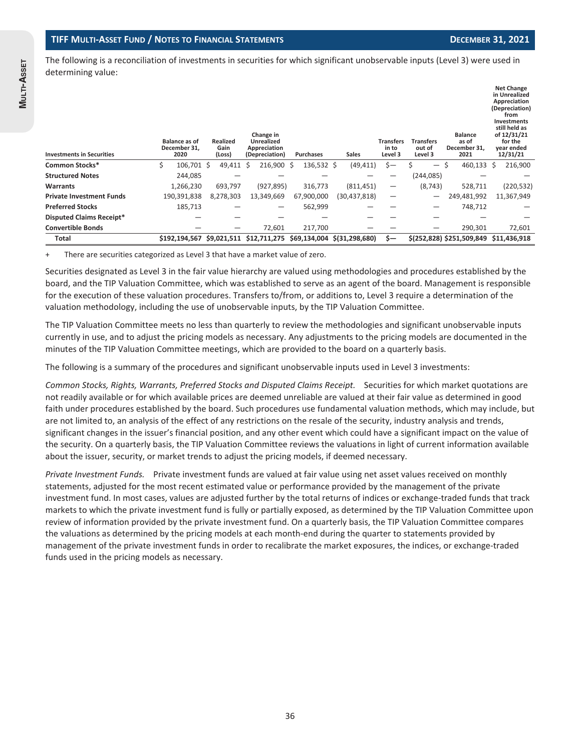The following is a reconciliation of investments in securities for which significant unobservable inputs (Level 3) were used in determining value:

| Investments in Securities | Balance as of December 31, 2020 | Realized Gain (Loss) | Change in Unrealized Appreciation (Depreciation) | Purchases | Sales | Transfers in to Level 3 | Transfers out of Level 3 | Balance as of December 31, 2021 | Net Change in Unrealized Appreciation (Depreciation) from Investments still held as of 12/31/21 for the year ended 12/31/21 |
|---|---|---|---|---|---|---|---|---|---|
| **Common Stocks*** | $ 106,701 | $ 49,411 | $ 216,900 | $ 136,532 | $ (49,411) | $— | $ — | $ 460,133 | $ 216,900 |
| **Structured Notes** | 244,085 | — | — | — | — | — | (244,085) | — | — |
| **Warrants** | 1,266,230 | 693,797 | (927,895) | 316,773 | (811,451) | — | (8,743) | 528,711 | (220,532) |
| **Private Investment Funds** | 190,391,838 | 8,278,303 | 13,349,669 | 67,900,000 | (30,437,818) | — | — | 249,481,992 | 11,367,949 |
| **Preferred Stocks** | 185,713 | — | — | 562,999 | — | — | — | 748,712 | — |
| **Disputed Claims Receipt*** | — | — | — | — | — | — | — | — | — |
| **Convertible Bonds** | — | — | 72,601 | 217,700 | — | — | — | 290,301 | 72,601 |
| **Total** | **$192,194,567** | **$9,021,511** | **$12,711,275** | **$69,134,004** | **$(31,298,680)** | **$—** | **$(252,828)** | **$251,509,849** | **$11,436,918** |

+ There are securities categorized as Level 3 that have a market value of zero.

Securities designated as Level 3 in the fair value hierarchy are valued using methodologies and procedures established by the board, and the TIP Valuation Committee, which was established to serve as an agent of the board. Management is responsible for the execution of these valuation procedures. Transfers to/from, or additions to, Level 3 require a determination of the valuation methodology, including the use of unobservable inputs, by the TIP Valuation Committee.

The TIP Valuation Committee meets no less than quarterly to review the methodologies and significant unobservable inputs currently in use, and to adjust the pricing models as necessary. Any adjustments to the pricing models are documented in the minutes of the TIP Valuation Committee meetings, which are provided to the board on a quarterly basis.

The following is a summary of the procedures and significant unobservable inputs used in Level 3 investments:

*Common Stocks, Rights, Warrants, Preferred Stocks and Disputed Claims Receipt.* Securities for which market quotations are not readily available or for which available prices are deemed unreliable are valued at their fair value as determined in good faith under procedures established by the board. Such procedures use fundamental valuation methods, which may include, but are not limited to, an analysis of the effect of any restrictions on the resale of the security, industry analysis and trends, significant changes in the issuer's financial position, and any other event which could have a significant impact on the value of the security. On a quarterly basis, the TIP Valuation Committee reviews the valuations in light of current information available about the issuer, security, or market trends to adjust the pricing models, if deemed necessary.

*Private Investment Funds.* Private investment funds are valued at fair value using net asset values received on monthly statements, adjusted for the most recent estimated value or performance provided by the management of the private investment fund. In most cases, values are adjusted further by the total returns of indices or exchange-traded funds that track markets to which the private investment fund is fully or partially exposed, as determined by the TIP Valuation Committee upon review of information provided by the private investment fund. On a quarterly basis, the TIP Valuation Committee compares the valuations as determined by the pricing models at each month-end during the quarter to statements provided by management of the private investment funds in order to recalibrate the market exposures, the indices, or exchange-traded funds used in the pricing models as necessary.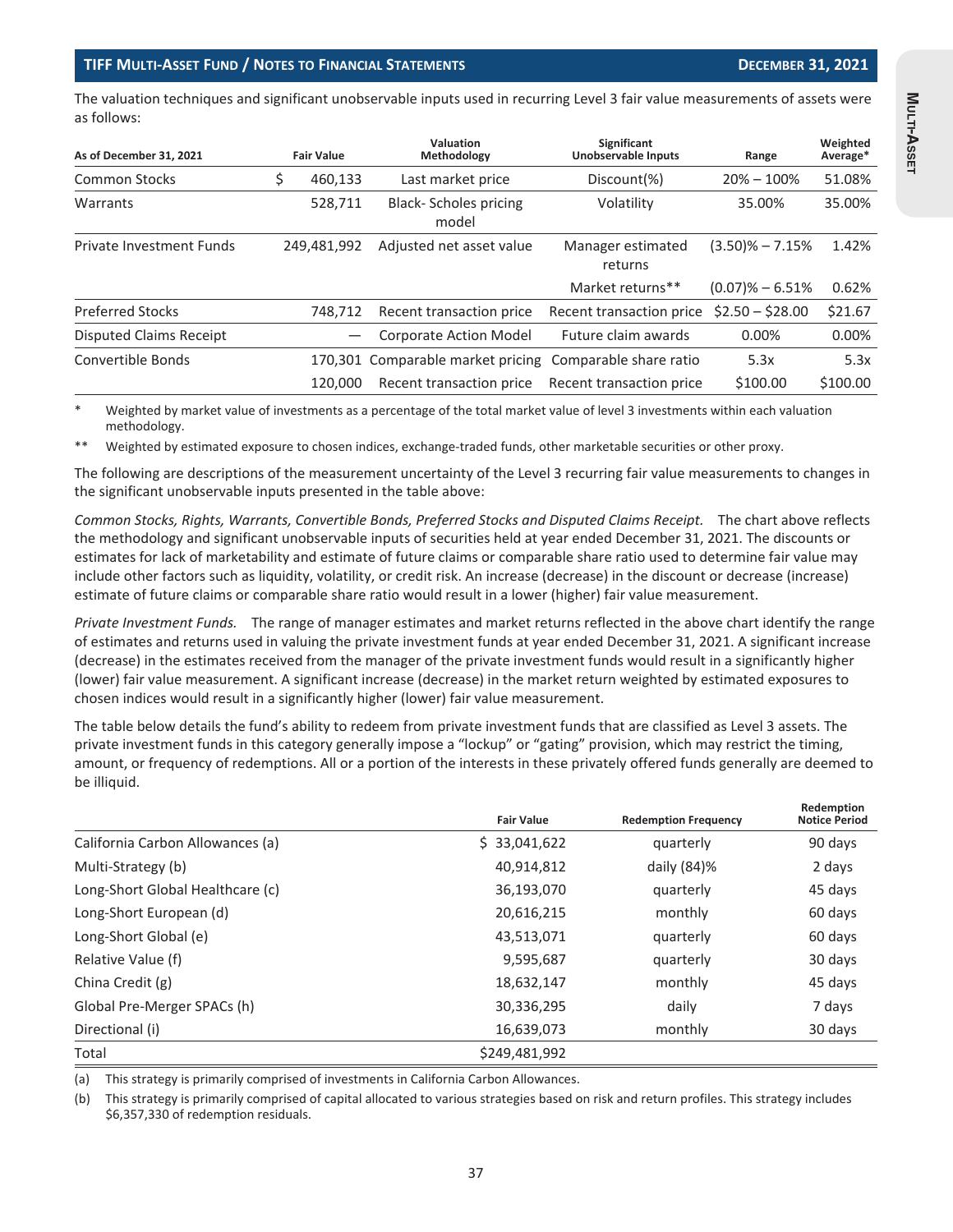The valuation techniques and significant unobservable inputs used in recurring Level 3 fair value measurements of assets were as follows:

| As of December 31, 2021 | Fair Value | Valuation Methodology | Significant Unobservable Inputs | Range | Weighted Average* |
|---|---|---|---|---|---|
| Common Stocks | $ 460,133 | Last market price | Discount(%) | 20% – 100% | 51.08% |
| Warrants | 528,711 | Black- Scholes pricing model | Volatility | 35.00% | 35.00% |
| Private Investment Funds | 249,481,992 | Adjusted net asset value | Manager estimated returns | (3.50)% – 7.15% | 1.42% |
| | | | Market returns** | (0.07)% – 6.51% | 0.62% |
| Preferred Stocks | 748,712 | Recent transaction price | Recent transaction price | $2.50 – $28.00 | $21.67 |
| Disputed Claims Receipt | — | Corporate Action Model | Future claim awards | 0.00% | 0.00% |
| Convertible Bonds | 170,301 | Comparable market pricing | Comparable share ratio | 5.3x | 5.3x |
| | 120,000 | Recent transaction price | Recent transaction price | $100.00 | $100.00 |

\* Weighted by market value of investments as a percentage of the total market value of level 3 investments within each valuation methodology.

\*\* Weighted by estimated exposure to chosen indices, exchange-traded funds, other marketable securities or other proxy.

The following are descriptions of the measurement uncertainty of the Level 3 recurring fair value measurements to changes in the significant unobservable inputs presented in the table above:

*Common Stocks, Rights, Warrants, Convertible Bonds, Preferred Stocks and Disputed Claims Receipt.* The chart above reflects the methodology and significant unobservable inputs of securities held at year ended December 31, 2021. The discounts or estimates for lack of marketability and estimate of future claims or comparable share ratio used to determine fair value may include other factors such as liquidity, volatility, or credit risk. An increase (decrease) in the discount or decrease (increase) estimate of future claims or comparable share ratio would result in a lower (higher) fair value measurement.

*Private Investment Funds.* The range of manager estimates and market returns reflected in the above chart identify the range of estimates and returns used in valuing the private investment funds at year ended December 31, 2021. A significant increase (decrease) in the estimates received from the manager of the private investment funds would result in a significantly higher (lower) fair value measurement. A significant increase (decrease) in the market return weighted by estimated exposures to chosen indices would result in a significantly higher (lower) fair value measurement.

The table below details the fund's ability to redeem from private investment funds that are classified as Level 3 assets. The private investment funds in this category generally impose a "lockup" or "gating" provision, which may restrict the timing, amount, or frequency of redemptions. All or a portion of the interests in these privately offered funds generally are deemed to be illiquid.

| | Fair Value | Redemption Frequency | Redemption Notice Period |
|---|---|---|---|
| California Carbon Allowances (a) | $ 33,041,622 | quarterly | 90 days |
| Multi-Strategy (b) | 40,914,812 | daily (84)% | 2 days |
| Long-Short Global Healthcare (c) | 36,193,070 | quarterly | 45 days |
| Long-Short European (d) | 20,616,215 | monthly | 60 days |
| Long-Short Global (e) | 43,513,071 | quarterly | 60 days |
| Relative Value (f) | 9,595,687 | quarterly | 30 days |
| China Credit (g) | 18,632,147 | monthly | 45 days |
| Global Pre-Merger SPACs (h) | 30,336,295 | daily | 7 days |
| Directional (i) | 16,639,073 | monthly | 30 days |
| Total | $249,481,992 | | |

(a) This strategy is primarily comprised of investments in California Carbon Allowances.

(b) This strategy is primarily comprised of capital allocated to various strategies based on risk and return profiles. This strategy includes $6,357,330 of redemption residuals.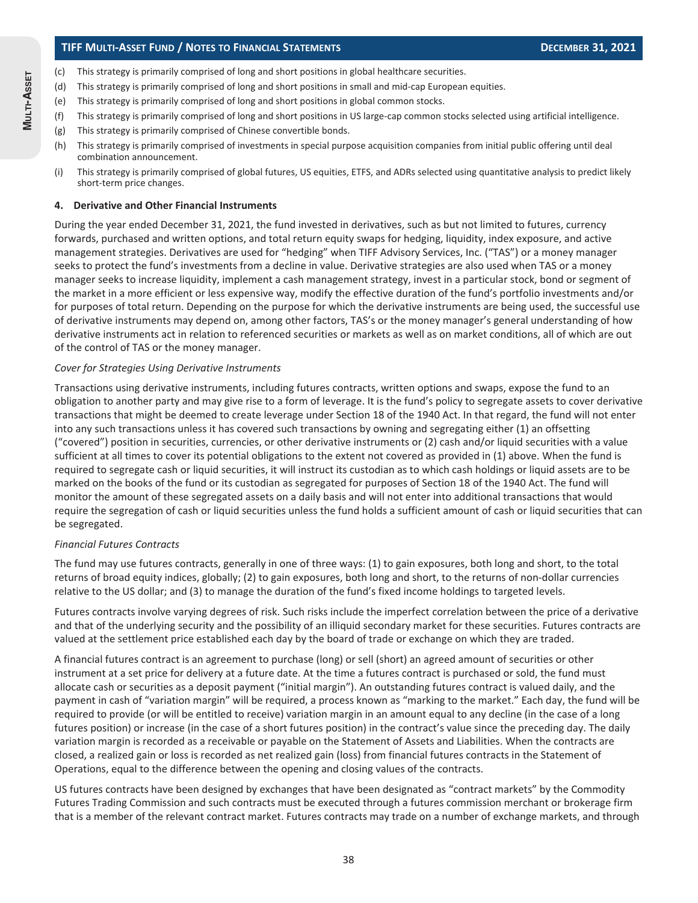(c) This strategy is primarily comprised of long and short positions in global healthcare securities.

(d) This strategy is primarily comprised of long and short positions in small and mid-cap European equities.

(e) This strategy is primarily comprised of long and short positions in global common stocks.

(f) This strategy is primarily comprised of long and short positions in US large-cap common stocks selected using artificial intelligence.

(g) This strategy is primarily comprised of Chinese convertible bonds.

(h) This strategy is primarily comprised of investments in special purpose acquisition companies from initial public offering until deal combination announcement.

(i) This strategy is primarily comprised of global futures, US equities, ETFS, and ADRs selected using quantitative analysis to predict likely short-term price changes.

**4. Derivative and Other Financial Instruments**

During the year ended December 31, 2021, the fund invested in derivatives, such as but not limited to futures, currency forwards, purchased and written options, and total return equity swaps for hedging, liquidity, index exposure, and active management strategies. Derivatives are used for "hedging" when TIFF Advisory Services, Inc. ("TAS") or a money manager seeks to protect the fund's investments from a decline in value. Derivative strategies are also used when TAS or a money manager seeks to increase liquidity, implement a cash management strategy, invest in a particular stock, bond or segment of the market in a more efficient or less expensive way, modify the effective duration of the fund's portfolio investments and/or for purposes of total return. Depending on the purpose for which the derivative instruments are being used, the successful use of derivative instruments may depend on, among other factors, TAS's or the money manager's general understanding of how derivative instruments act in relation to referenced securities or markets as well as on market conditions, all of which are out of the control of TAS or the money manager.

*Cover for Strategies Using Derivative Instruments*

Transactions using derivative instruments, including futures contracts, written options and swaps, expose the fund to an obligation to another party and may give rise to a form of leverage. It is the fund's policy to segregate assets to cover derivative transactions that might be deemed to create leverage under Section 18 of the 1940 Act. In that regard, the fund will not enter into any such transactions unless it has covered such transactions by owning and segregating either (1) an offsetting ("covered") position in securities, currencies, or other derivative instruments or (2) cash and/or liquid securities with a value sufficient at all times to cover its potential obligations to the extent not covered as provided in (1) above. When the fund is required to segregate cash or liquid securities, it will instruct its custodian as to which cash holdings or liquid assets are to be marked on the books of the fund or its custodian as segregated for purposes of Section 18 of the 1940 Act. The fund will monitor the amount of these segregated assets on a daily basis and will not enter into additional transactions that would require the segregation of cash or liquid securities unless the fund holds a sufficient amount of cash or liquid securities that can be segregated.

*Financial Futures Contracts*

The fund may use futures contracts, generally in one of three ways: (1) to gain exposures, both long and short, to the total returns of broad equity indices, globally; (2) to gain exposures, both long and short, to the returns of non-dollar currencies relative to the US dollar; and (3) to manage the duration of the fund's fixed income holdings to targeted levels.

Futures contracts involve varying degrees of risk. Such risks include the imperfect correlation between the price of a derivative and that of the underlying security and the possibility of an illiquid secondary market for these securities. Futures contracts are valued at the settlement price established each day by the board of trade or exchange on which they are traded.

A financial futures contract is an agreement to purchase (long) or sell (short) an agreed amount of securities or other instrument at a set price for delivery at a future date. At the time a futures contract is purchased or sold, the fund must allocate cash or securities as a deposit payment ("initial margin"). An outstanding futures contract is valued daily, and the payment in cash of "variation margin" will be required, a process known as "marking to the market." Each day, the fund will be required to provide (or will be entitled to receive) variation margin in an amount equal to any decline (in the case of a long futures position) or increase (in the case of a short futures position) in the contract's value since the preceding day. The daily variation margin is recorded as a receivable or payable on the Statement of Assets and Liabilities. When the contracts are closed, a realized gain or loss is recorded as net realized gain (loss) from financial futures contracts in the Statement of Operations, equal to the difference between the opening and closing values of the contracts.

US futures contracts have been designed by exchanges that have been designated as "contract markets" by the Commodity Futures Trading Commission and such contracts must be executed through a futures commission merchant or brokerage firm that is a member of the relevant contract market. Futures contracts may trade on a number of exchange markets, and through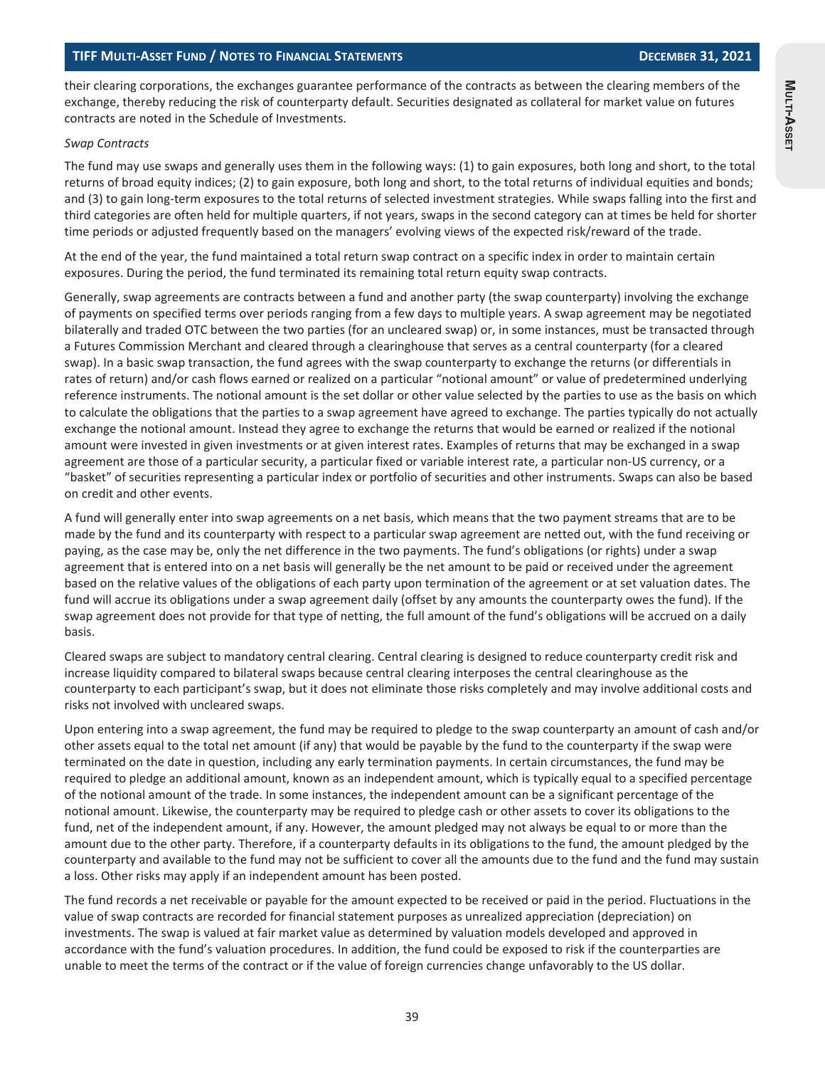their clearing corporations, the exchanges guarantee performance of the contracts as between the clearing members of the exchange, thereby reducing the risk of counterparty default. Securities designated as collateral for market value on futures contracts are noted in the Schedule of Investments.

*Swap Contracts*

The fund may use swaps and generally uses them in the following ways: (1) to gain exposures, both long and short, to the total returns of broad equity indices; (2) to gain exposure, both long and short, to the total returns of individual equities and bonds; and (3) to gain long-term exposures to the total returns of selected investment strategies. While swaps falling into the first and third categories are often held for multiple quarters, if not years, swaps in the second category can at times be held for shorter time periods or adjusted frequently based on the managers' evolving views of the expected risk/reward of the trade.

At the end of the year, the fund maintained a total return swap contract on a specific index in order to maintain certain exposures. During the period, the fund terminated its remaining total return equity swap contracts.

Generally, swap agreements are contracts between a fund and another party (the swap counterparty) involving the exchange of payments on specified terms over periods ranging from a few days to multiple years. A swap agreement may be negotiated bilaterally and traded OTC between the two parties (for an uncleared swap) or, in some instances, must be transacted through a Futures Commission Merchant and cleared through a clearinghouse that serves as a central counterparty (for a cleared swap). In a basic swap transaction, the fund agrees with the swap counterparty to exchange the returns (or differentials in rates of return) and/or cash flows earned or realized on a particular "notional amount" or value of predetermined underlying reference instruments. The notional amount is the set dollar or other value selected by the parties to use as the basis on which to calculate the obligations that the parties to a swap agreement have agreed to exchange. The parties typically do not actually exchange the notional amount. Instead they agree to exchange the returns that would be earned or realized if the notional amount were invested in given investments or at given interest rates. Examples of returns that may be exchanged in a swap agreement are those of a particular security, a particular fixed or variable interest rate, a particular non-US currency, or a "basket" of securities representing a particular index or portfolio of securities and other instruments. Swaps can also be based on credit and other events.

A fund will generally enter into swap agreements on a net basis, which means that the two payment streams that are to be made by the fund and its counterparty with respect to a particular swap agreement are netted out, with the fund receiving or paying, as the case may be, only the net difference in the two payments. The fund's obligations (or rights) under a swap agreement that is entered into on a net basis will generally be the net amount to be paid or received under the agreement based on the relative values of the obligations of each party upon termination of the agreement or at set valuation dates. The fund will accrue its obligations under a swap agreement daily (offset by any amounts the counterparty owes the fund). If the swap agreement does not provide for that type of netting, the full amount of the fund's obligations will be accrued on a daily basis.

Cleared swaps are subject to mandatory central clearing. Central clearing is designed to reduce counterparty credit risk and increase liquidity compared to bilateral swaps because central clearing interposes the central clearinghouse as the counterparty to each participant's swap, but it does not eliminate those risks completely and may involve additional costs and risks not involved with uncleared swaps.

Upon entering into a swap agreement, the fund may be required to pledge to the swap counterparty an amount of cash and/or other assets equal to the total net amount (if any) that would be payable by the fund to the counterparty if the swap were terminated on the date in question, including any early termination payments. In certain circumstances, the fund may be required to pledge an additional amount, known as an independent amount, which is typically equal to a specified percentage of the notional amount of the trade. In some instances, the independent amount can be a significant percentage of the notional amount. Likewise, the counterparty may be required to pledge cash or other assets to cover its obligations to the fund, net of the independent amount, if any. However, the amount pledged may not always be equal to or more than the amount due to the other party. Therefore, if a counterparty defaults in its obligations to the fund, the amount pledged by the counterparty and available to the fund may not be sufficient to cover all the amounts due to the fund and the fund may sustain a loss. Other risks may apply if an independent amount has been posted.

The fund records a net receivable or payable for the amount expected to be received or paid in the period. Fluctuations in the value of swap contracts are recorded for financial statement purposes as unrealized appreciation (depreciation) on investments. The swap is valued at fair market value as determined by valuation models developed and approved in accordance with the fund's valuation procedures. In addition, the fund could be exposed to risk if the counterparties are unable to meet the terms of the contract or if the value of foreign currencies change unfavorably to the US dollar.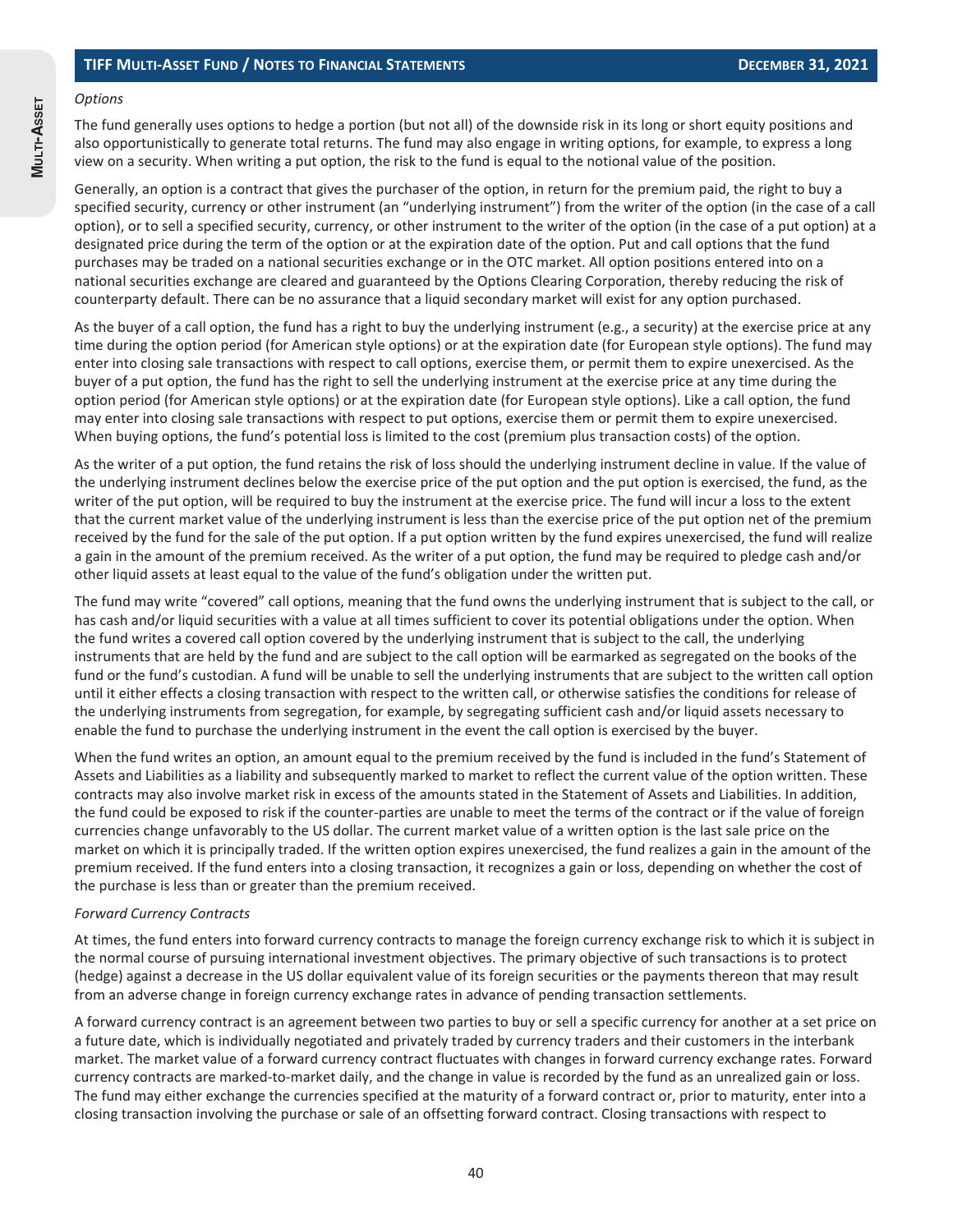*Options*

The fund generally uses options to hedge a portion (but not all) of the downside risk in its long or short equity positions and also opportunistically to generate total returns. The fund may also engage in writing options, for example, to express a long view on a security. When writing a put option, the risk to the fund is equal to the notional value of the position.

Generally, an option is a contract that gives the purchaser of the option, in return for the premium paid, the right to buy a specified security, currency or other instrument (an "underlying instrument") from the writer of the option (in the case of a call option), or to sell a specified security, currency, or other instrument to the writer of the option (in the case of a put option) at a designated price during the term of the option or at the expiration date of the option. Put and call options that the fund purchases may be traded on a national securities exchange or in the OTC market. All option positions entered into on a national securities exchange are cleared and guaranteed by the Options Clearing Corporation, thereby reducing the risk of counterparty default. There can be no assurance that a liquid secondary market will exist for any option purchased.

As the buyer of a call option, the fund has a right to buy the underlying instrument (e.g., a security) at the exercise price at any time during the option period (for American style options) or at the expiration date (for European style options). The fund may enter into closing sale transactions with respect to call options, exercise them, or permit them to expire unexercised. As the buyer of a put option, the fund has the right to sell the underlying instrument at the exercise price at any time during the option period (for American style options) or at the expiration date (for European style options). Like a call option, the fund may enter into closing sale transactions with respect to put options, exercise them or permit them to expire unexercised. When buying options, the fund's potential loss is limited to the cost (premium plus transaction costs) of the option.

As the writer of a put option, the fund retains the risk of loss should the underlying instrument decline in value. If the value of the underlying instrument declines below the exercise price of the put option and the put option is exercised, the fund, as the writer of the put option, will be required to buy the instrument at the exercise price. The fund will incur a loss to the extent that the current market value of the underlying instrument is less than the exercise price of the put option net of the premium received by the fund for the sale of the put option. If a put option written by the fund expires unexercised, the fund will realize a gain in the amount of the premium received. As the writer of a put option, the fund may be required to pledge cash and/or other liquid assets at least equal to the value of the fund's obligation under the written put.

The fund may write "covered" call options, meaning that the fund owns the underlying instrument that is subject to the call, or has cash and/or liquid securities with a value at all times sufficient to cover its potential obligations under the option. When the fund writes a covered call option covered by the underlying instrument that is subject to the call, the underlying instruments that are held by the fund and are subject to the call option will be earmarked as segregated on the books of the fund or the fund's custodian. A fund will be unable to sell the underlying instruments that are subject to the written call option until it either effects a closing transaction with respect to the written call, or otherwise satisfies the conditions for release of the underlying instruments from segregation, for example, by segregating sufficient cash and/or liquid assets necessary to enable the fund to purchase the underlying instrument in the event the call option is exercised by the buyer.

When the fund writes an option, an amount equal to the premium received by the fund is included in the fund's Statement of Assets and Liabilities as a liability and subsequently marked to market to reflect the current value of the option written. These contracts may also involve market risk in excess of the amounts stated in the Statement of Assets and Liabilities. In addition, the fund could be exposed to risk if the counter-parties are unable to meet the terms of the contract or if the value of foreign currencies change unfavorably to the US dollar. The current market value of a written option is the last sale price on the market on which it is principally traded. If the written option expires unexercised, the fund realizes a gain in the amount of the premium received. If the fund enters into a closing transaction, it recognizes a gain or loss, depending on whether the cost of the purchase is less than or greater than the premium received.

*Forward Currency Contracts*

At times, the fund enters into forward currency contracts to manage the foreign currency exchange risk to which it is subject in the normal course of pursuing international investment objectives. The primary objective of such transactions is to protect (hedge) against a decrease in the US dollar equivalent value of its foreign securities or the payments thereon that may result from an adverse change in foreign currency exchange rates in advance of pending transaction settlements.

A forward currency contract is an agreement between two parties to buy or sell a specific currency for another at a set price on a future date, which is individually negotiated and privately traded by currency traders and their customers in the interbank market. The market value of a forward currency contract fluctuates with changes in forward currency exchange rates. Forward currency contracts are marked-to-market daily, and the change in value is recorded by the fund as an unrealized gain or loss. The fund may either exchange the currencies specified at the maturity of a forward contract or, prior to maturity, enter into a closing transaction involving the purchase or sale of an offsetting forward contract. Closing transactions with respect to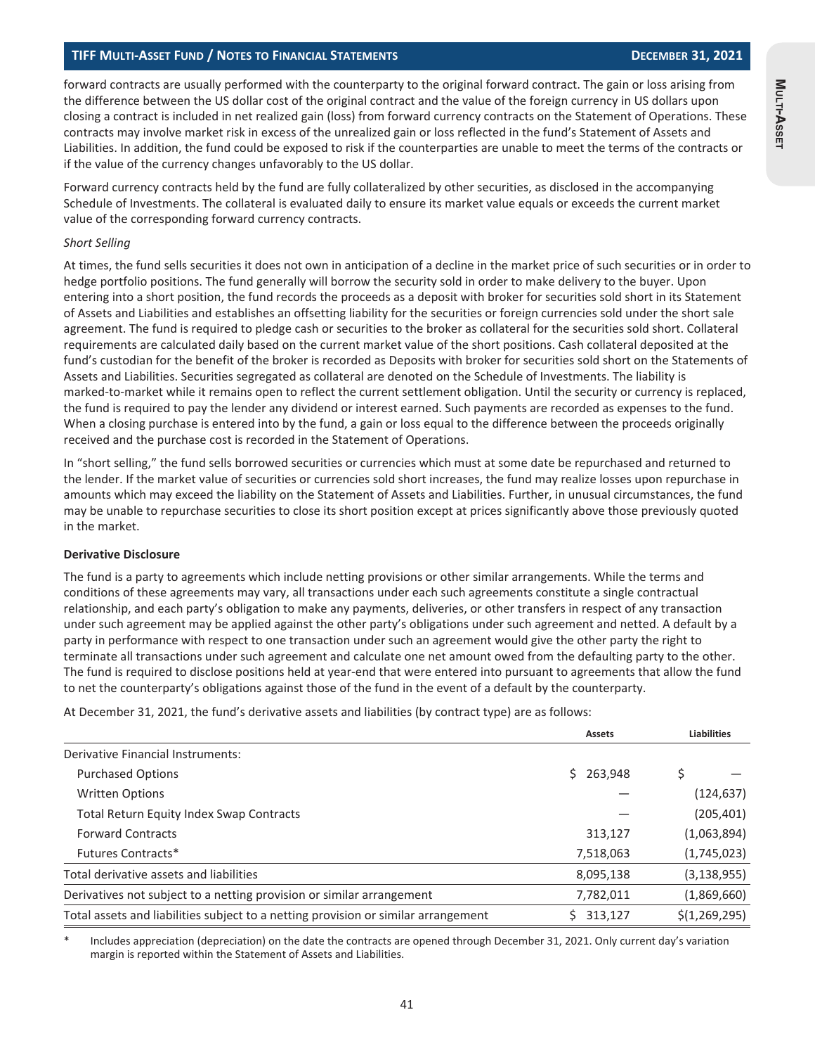forward contracts are usually performed with the counterparty to the original forward contract. The gain or loss arising from the difference between the US dollar cost of the original contract and the value of the foreign currency in US dollars upon closing a contract is included in net realized gain (loss) from forward currency contracts on the Statement of Operations. These contracts may involve market risk in excess of the unrealized gain or loss reflected in the fund's Statement of Assets and Liabilities. In addition, the fund could be exposed to risk if the counterparties are unable to meet the terms of the contracts or if the value of the currency changes unfavorably to the US dollar.

Forward currency contracts held by the fund are fully collateralized by other securities, as disclosed in the accompanying Schedule of Investments. The collateral is evaluated daily to ensure its market value equals or exceeds the current market value of the corresponding forward currency contracts.

*Short Selling*

At times, the fund sells securities it does not own in anticipation of a decline in the market price of such securities or in order to hedge portfolio positions. The fund generally will borrow the security sold in order to make delivery to the buyer. Upon entering into a short position, the fund records the proceeds as a deposit with broker for securities sold short in its Statement of Assets and Liabilities and establishes an offsetting liability for the securities or foreign currencies sold under the short sale agreement. The fund is required to pledge cash or securities to the broker as collateral for the securities sold short. Collateral requirements are calculated daily based on the current market value of the short positions. Cash collateral deposited at the fund's custodian for the benefit of the broker is recorded as Deposits with broker for securities sold short on the Statements of Assets and Liabilities. Securities segregated as collateral are denoted on the Schedule of Investments. The liability is marked-to-market while it remains open to reflect the current settlement obligation. Until the security or currency is replaced, the fund is required to pay the lender any dividend or interest earned. Such payments are recorded as expenses to the fund. When a closing purchase is entered into by the fund, a gain or loss equal to the difference between the proceeds originally received and the purchase cost is recorded in the Statement of Operations.

In "short selling," the fund sells borrowed securities or currencies which must at some date be repurchased and returned to the lender. If the market value of securities or currencies sold short increases, the fund may realize losses upon repurchase in amounts which may exceed the liability on the Statement of Assets and Liabilities. Further, in unusual circumstances, the fund may be unable to repurchase securities to close its short position except at prices significantly above those previously quoted in the market.

**Derivative Disclosure**

The fund is a party to agreements which include netting provisions or other similar arrangements. While the terms and conditions of these agreements may vary, all transactions under each such agreements constitute a single contractual relationship, and each party's obligation to make any payments, deliveries, or other transfers in respect of any transaction under such agreement may be applied against the other party's obligations under such agreement and netted. A default by a party in performance with respect to one transaction under such an agreement would give the other party the right to terminate all transactions under such agreement and calculate one net amount owed from the defaulting party to the other. The fund is required to disclose positions held at year-end that were entered into pursuant to agreements that allow the fund to net the counterparty's obligations against those of the fund in the event of a default by the counterparty.

At December 31, 2021, the fund's derivative assets and liabilities (by contract type) are as follows:

| | Assets | Liabilities |
|---|---|---|
| Derivative Financial Instruments: | | |
| Purchased Options | $ 263,948 | $ — |
| Written Options | — | (124,637) |
| Total Return Equity Index Swap Contracts | — | (205,401) |
| Forward Contracts | 313,127 | (1,063,894) |
| Futures Contracts* | 7,518,063 | (1,745,023) |
| Total derivative assets and liabilities | 8,095,138 | (3,138,955) |
| Derivatives not subject to a netting provision or similar arrangement | 7,782,011 | (1,869,660) |
| Total assets and liabilities subject to a netting provision or similar arrangement | $ 313,127 | $(1,269,295) |

\* Includes appreciation (depreciation) on the date the contracts are opened through December 31, 2021. Only current day's variation margin is reported within the Statement of Assets and Liabilities.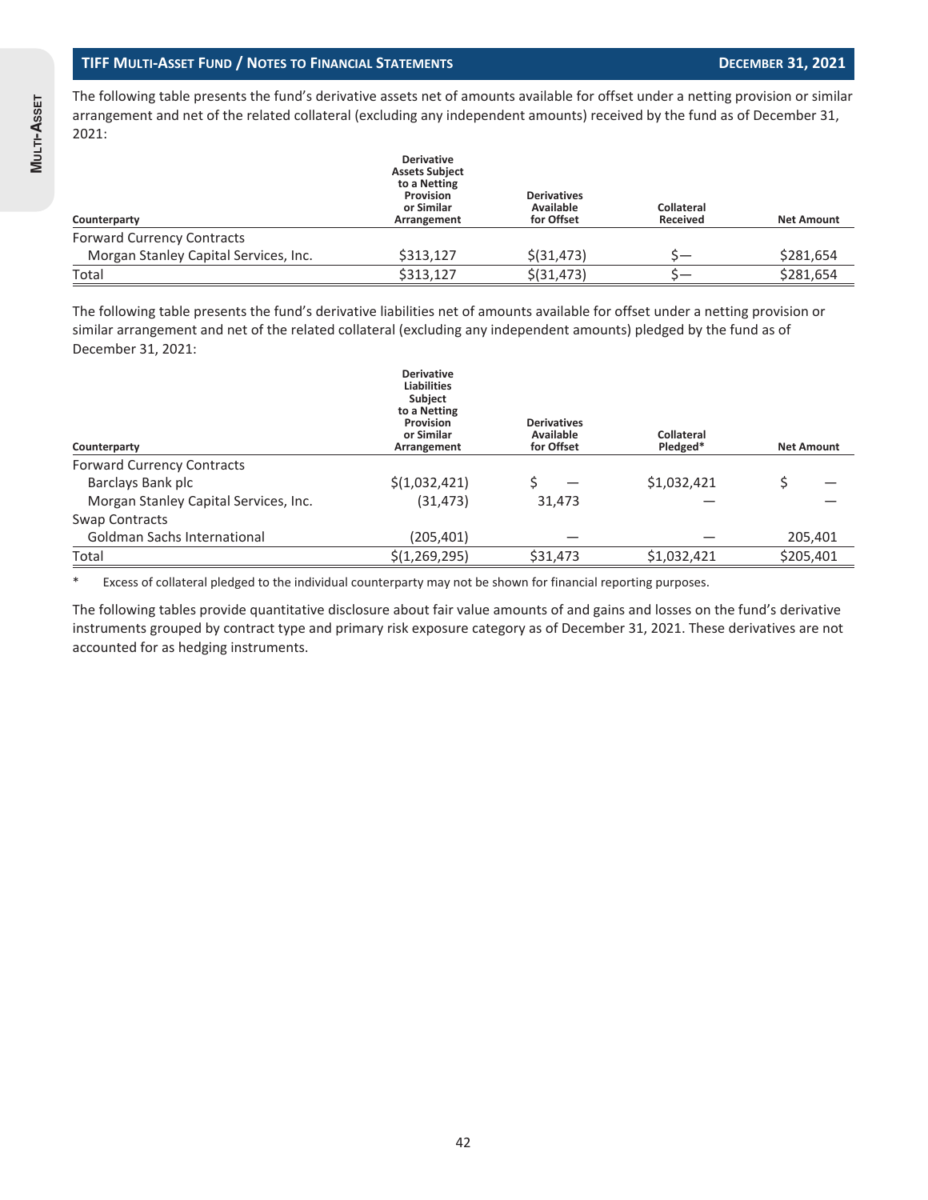The following table presents the fund's derivative assets net of amounts available for offset under a netting provision or similar arrangement and net of the related collateral (excluding any independent amounts) received by the fund as of December 31, 2021:

| Counterparty | Derivative Assets Subject to a Netting Provision or Similar Arrangement | Derivatives Available for Offset | Collateral Received | Net Amount |
|---|---|---|---|---|
| Forward Currency Contracts | | | | |
| Morgan Stanley Capital Services, Inc. | $313,127 | $(31,473) | $— | $281,654 |
| Total | $313,127 | $(31,473) | $— | $281,654 |

The following table presents the fund's derivative liabilities net of amounts available for offset under a netting provision or similar arrangement and net of the related collateral (excluding any independent amounts) pledged by the fund as of December 31, 2021:

| Counterparty | Derivative Liabilities Subject to a Netting Provision or Similar Arrangement | Derivatives Available for Offset | Collateral Pledged* | Net Amount |
|---|---|---|---|---|
| Forward Currency Contracts | | | | |
| Barclays Bank plc | $(1,032,421) | $ — | $1,032,421 | $ — |
| Morgan Stanley Capital Services, Inc. | (31,473) | 31,473 | — | — |
| Swap Contracts | | | | |
| Goldman Sachs International | (205,401) | — | — | 205,401 |
| Total | $(1,269,295) | $31,473 | $1,032,421 | $205,401 |

\* Excess of collateral pledged to the individual counterparty may not be shown for financial reporting purposes.

The following tables provide quantitative disclosure about fair value amounts of and gains and losses on the fund's derivative instruments grouped by contract type and primary risk exposure category as of December 31, 2021. These derivatives are not accounted for as hedging instruments.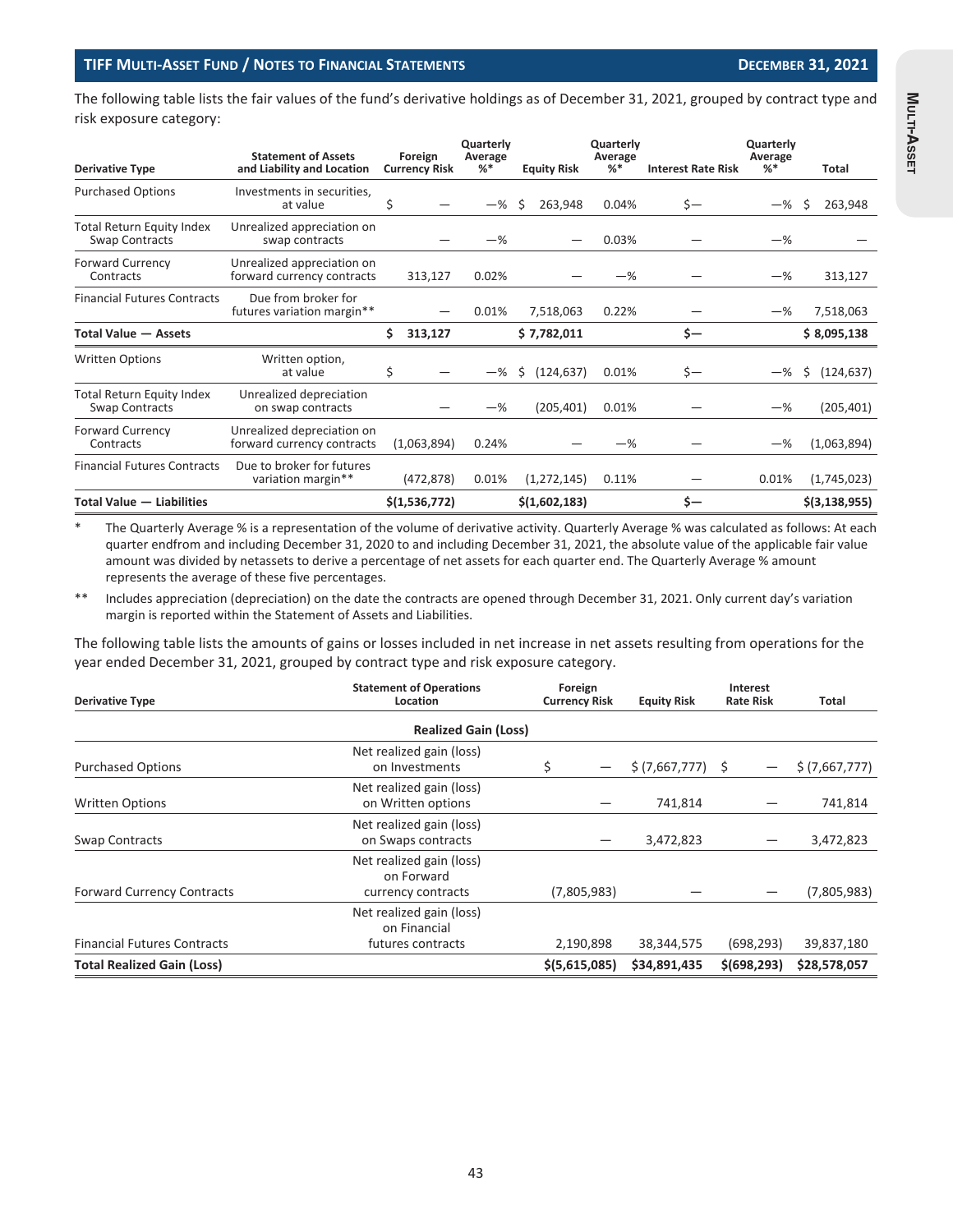The following table lists the fair values of the fund's derivative holdings as of December 31, 2021, grouped by contract type and risk exposure category:

| Derivative Type | Statement of Assets and Liability and Location | Foreign Currency Risk | Quarterly Average %* | Equity Risk | Quarterly Average %* | Interest Rate Risk | Quarterly Average %* | Total |
|---|---|---|---|---|---|---|---|---|
| Purchased Options | Investments in securities, at value | $ — | —% | $ 263,948 | 0.04% | $— | —% | $ 263,948 |
| Total Return Equity Index Swap Contracts | Unrealized appreciation on swap contracts | — | —% | — | 0.03% | — | —% | — |
| Forward Currency Contracts | Unrealized appreciation on forward currency contracts | 313,127 | 0.02% | — | —% | — | —% | 313,127 |
| Financial Futures Contracts | Due from broker for futures variation margin** | — | 0.01% | 7,518,063 | 0.22% | — | —% | 7,518,063 |
| **Total Value — Assets** | | **$ 313,127** | | **$ 7,782,011** | | **$—** | | **$ 8,095,138** |
| Written Options | Written option, at value | $ — | —% | $ (124,637) | 0.01% | $— | —% | $ (124,637) |
| Total Return Equity Index Swap Contracts | Unrealized depreciation on swap contracts | — | —% | (205,401) | 0.01% | — | —% | (205,401) |
| Forward Currency Contracts | Unrealized depreciation on forward currency contracts | (1,063,894) | 0.24% | — | —% | — | —% | (1,063,894) |
| Financial Futures Contracts | Due to broker for futures variation margin** | (472,878) | 0.01% | (1,272,145) | 0.11% | — | 0.01% | (1,745,023) |
| **Total Value — Liabilities** | | **$(1,536,772)** | | **$(1,602,183)** | | **$—** | | **$(3,138,955)** |

\* The Quarterly Average % is a representation of the volume of derivative activity. Quarterly Average % was calculated as follows: At each quarter endfrom and including December 31, 2020 to and including December 31, 2021, the absolute value of the applicable fair value amount was divided by netassets to derive a percentage of net assets for each quarter end. The Quarterly Average % amount represents the average of these five percentages.

\*\* Includes appreciation (depreciation) on the date the contracts are opened through December 31, 2021. Only current day's variation margin is reported within the Statement of Assets and Liabilities.

The following table lists the amounts of gains or losses included in net increase in net assets resulting from operations for the year ended December 31, 2021, grouped by contract type and risk exposure category.

| Derivative Type | Statement of Operations Location | Foreign Currency Risk | Equity Risk | Interest Rate Risk | Total |
|---|---|---|---|---|---|
| | **Realized Gain (Loss)** | | | | |
| Purchased Options | Net realized gain (loss) on Investments | $ — | $ (7,667,777) | $ — | $ (7,667,777) |
| Written Options | Net realized gain (loss) on Written options | — | 741,814 | — | 741,814 |
| Swap Contracts | Net realized gain (loss) on Swaps contracts | — | 3,472,823 | — | 3,472,823 |
| Forward Currency Contracts | Net realized gain (loss) on Forward currency contracts | (7,805,983) | — | — | (7,805,983) |
| Financial Futures Contracts | Net realized gain (loss) on Financial futures contracts | 2,190,898 | 38,344,575 | (698,293) | 39,837,180 |
| **Total Realized Gain (Loss)** | | **$(5,615,085)** | **$34,891,435** | **$(698,293)** | **$28,578,057** |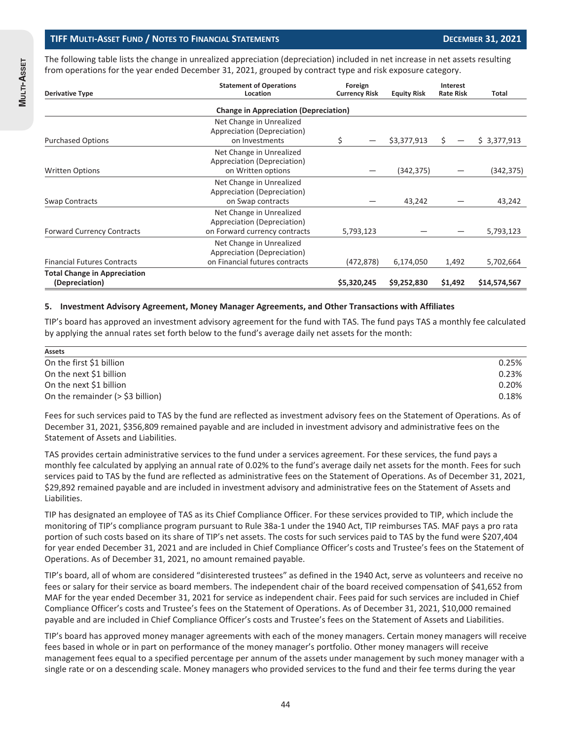The following table lists the change in unrealized appreciation (depreciation) included in net increase in net assets resulting from operations for the year ended December 31, 2021, grouped by contract type and risk exposure category.

| Derivative Type | Statement of Operations Location | Foreign Currency Risk | Equity Risk | Interest Rate Risk | Total |
|---|---|---|---|---|---|
| | **Change in Appreciation (Depreciation)** | | | | |
| Purchased Options | Net Change in Unrealized Appreciation (Depreciation) on Investments | $ — | $3,377,913 | $ — | $ 3,377,913 |
| Written Options | Net Change in Unrealized Appreciation (Depreciation) on Written options | — | (342,375) | — | (342,375) |
| Swap Contracts | Net Change in Unrealized Appreciation (Depreciation) on Swap contracts | — | 43,242 | — | 43,242 |
| Forward Currency Contracts | Net Change in Unrealized Appreciation (Depreciation) on Forward currency contracts | 5,793,123 | — | — | 5,793,123 |
| Financial Futures Contracts | Net Change in Unrealized Appreciation (Depreciation) on Financial futures contracts | (472,878) | 6,174,050 | 1,492 | 5,702,664 |
| **Total Change in Appreciation (Depreciation)** | | **$5,320,245** | **$9,252,830** | **$1,492** | **$14,574,567** |

## 5. Investment Advisory Agreement, Money Manager Agreements, and Other Transactions with Affiliates

TIP's board has approved an investment advisory agreement for the fund with TAS. The fund pays TAS a monthly fee calculated by applying the annual rates set forth below to the fund's average daily net assets for the month:

| Assets | |
|---|---|
| On the first $1 billion | 0.25% |
| On the next $1 billion | 0.23% |
| On the next $1 billion | 0.20% |
| On the remainder (> $3 billion) | 0.18% |

Fees for such services paid to TAS by the fund are reflected as investment advisory fees on the Statement of Operations. As of December 31, 2021, $356,809 remained payable and are included in investment advisory and administrative fees on the Statement of Assets and Liabilities.

TAS provides certain administrative services to the fund under a services agreement. For these services, the fund pays a monthly fee calculated by applying an annual rate of 0.02% to the fund's average daily net assets for the month. Fees for such services paid to TAS by the fund are reflected as administrative fees on the Statement of Operations. As of December 31, 2021, $29,892 remained payable and are included in investment advisory and administrative fees on the Statement of Assets and Liabilities.

TIP has designated an employee of TAS as its Chief Compliance Officer. For these services provided to TIP, which include the monitoring of TIP's compliance program pursuant to Rule 38a-1 under the 1940 Act, TIP reimburses TAS. MAF pays a pro rata portion of such costs based on its share of TIP's net assets. The costs for such services paid to TAS by the fund were $207,404 for year ended December 31, 2021 and are included in Chief Compliance Officer's costs and Trustee's fees on the Statement of Operations. As of December 31, 2021, no amount remained payable.

TIP's board, all of whom are considered "disinterested trustees" as defined in the 1940 Act, serve as volunteers and receive no fees or salary for their service as board members. The independent chair of the board received compensation of $41,652 from MAF for the year ended December 31, 2021 for service as independent chair. Fees paid for such services are included in Chief Compliance Officer's costs and Trustee's fees on the Statement of Operations. As of December 31, 2021, $10,000 remained payable and are included in Chief Compliance Officer's costs and Trustee's fees on the Statement of Assets and Liabilities.

TIP's board has approved money manager agreements with each of the money managers. Certain money managers will receive fees based in whole or in part on performance of the money manager's portfolio. Other money managers will receive management fees equal to a specified percentage per annum of the assets under management by such money manager with a single rate or on a descending scale. Money managers who provided services to the fund and their fee terms during the year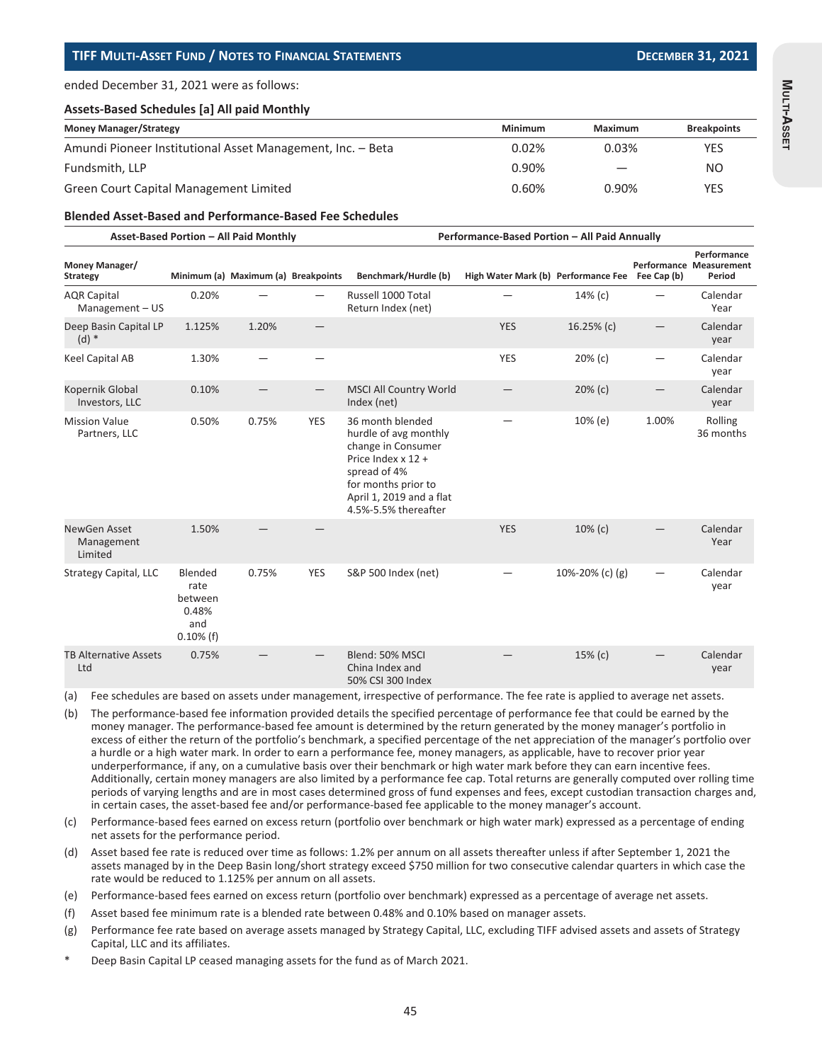ended December 31, 2021 were as follows:

**Assets-Based Schedules [a] All paid Monthly**

| Money Manager/Strategy | Minimum | Maximum | Breakpoints |
|---|---|---|---|
| Amundi Pioneer Institutional Asset Management, Inc. – Beta | 0.02% | 0.03% | YES |
| Fundsmith, LLP | 0.90% | — | NO |
| Green Court Capital Management Limited | 0.60% | 0.90% | YES |

**Blended Asset-Based and Performance-Based Fee Schedules**

| | Asset-Based Portion – All Paid Monthly | | | Performance-Based Portion – All Paid Annually | | | | |
|---|---|---|---|---|---|---|---|---|
| Money Manager/ Strategy | Minimum (a) | Maximum (a) | Breakpoints | Benchmark/Hurdle (b) | High Water Mark (b) | Performance Fee | Performance Fee Cap (b) | Performance Measurement Period |
| AQR Capital Management – US | 0.20% | — | — | Russell 1000 Total Return Index (net) | — | 14% (c) | — | Calendar Year |
| Deep Basin Capital LP (d) * | 1.125% | 1.20% | — | | YES | 16.25% (c) | — | Calendar year |
| Keel Capital AB | 1.30% | — | — | | YES | 20% (c) | — | Calendar year |
| Kopernik Global Investors, LLC | 0.10% | — | — | MSCI All Country World Index (net) | — | 20% (c) | — | Calendar year |
| Mission Value Partners, LLC | 0.50% | 0.75% | YES | 36 month blended hurdle of avg monthly change in Consumer Price Index x 12 + spread of 4% for months prior to April 1, 2019 and a flat 4.5%-5.5% thereafter | — | 10% (e) | 1.00% | Rolling 36 months |
| NewGen Asset Management Limited | 1.50% | — | — | | YES | 10% (c) | — | Calendar Year |
| Strategy Capital, LLC | Blended rate between 0.48% and 0.10% (f) | 0.75% | YES | S&P 500 Index (net) | — | 10%-20% (c) (g) | — | Calendar year |
| TB Alternative Assets Ltd | 0.75% | — | — | Blend: 50% MSCI China Index and 50% CSI 300 Index | — | 15% (c) | — | Calendar year |

(a) Fee schedules are based on assets under management, irrespective of performance. The fee rate is applied to average net assets.

(b) The performance-based fee information provided details the specified percentage of performance fee that could be earned by the money manager. The performance-based fee amount is determined by the return generated by the money manager's portfolio in excess of either the return of the portfolio's benchmark, a specified percentage of the net appreciation of the manager's portfolio over a hurdle or a high water mark. In order to earn a performance fee, money managers, as applicable, have to recover prior year underperformance, if any, on a cumulative basis over their benchmark or high water mark before they can earn incentive fees. Additionally, certain money managers are also limited by a performance fee cap. Total returns are generally computed over rolling time periods of varying lengths and are in most cases determined gross of fund expenses and fees, except custodian transaction charges and, in certain cases, the asset-based fee and/or performance-based fee applicable to the money manager's account.

(c) Performance-based fees earned on excess return (portfolio over benchmark or high water mark) expressed as a percentage of ending net assets for the performance period.

(d) Asset based fee rate is reduced over time as follows: 1.2% per annum on all assets thereafter unless if after September 1, 2021 the assets managed by in the Deep Basin long/short strategy exceed $750 million for two consecutive calendar quarters in which case the rate would be reduced to 1.125% per annum on all assets.

(e) Performance-based fees earned on excess return (portfolio over benchmark) expressed as a percentage of average net assets.

(f) Asset based fee minimum rate is a blended rate between 0.48% and 0.10% based on manager assets.

(g) Performance fee rate based on average assets managed by Strategy Capital, LLC, excluding TIFF advised assets and assets of Strategy Capital, LLC and its affiliates.

\* Deep Basin Capital LP ceased managing assets for the fund as of March 2021.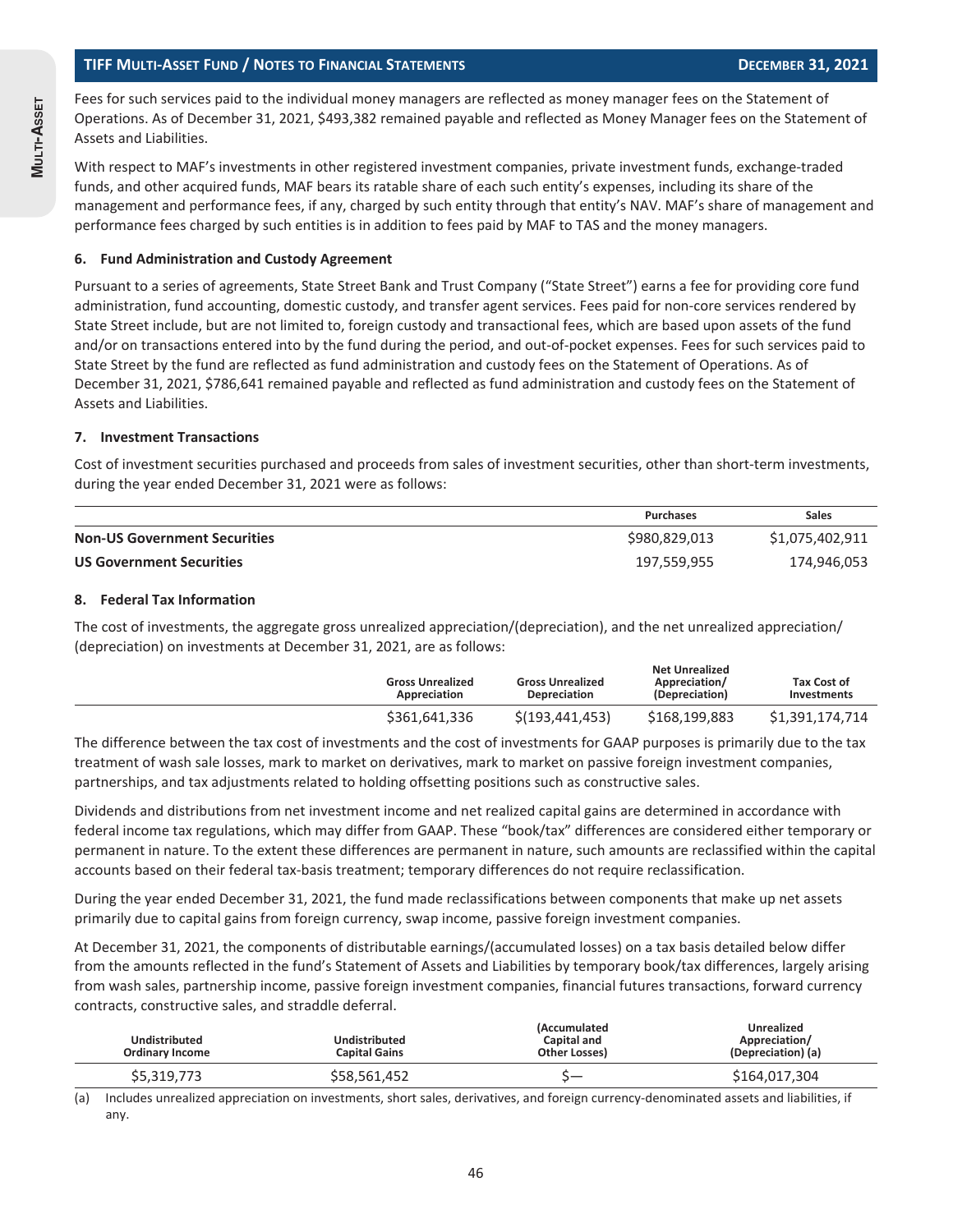Fees for such services paid to the individual money managers are reflected as money manager fees on the Statement of Operations. As of December 31, 2021, $493,382 remained payable and reflected as Money Manager fees on the Statement of Assets and Liabilities.

With respect to MAF's investments in other registered investment companies, private investment funds, exchange-traded funds, and other acquired funds, MAF bears its ratable share of each such entity's expenses, including its share of the management and performance fees, if any, charged by such entity through that entity's NAV. MAF's share of management and performance fees charged by such entities is in addition to fees paid by MAF to TAS and the money managers.

### 6. Fund Administration and Custody Agreement

Pursuant to a series of agreements, State Street Bank and Trust Company ("State Street") earns a fee for providing core fund administration, fund accounting, domestic custody, and transfer agent services. Fees paid for non-core services rendered by State Street include, but are not limited to, foreign custody and transactional fees, which are based upon assets of the fund and/or on transactions entered into by the fund during the period, and out-of-pocket expenses. Fees for such services paid to State Street by the fund are reflected as fund administration and custody fees on the Statement of Operations. As of December 31, 2021, $786,641 remained payable and reflected as fund administration and custody fees on the Statement of Assets and Liabilities.

### 7. Investment Transactions

Cost of investment securities purchased and proceeds from sales of investment securities, other than short-term investments, during the year ended December 31, 2021 were as follows:

| | Purchases | Sales |
|---|---|---|
| **Non-US Government Securities** | $980,829,013 | $1,075,402,911 |
| **US Government Securities** | 197,559,955 | 174,946,053 |

### 8. Federal Tax Information

The cost of investments, the aggregate gross unrealized appreciation/(depreciation), and the net unrealized appreciation/(depreciation) on investments at December 31, 2021, are as follows:

| Gross Unrealized Appreciation | Gross Unrealized Depreciation | Net Unrealized Appreciation/ (Depreciation) | Tax Cost of Investments |
|---|---|---|---|
| $361,641,336 | $(193,441,453) | $168,199,883 | $1,391,174,714 |

The difference between the tax cost of investments and the cost of investments for GAAP purposes is primarily due to the tax treatment of wash sale losses, mark to market on derivatives, mark to market on passive foreign investment companies, partnerships, and tax adjustments related to holding offsetting positions such as constructive sales.

Dividends and distributions from net investment income and net realized capital gains are determined in accordance with federal income tax regulations, which may differ from GAAP. These "book/tax" differences are considered either temporary or permanent in nature. To the extent these differences are permanent in nature, such amounts are reclassified within the capital accounts based on their federal tax-basis treatment; temporary differences do not require reclassification.

During the year ended December 31, 2021, the fund made reclassifications between components that make up net assets primarily due to capital gains from foreign currency, swap income, passive foreign investment companies.

At December 31, 2021, the components of distributable earnings/(accumulated losses) on a tax basis detailed below differ from the amounts reflected in the fund's Statement of Assets and Liabilities by temporary book/tax differences, largely arising from wash sales, partnership income, passive foreign investment companies, financial futures transactions, forward currency contracts, constructive sales, and straddle deferral.

| Undistributed Ordinary Income | Undistributed Capital Gains | (Accumulated Capital and Other Losses) | Unrealized Appreciation/ (Depreciation) (a) |
|---|---|---|---|
| $5,319,773 | $58,561,452 | $— | $164,017,304 |

(a) Includes unrealized appreciation on investments, short sales, derivatives, and foreign currency-denominated assets and liabilities, if any.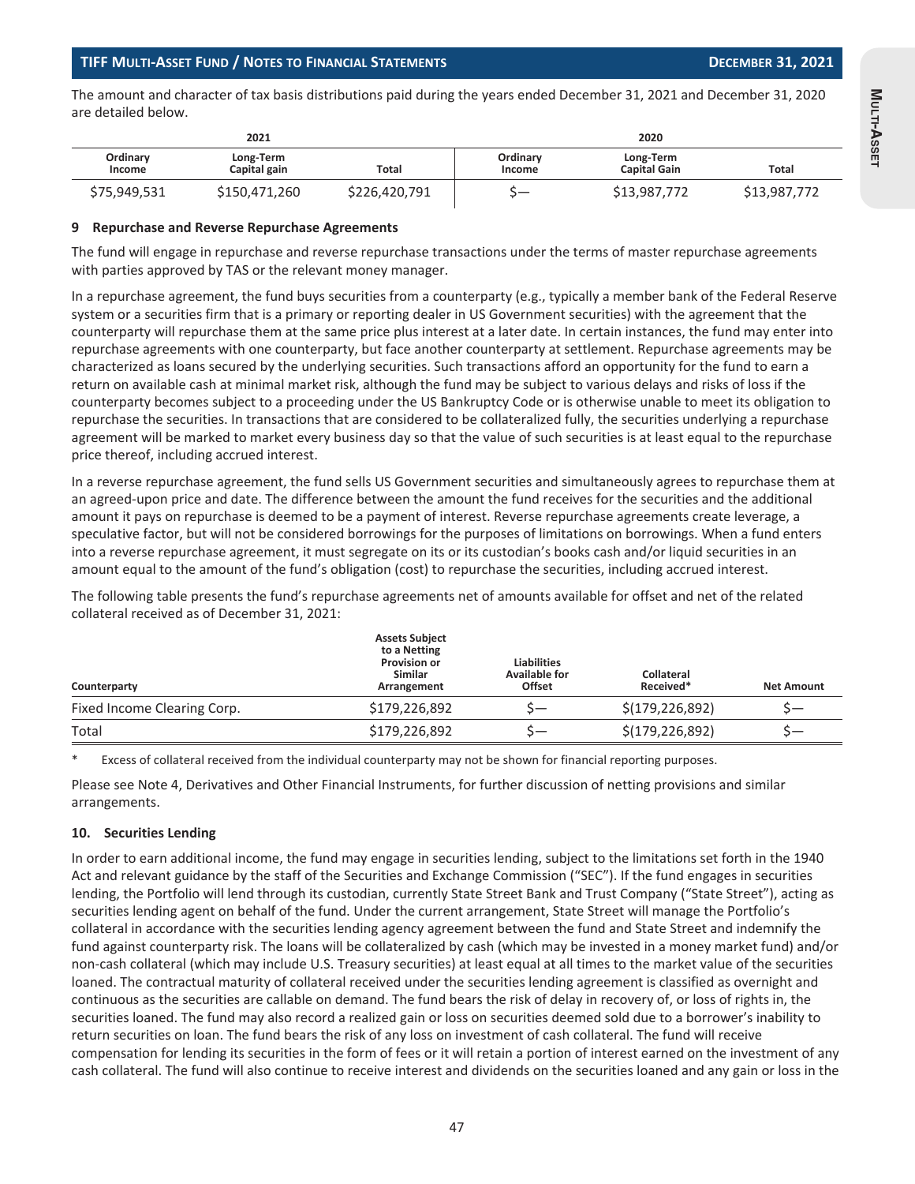The amount and character of tax basis distributions paid during the years ended December 31, 2021 and December 31, 2020 are detailed below.

| 2021 | | | 2020 | | |
|---|---|---|---|---|---|
| Ordinary Income | Long-Term Capital gain | Total | Ordinary Income | Long-Term Capital Gain | Total |
| $75,949,531 | $150,471,260 | $226,420,791 | $— | $13,987,772 | $13,987,772 |

### 9 Repurchase and Reverse Repurchase Agreements

The fund will engage in repurchase and reverse repurchase transactions under the terms of master repurchase agreements with parties approved by TAS or the relevant money manager.

In a repurchase agreement, the fund buys securities from a counterparty (e.g., typically a member bank of the Federal Reserve system or a securities firm that is a primary or reporting dealer in US Government securities) with the agreement that the counterparty will repurchase them at the same price plus interest at a later date. In certain instances, the fund may enter into repurchase agreements with one counterparty, but face another counterparty at settlement. Repurchase agreements may be characterized as loans secured by the underlying securities. Such transactions afford an opportunity for the fund to earn a return on available cash at minimal market risk, although the fund may be subject to various delays and risks of loss if the counterparty becomes subject to a proceeding under the US Bankruptcy Code or is otherwise unable to meet its obligation to repurchase the securities. In transactions that are considered to be collateralized fully, the securities underlying a repurchase agreement will be marked to market every business day so that the value of such securities is at least equal to the repurchase price thereof, including accrued interest.

In a reverse repurchase agreement, the fund sells US Government securities and simultaneously agrees to repurchase them at an agreed-upon price and date. The difference between the amount the fund receives for the securities and the additional amount it pays on repurchase is deemed to be a payment of interest. Reverse repurchase agreements create leverage, a speculative factor, but will not be considered borrowings for the purposes of limitations on borrowings. When a fund enters into a reverse repurchase agreement, it must segregate on its or its custodian's books cash and/or liquid securities in an amount equal to the amount of the fund's obligation (cost) to repurchase the securities, including accrued interest.

The following table presents the fund's repurchase agreements net of amounts available for offset and net of the related collateral received as of December 31, 2021:

| Counterparty | Assets Subject to a Netting Provision or Similar Arrangement | Liabilities Available for Offset | Collateral Received* | Net Amount |
|---|---|---|---|---|
| Fixed Income Clearing Corp. | $179,226,892 | $— | $(179,226,892) | $— |
| Total | $179,226,892 | $— | $(179,226,892) | $— |

\* Excess of collateral received from the individual counterparty may not be shown for financial reporting purposes.

Please see Note 4, Derivatives and Other Financial Instruments, for further discussion of netting provisions and similar arrangements.

### 10. Securities Lending

In order to earn additional income, the fund may engage in securities lending, subject to the limitations set forth in the 1940 Act and relevant guidance by the staff of the Securities and Exchange Commission ("SEC"). If the fund engages in securities lending, the Portfolio will lend through its custodian, currently State Street Bank and Trust Company ("State Street"), acting as securities lending agent on behalf of the fund. Under the current arrangement, State Street will manage the Portfolio's collateral in accordance with the securities lending agency agreement between the fund and State Street and indemnify the fund against counterparty risk. The loans will be collateralized by cash (which may be invested in a money market fund) and/or non-cash collateral (which may include U.S. Treasury securities) at least equal at all times to the market value of the securities loaned. The contractual maturity of collateral received under the securities lending agreement is classified as overnight and continuous as the securities are callable on demand. The fund bears the risk of delay in recovery of, or loss of rights in, the securities loaned. The fund may also record a realized gain or loss on securities deemed sold due to a borrower's inability to return securities on loan. The fund bears the risk of any loss on investment of cash collateral. The fund will receive compensation for lending its securities in the form of fees or it will retain a portion of interest earned on the investment of any cash collateral. The fund will also continue to receive interest and dividends on the securities loaned and any gain or loss in the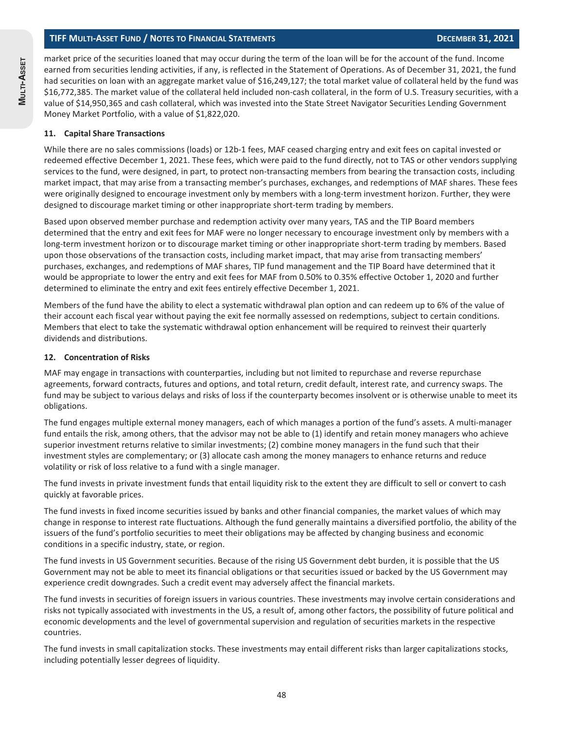market price of the securities loaned that may occur during the term of the loan will be for the account of the fund. Income earned from securities lending activities, if any, is reflected in the Statement of Operations. As of December 31, 2021, the fund had securities on loan with an aggregate market value of $16,249,127; the total market value of collateral held by the fund was $16,772,385. The market value of the collateral held included non-cash collateral, in the form of U.S. Treasury securities, with a value of $14,950,365 and cash collateral, which was invested into the State Street Navigator Securities Lending Government Money Market Portfolio, with a value of $1,822,020.

#### 11. Capital Share Transactions

While there are no sales commissions (loads) or 12b-1 fees, MAF ceased charging entry and exit fees on capital invested or redeemed effective December 1, 2021. These fees, which were paid to the fund directly, not to TAS or other vendors supplying services to the fund, were designed, in part, to protect non-transacting members from bearing the transaction costs, including market impact, that may arise from a transacting member's purchases, exchanges, and redemptions of MAF shares. These fees were originally designed to encourage investment only by members with a long-term investment horizon. Further, they were designed to discourage market timing or other inappropriate short-term trading by members.

Based upon observed member purchase and redemption activity over many years, TAS and the TIP Board members determined that the entry and exit fees for MAF were no longer necessary to encourage investment only by members with a long-term investment horizon or to discourage market timing or other inappropriate short-term trading by members. Based upon those observations of the transaction costs, including market impact, that may arise from transacting members' purchases, exchanges, and redemptions of MAF shares, TIP fund management and the TIP Board have determined that it would be appropriate to lower the entry and exit fees for MAF from 0.50% to 0.35% effective October 1, 2020 and further determined to eliminate the entry and exit fees entirely effective December 1, 2021.

Members of the fund have the ability to elect a systematic withdrawal plan option and can redeem up to 6% of the value of their account each fiscal year without paying the exit fee normally assessed on redemptions, subject to certain conditions. Members that elect to take the systematic withdrawal option enhancement will be required to reinvest their quarterly dividends and distributions.

#### 12. Concentration of Risks

MAF may engage in transactions with counterparties, including but not limited to repurchase and reverse repurchase agreements, forward contracts, futures and options, and total return, credit default, interest rate, and currency swaps. The fund may be subject to various delays and risks of loss if the counterparty becomes insolvent or is otherwise unable to meet its obligations.

The fund engages multiple external money managers, each of which manages a portion of the fund's assets. A multi-manager fund entails the risk, among others, that the advisor may not be able to (1) identify and retain money managers who achieve superior investment returns relative to similar investments; (2) combine money managers in the fund such that their investment styles are complementary; or (3) allocate cash among the money managers to enhance returns and reduce volatility or risk of loss relative to a fund with a single manager.

The fund invests in private investment funds that entail liquidity risk to the extent they are difficult to sell or convert to cash quickly at favorable prices.

The fund invests in fixed income securities issued by banks and other financial companies, the market values of which may change in response to interest rate fluctuations. Although the fund generally maintains a diversified portfolio, the ability of the issuers of the fund's portfolio securities to meet their obligations may be affected by changing business and economic conditions in a specific industry, state, or region.

The fund invests in US Government securities. Because of the rising US Government debt burden, it is possible that the US Government may not be able to meet its financial obligations or that securities issued or backed by the US Government may experience credit downgrades. Such a credit event may adversely affect the financial markets.

The fund invests in securities of foreign issuers in various countries. These investments may involve certain considerations and risks not typically associated with investments in the US, a result of, among other factors, the possibility of future political and economic developments and the level of governmental supervision and regulation of securities markets in the respective countries.

The fund invests in small capitalization stocks. These investments may entail different risks than larger capitalizations stocks, including potentially lesser degrees of liquidity.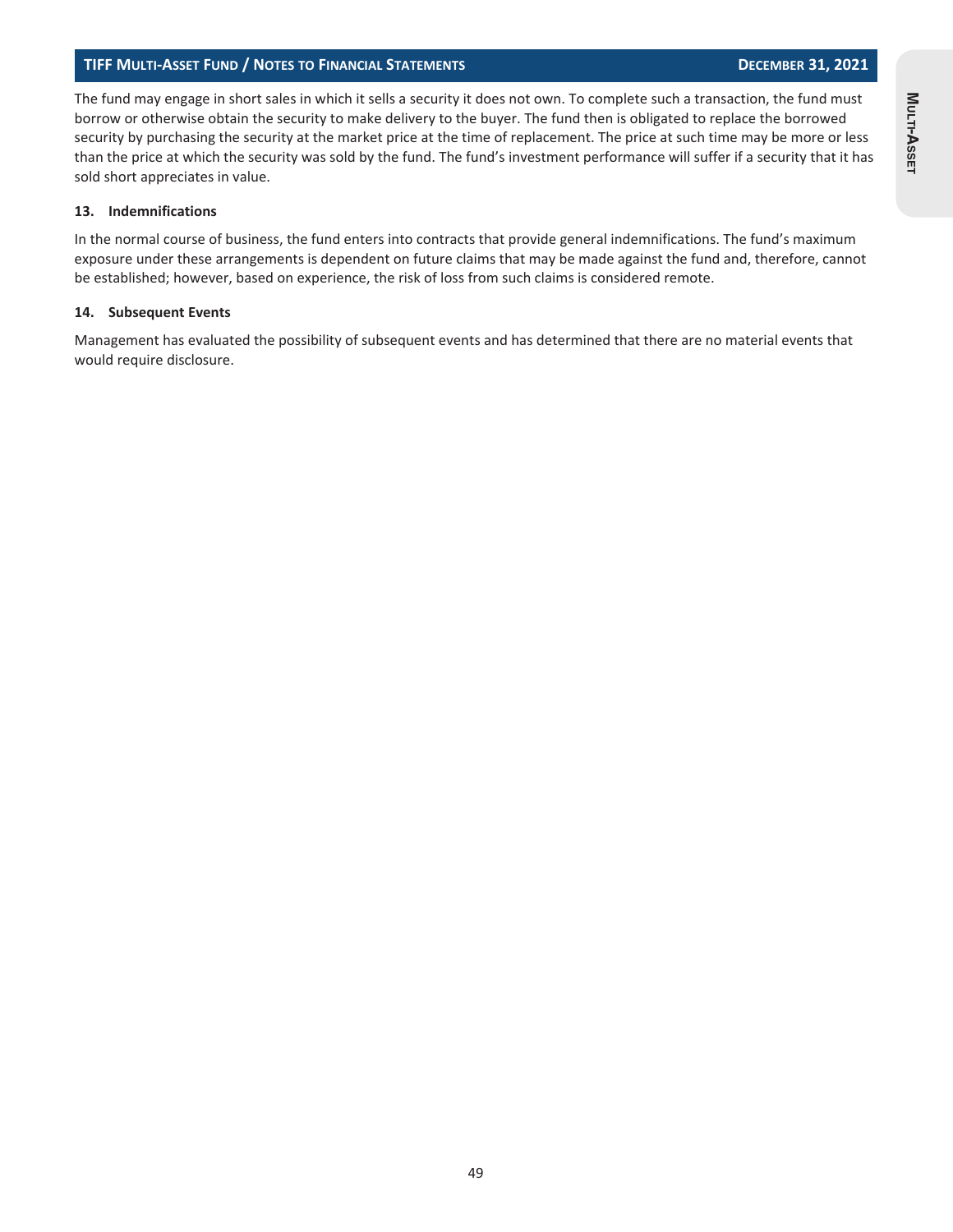The fund may engage in short sales in which it sells a security it does not own. To complete such a transaction, the fund must borrow or otherwise obtain the security to make delivery to the buyer. The fund then is obligated to replace the borrowed security by purchasing the security at the market price at the time of replacement. The price at such time may be more or less than the price at which the security was sold by the fund. The fund's investment performance will suffer if a security that it has sold short appreciates in value.

### 13. Indemnifications

In the normal course of business, the fund enters into contracts that provide general indemnifications. The fund's maximum exposure under these arrangements is dependent on future claims that may be made against the fund and, therefore, cannot be established; however, based on experience, the risk of loss from such claims is considered remote.

### 14. Subsequent Events

Management has evaluated the possibility of subsequent events and has determined that there are no material events that would require disclosure.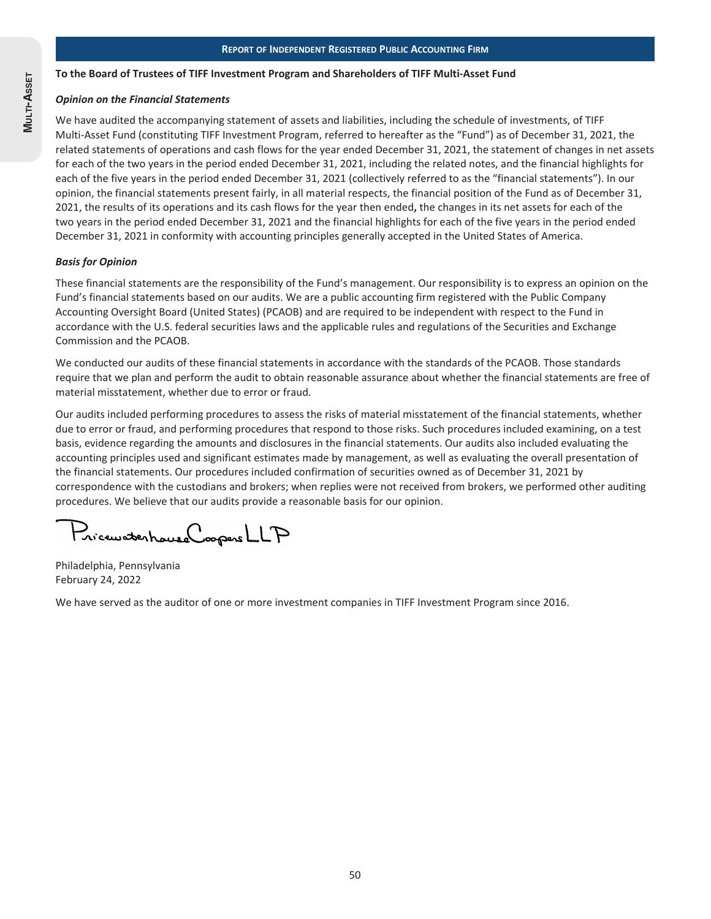## Report of Independent Registered Public Accounting Firm

**To the Board of Trustees of TIFF Investment Program and Shareholders of TIFF Multi-Asset Fund**

***Opinion on the Financial Statements***

We have audited the accompanying statement of assets and liabilities, including the schedule of investments, of TIFF Multi-Asset Fund (constituting TIFF Investment Program, referred to hereafter as the "Fund") as of December 31, 2021, the related statements of operations and cash flows for the year ended December 31, 2021, the statement of changes in net assets for each of the two years in the period ended December 31, 2021, including the related notes, and the financial highlights for each of the five years in the period ended December 31, 2021 (collectively referred to as the "financial statements"). In our opinion, the financial statements present fairly, in all material respects, the financial position of the Fund as of December 31, 2021, the results of its operations and its cash flows for the year then ended, the changes in its net assets for each of the two years in the period ended December 31, 2021 and the financial highlights for each of the five years in the period ended December 31, 2021 in conformity with accounting principles generally accepted in the United States of America.

***Basis for Opinion***

These financial statements are the responsibility of the Fund's management. Our responsibility is to express an opinion on the Fund's financial statements based on our audits. We are a public accounting firm registered with the Public Company Accounting Oversight Board (United States) (PCAOB) and are required to be independent with respect to the Fund in accordance with the U.S. federal securities laws and the applicable rules and regulations of the Securities and Exchange Commission and the PCAOB.

We conducted our audits of these financial statements in accordance with the standards of the PCAOB. Those standards require that we plan and perform the audit to obtain reasonable assurance about whether the financial statements are free of material misstatement, whether due to error or fraud.

Our audits included performing procedures to assess the risks of material misstatement of the financial statements, whether due to error or fraud, and performing procedures that respond to those risks. Such procedures included examining, on a test basis, evidence regarding the amounts and disclosures in the financial statements. Our audits also included evaluating the accounting principles used and significant estimates made by management, as well as evaluating the overall presentation of the financial statements. Our procedures included confirmation of securities owned as of December 31, 2021 by correspondence with the custodians and brokers; when replies were not received from brokers, we performed other auditing procedures. We believe that our audits provide a reasonable basis for our opinion.

PricewaterhouseCoopers LLP

Philadelphia, Pennsylvania
February 24, 2022

We have served as the auditor of one or more investment companies in TIFF Investment Program since 2016.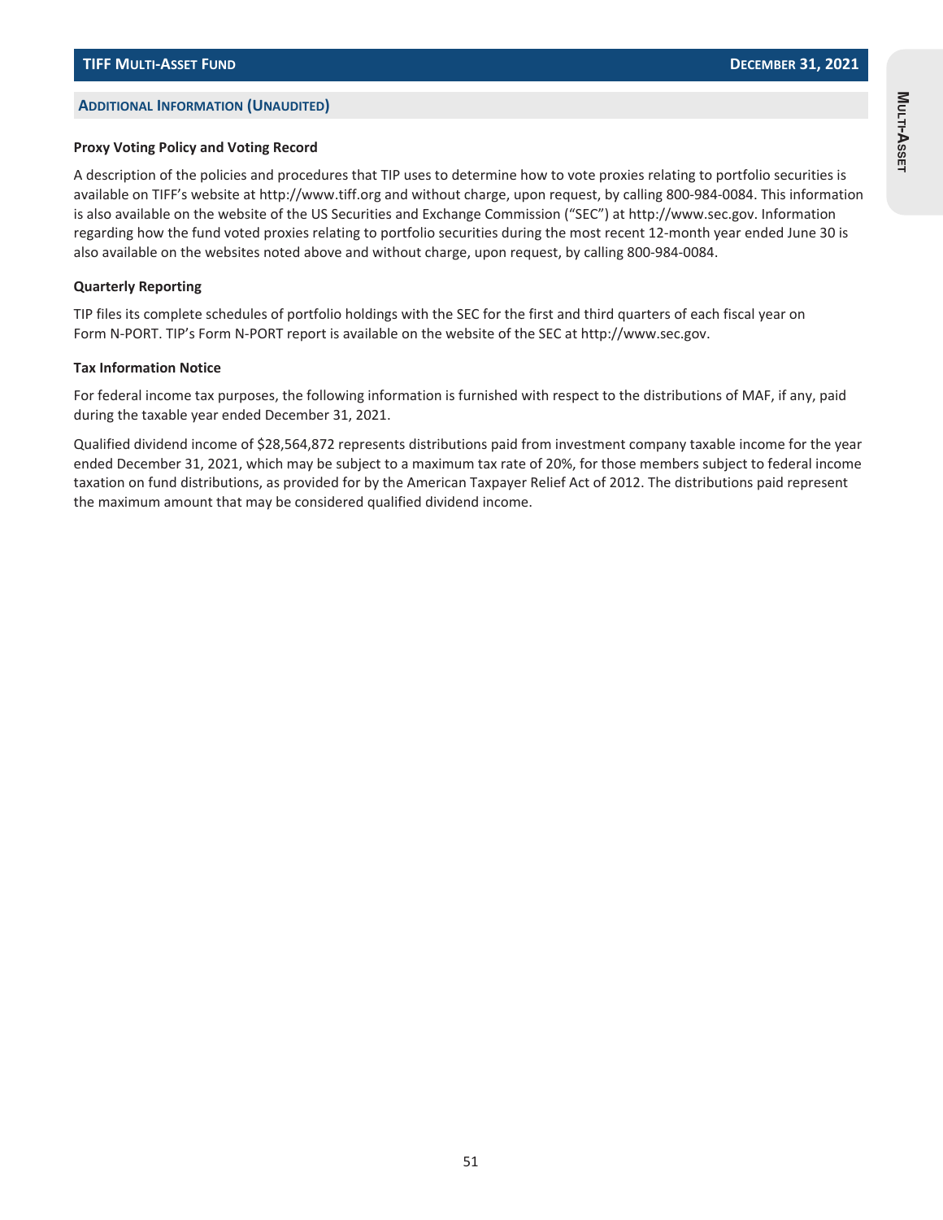## Additional Information (Unaudited)

### Proxy Voting Policy and Voting Record

A description of the policies and procedures that TIP uses to determine how to vote proxies relating to portfolio securities is available on TIFF's website at http://www.tiff.org and without charge, upon request, by calling 800-984-0084. This information is also available on the website of the US Securities and Exchange Commission ("SEC") at http://www.sec.gov. Information regarding how the fund voted proxies relating to portfolio securities during the most recent 12-month year ended June 30 is also available on the websites noted above and without charge, upon request, by calling 800-984-0084.

### Quarterly Reporting

TIP files its complete schedules of portfolio holdings with the SEC for the first and third quarters of each fiscal year on Form N-PORT. TIP's Form N-PORT report is available on the website of the SEC at http://www.sec.gov.

### Tax Information Notice

For federal income tax purposes, the following information is furnished with respect to the distributions of MAF, if any, paid during the taxable year ended December 31, 2021.

Qualified dividend income of $28,564,872 represents distributions paid from investment company taxable income for the year ended December 31, 2021, which may be subject to a maximum tax rate of 20%, for those members subject to federal income taxation on fund distributions, as provided for by the American Taxpayer Relief Act of 2012. The distributions paid represent the maximum amount that may be considered qualified dividend income.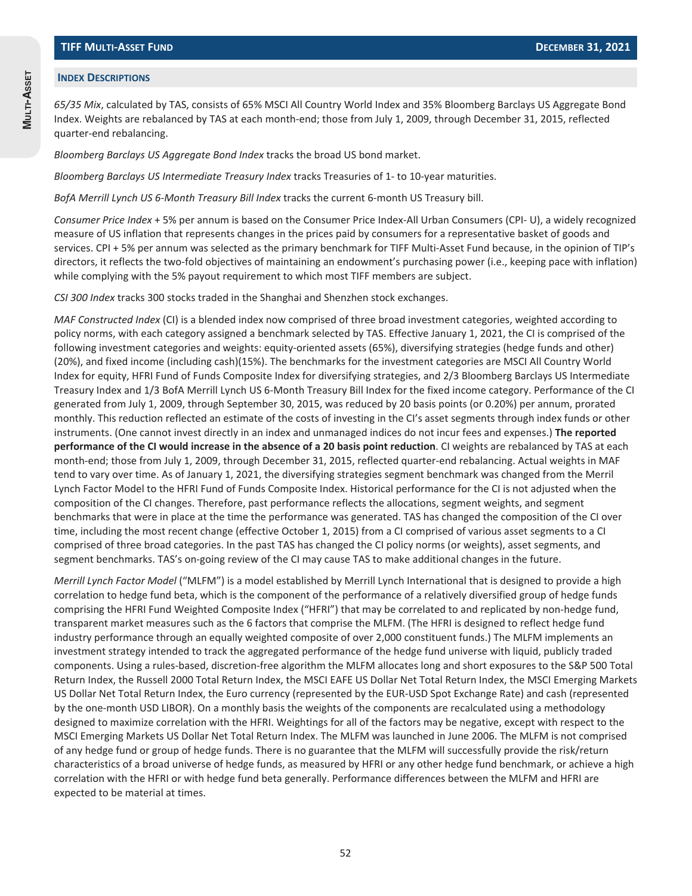## Index Descriptions

*65/35 Mix*, calculated by TAS, consists of 65% MSCI All Country World Index and 35% Bloomberg Barclays US Aggregate Bond Index. Weights are rebalanced by TAS at each month-end; those from July 1, 2009, through December 31, 2015, reflected quarter-end rebalancing.

*Bloomberg Barclays US Aggregate Bond Index* tracks the broad US bond market.

*Bloomberg Barclays US Intermediate Treasury Index* tracks Treasuries of 1- to 10-year maturities.

*BofA Merrill Lynch US 6-Month Treasury Bill Index* tracks the current 6-month US Treasury bill.

*Consumer Price Index* + 5% per annum is based on the Consumer Price Index-All Urban Consumers (CPI- U), a widely recognized measure of US inflation that represents changes in the prices paid by consumers for a representative basket of goods and services. CPI + 5% per annum was selected as the primary benchmark for TIFF Multi-Asset Fund because, in the opinion of TIP's directors, it reflects the two-fold objectives of maintaining an endowment's purchasing power (i.e., keeping pace with inflation) while complying with the 5% payout requirement to which most TIFF members are subject.

*CSI 300 Index* tracks 300 stocks traded in the Shanghai and Shenzhen stock exchanges.

*MAF Constructed Index* (CI) is a blended index now comprised of three broad investment categories, weighted according to policy norms, with each category assigned a benchmark selected by TAS. Effective January 1, 2021, the CI is comprised of the following investment categories and weights: equity-oriented assets (65%), diversifying strategies (hedge funds and other) (20%), and fixed income (including cash)(15%). The benchmarks for the investment categories are MSCI All Country World Index for equity, HFRI Fund of Funds Composite Index for diversifying strategies, and 2/3 Bloomberg Barclays US Intermediate Treasury Index and 1/3 BofA Merrill Lynch US 6-Month Treasury Bill Index for the fixed income category. Performance of the CI generated from July 1, 2009, through September 30, 2015, was reduced by 20 basis points (or 0.20%) per annum, prorated monthly. This reduction reflected an estimate of the costs of investing in the CI's asset segments through index funds or other instruments. (One cannot invest directly in an index and unmanaged indices do not incur fees and expenses.) **The reported performance of the CI would increase in the absence of a 20 basis point reduction**. CI weights are rebalanced by TAS at each month-end; those from July 1, 2009, through December 31, 2015, reflected quarter-end rebalancing. Actual weights in MAF tend to vary over time. As of January 1, 2021, the diversifying strategies segment benchmark was changed from the Merril Lynch Factor Model to the HFRI Fund of Funds Composite Index. Historical performance for the CI is not adjusted when the composition of the CI changes. Therefore, past performance reflects the allocations, segment weights, and segment benchmarks that were in place at the time the performance was generated. TAS has changed the composition of the CI over time, including the most recent change (effective October 1, 2015) from a CI comprised of various asset segments to a CI comprised of three broad categories. In the past TAS has changed the CI policy norms (or weights), asset segments, and segment benchmarks. TAS's on-going review of the CI may cause TAS to make additional changes in the future.

*Merrill Lynch Factor Model* ("MLFM") is a model established by Merrill Lynch International that is designed to provide a high correlation to hedge fund beta, which is the component of the performance of a relatively diversified group of hedge funds comprising the HFRI Fund Weighted Composite Index ("HFRI") that may be correlated to and replicated by non-hedge fund, transparent market measures such as the 6 factors that comprise the MLFM. (The HFRI is designed to reflect hedge fund industry performance through an equally weighted composite of over 2,000 constituent funds.) The MLFM implements an investment strategy intended to track the aggregated performance of the hedge fund universe with liquid, publicly traded components. Using a rules-based, discretion-free algorithm the MLFM allocates long and short exposures to the S&P 500 Total Return Index, the Russell 2000 Total Return Index, the MSCI EAFE US Dollar Net Total Return Index, the MSCI Emerging Markets US Dollar Net Total Return Index, the Euro currency (represented by the EUR-USD Spot Exchange Rate) and cash (represented by the one-month USD LIBOR). On a monthly basis the weights of the components are recalculated using a methodology designed to maximize correlation with the HFRI. Weightings for all of the factors may be negative, except with respect to the MSCI Emerging Markets US Dollar Net Total Return Index. The MLFM was launched in June 2006. The MLFM is not comprised of any hedge fund or group of hedge funds. There is no guarantee that the MLFM will successfully provide the risk/return characteristics of a broad universe of hedge funds, as measured by HFRI or any other hedge fund benchmark, or achieve a high correlation with the HFRI or with hedge fund beta generally. Performance differences between the MLFM and HFRI are expected to be material at times.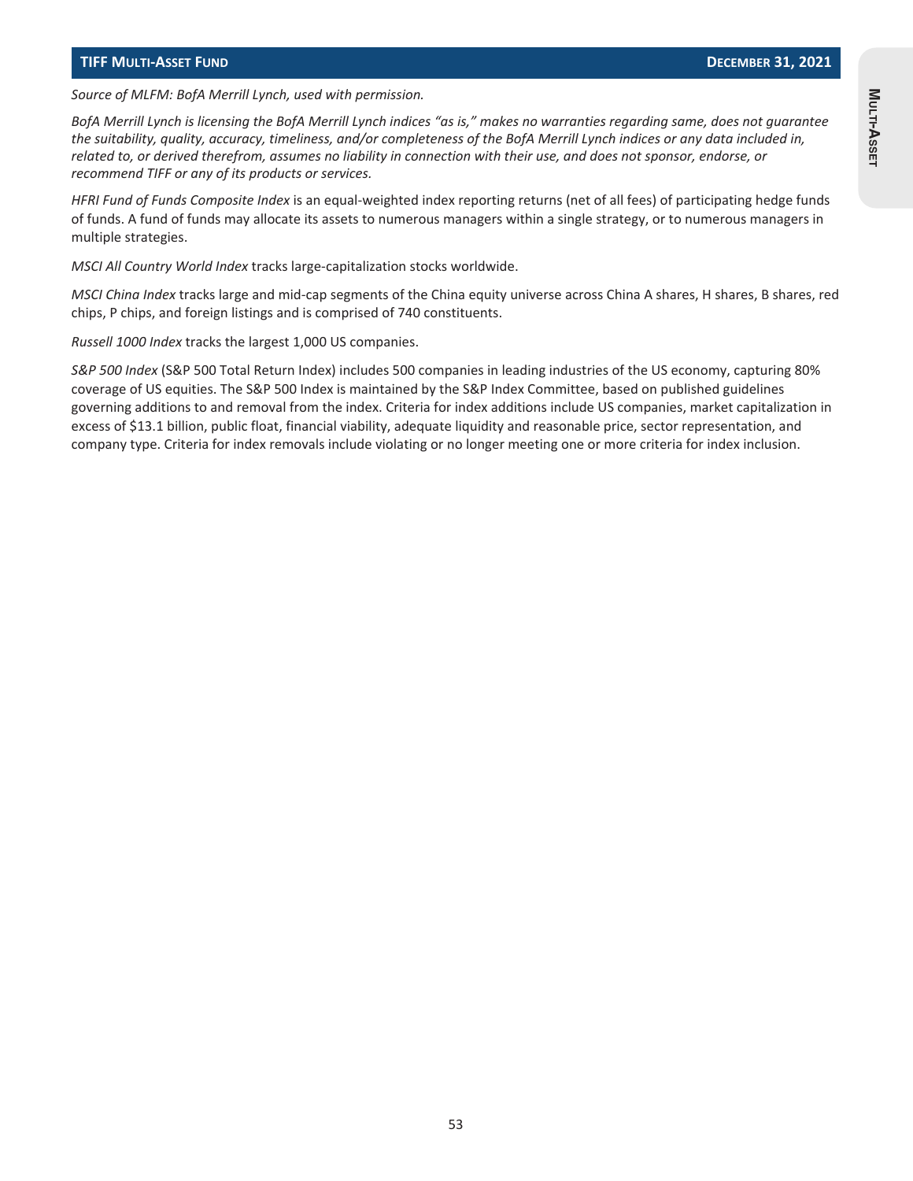*Source of MLFM: BofA Merrill Lynch, used with permission.*

*BofA Merrill Lynch is licensing the BofA Merrill Lynch indices "as is," makes no warranties regarding same, does not guarantee the suitability, quality, accuracy, timeliness, and/or completeness of the BofA Merrill Lynch indices or any data included in, related to, or derived therefrom, assumes no liability in connection with their use, and does not sponsor, endorse, or recommend TIFF or any of its products or services.*

*HFRI Fund of Funds Composite Index* is an equal-weighted index reporting returns (net of all fees) of participating hedge funds of funds. A fund of funds may allocate its assets to numerous managers within a single strategy, or to numerous managers in multiple strategies.

*MSCI All Country World Index* tracks large-capitalization stocks worldwide.

*MSCI China Index* tracks large and mid-cap segments of the China equity universe across China A shares, H shares, B shares, red chips, P chips, and foreign listings and is comprised of 740 constituents.

*Russell 1000 Index* tracks the largest 1,000 US companies.

*S&P 500 Index* (S&P 500 Total Return Index) includes 500 companies in leading industries of the US economy, capturing 80% coverage of US equities. The S&P 500 Index is maintained by the S&P Index Committee, based on published guidelines governing additions to and removal from the index. Criteria for index additions include US companies, market capitalization in excess of $13.1 billion, public float, financial viability, adequate liquidity and reasonable price, sector representation, and company type. Criteria for index removals include violating or no longer meeting one or more criteria for index inclusion.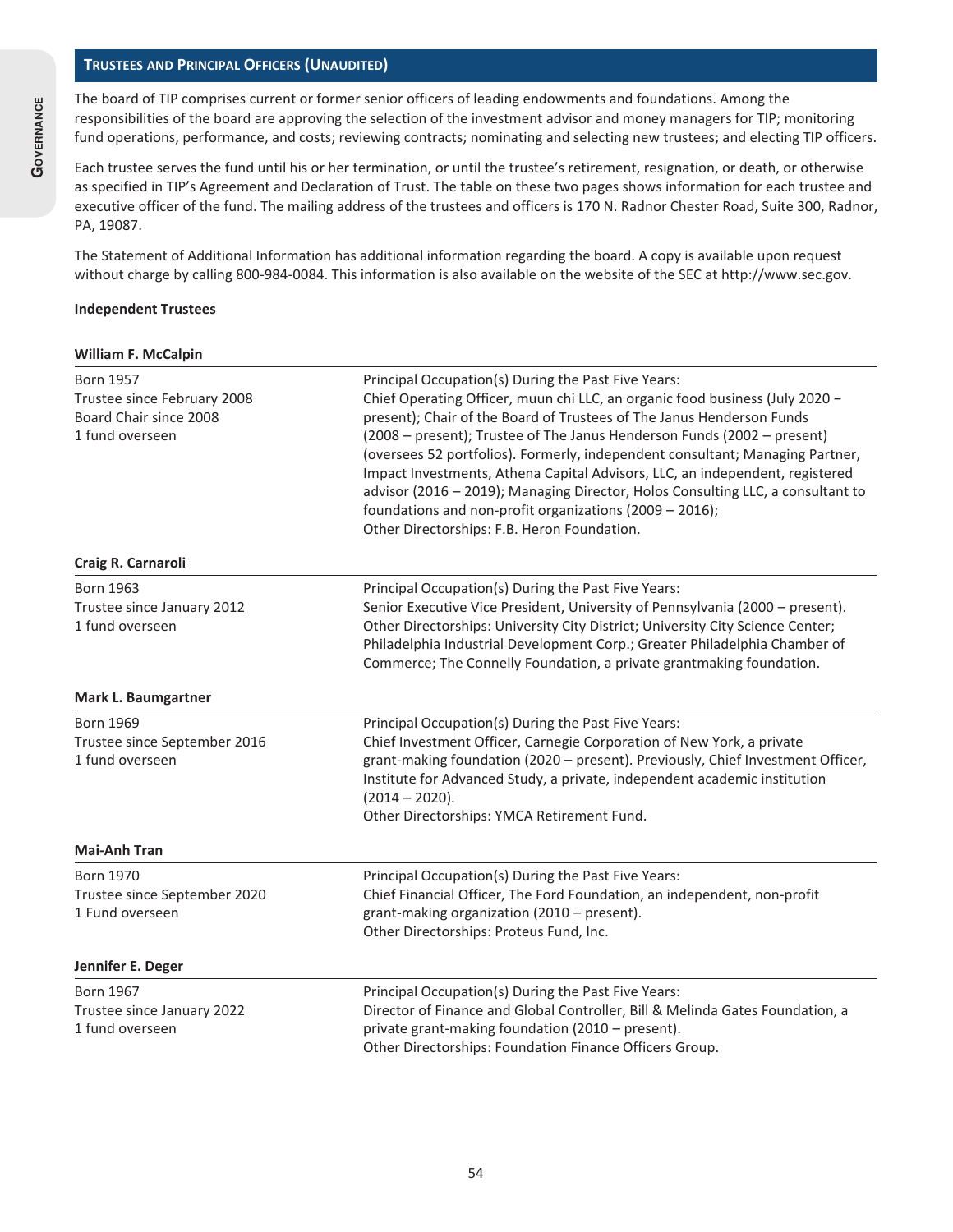## Trustees and Principal Officers (Unaudited)

The board of TIP comprises current or former senior officers of leading endowments and foundations. Among the responsibilities of the board are approving the selection of the investment advisor and money managers for TIP; monitoring fund operations, performance, and costs; reviewing contracts; nominating and selecting new trustees; and electing TIP officers.

Each trustee serves the fund until his or her termination, or until the trustee's retirement, resignation, or death, or otherwise as specified in TIP's Agreement and Declaration of Trust. The table on these two pages shows information for each trustee and executive officer of the fund. The mailing address of the trustees and officers is 170 N. Radnor Chester Road, Suite 300, Radnor, PA, 19087.

The Statement of Additional Information has additional information regarding the board. A copy is available upon request without charge by calling 800-984-0084. This information is also available on the website of the SEC at http://www.sec.gov.

**Independent Trustees**

**William F. McCalpin**

Born 1957
Trustee since February 2008
Board Chair since 2008
1 fund overseen

Principal Occupation(s) During the Past Five Years:
Chief Operating Officer, muun chi LLC, an organic food business (July 2020 – present); Chair of the Board of Trustees of The Janus Henderson Funds (2008 – present); Trustee of The Janus Henderson Funds (2002 – present) (oversees 52 portfolios). Formerly, independent consultant; Managing Partner, Impact Investments, Athena Capital Advisors, LLC, an independent, registered advisor (2016 – 2019); Managing Director, Holos Consulting LLC, a consultant to foundations and non-profit organizations (2009 – 2016);
Other Directorships: F.B. Heron Foundation.

**Craig R. Carnaroli**

Born 1963
Trustee since January 2012
1 fund overseen

Principal Occupation(s) During the Past Five Years:
Senior Executive Vice President, University of Pennsylvania (2000 – present).
Other Directorships: University City District; University City Science Center; Philadelphia Industrial Development Corp.; Greater Philadelphia Chamber of Commerce; The Connelly Foundation, a private grantmaking foundation.

**Mark L. Baumgartner**

Born 1969
Trustee since September 2016
1 fund overseen

Principal Occupation(s) During the Past Five Years:
Chief Investment Officer, Carnegie Corporation of New York, a private grant-making foundation (2020 – present). Previously, Chief Investment Officer, Institute for Advanced Study, a private, independent academic institution (2014 – 2020).
Other Directorships: YMCA Retirement Fund.

**Mai-Anh Tran**

Born 1970
Trustee since September 2020
1 Fund overseen

Principal Occupation(s) During the Past Five Years:
Chief Financial Officer, The Ford Foundation, an independent, non-profit grant-making organization (2010 – present).
Other Directorships: Proteus Fund, Inc.

**Jennifer E. Deger**

Born 1967
Trustee since January 2022
1 fund overseen

Principal Occupation(s) During the Past Five Years:
Director of Finance and Global Controller, Bill & Melinda Gates Foundation, a private grant-making foundation (2010 – present).
Other Directorships: Foundation Finance Officers Group.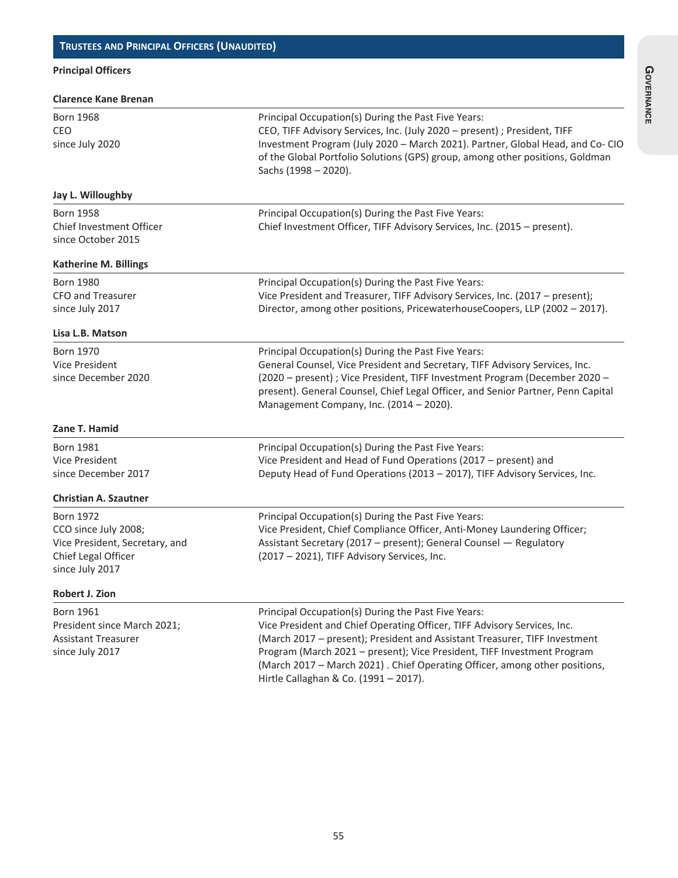## Trustees and Principal Officers (Unaudited)

### Principal Officers

| Clarence Kane Brenan | |
|---|---|
| Born 1968<br>CEO<br>since July 2020 | Principal Occupation(s) During the Past Five Years:<br>CEO, TIFF Advisory Services, Inc. (July 2020 – present) ; President, TIFF Investment Program (July 2020 – March 2021). Partner, Global Head, and Co- CIO of the Global Portfolio Solutions (GPS) group, among other positions, Goldman Sachs (1998 – 2020). |

| Jay L. Willoughby | |
|---|---|
| Born 1958<br>Chief Investment Officer<br>since October 2015 | Principal Occupation(s) During the Past Five Years:<br>Chief Investment Officer, TIFF Advisory Services, Inc. (2015 – present). |

| Katherine M. Billings | |
|---|---|
| Born 1980<br>CFO and Treasurer<br>since July 2017 | Principal Occupation(s) During the Past Five Years:<br>Vice President and Treasurer, TIFF Advisory Services, Inc. (2017 – present);<br>Director, among other positions, PricewaterhouseCoopers, LLP (2002 – 2017). |

| Lisa L.B. Matson | |
|---|---|
| Born 1970<br>Vice President<br>since December 2020 | Principal Occupation(s) During the Past Five Years:<br>General Counsel, Vice President and Secretary, TIFF Advisory Services, Inc. (2020 – present) ; Vice President, TIFF Investment Program (December 2020 – present). General Counsel, Chief Legal Officer, and Senior Partner, Penn Capital Management Company, Inc. (2014 – 2020). |

| Zane T. Hamid | |
|---|---|
| Born 1981<br>Vice President<br>since December 2017 | Principal Occupation(s) During the Past Five Years:<br>Vice President and Head of Fund Operations (2017 – present) and Deputy Head of Fund Operations (2013 – 2017), TIFF Advisory Services, Inc. |

| Christian A. Szautner | |
|---|---|
| Born 1972<br>CCO since July 2008;<br>Vice President, Secretary, and Chief Legal Officer<br>since July 2017 | Principal Occupation(s) During the Past Five Years:<br>Vice President, Chief Compliance Officer, Anti-Money Laundering Officer; Assistant Secretary (2017 – present); General Counsel — Regulatory (2017 – 2021), TIFF Advisory Services, Inc. |

| Robert J. Zion | |
|---|---|
| Born 1961<br>President since March 2021;<br>Assistant Treasurer<br>since July 2017 | Principal Occupation(s) During the Past Five Years:<br>Vice President and Chief Operating Officer, TIFF Advisory Services, Inc. (March 2017 – present); President and Assistant Treasurer, TIFF Investment Program (March 2021 – present); Vice President, TIFF Investment Program (March 2017 – March 2021) . Chief Operating Officer, among other positions, Hirtle Callaghan & Co. (1991 – 2017). |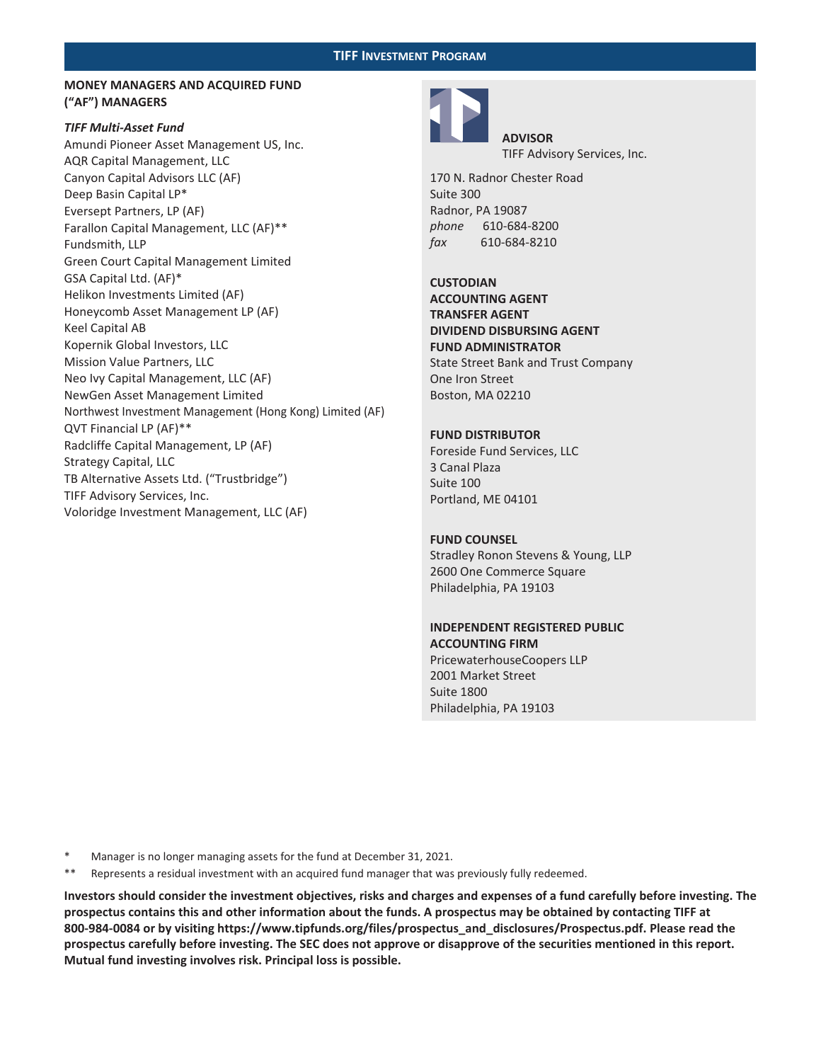## MONEY MANAGERS AND ACQUIRED FUND ("AF") MANAGERS

***TIFF Multi-Asset Fund***

Amundi Pioneer Asset Management US, Inc.
AQR Capital Management, LLC
Canyon Capital Advisors LLC (AF)
Deep Basin Capital LP*
Eversept Partners, LP (AF)
Farallon Capital Management, LLC (AF)**
Fundsmith, LLP
Green Court Capital Management Limited
GSA Capital Ltd. (AF)*
Helikon Investments Limited (AF)
Honeycomb Asset Management LP (AF)
Keel Capital AB
Kopernik Global Investors, LLC
Mission Value Partners, LLC
Neo Ivy Capital Management, LLC (AF)
NewGen Asset Management Limited
Northwest Investment Management (Hong Kong) Limited (AF)
QVT Financial LP (AF)**
Radcliffe Capital Management, LP (AF)
Strategy Capital, LLC
TB Alternative Assets Ltd. ("Trustbridge")
TIFF Advisory Services, Inc.
Voloridge Investment Management, LLC (AF)

**ADVISOR**
TIFF Advisory Services, Inc.

170 N. Radnor Chester Road
Suite 300
Radnor, PA 19087
*phone* 610-684-8200
*fax* 610-684-8210

**CUSTODIAN**
**ACCOUNTING AGENT**
**TRANSFER AGENT**
**DIVIDEND DISBURSING AGENT**
**FUND ADMINISTRATOR**
State Street Bank and Trust Company
One Iron Street
Boston, MA 02210

**FUND DISTRIBUTOR**
Foreside Fund Services, LLC
3 Canal Plaza
Suite 100
Portland, ME 04101

**FUND COUNSEL**
Stradley Ronon Stevens & Young, LLP
2600 One Commerce Square
Philadelphia, PA 19103

**INDEPENDENT REGISTERED PUBLIC ACCOUNTING FIRM**
PricewaterhouseCoopers LLP
2001 Market Street
Suite 1800
Philadelphia, PA 19103

\* Manager is no longer managing assets for the fund at December 31, 2021.

\*\* Represents a residual investment with an acquired fund manager that was previously fully redeemed.

**Investors should consider the investment objectives, risks and charges and expenses of a fund carefully before investing. The prospectus contains this and other information about the funds. A prospectus may be obtained by contacting TIFF at 800-984-0084 or by visiting https://www.tipfunds.org/files/prospectus_and_disclosures/Prospectus.pdf. Please read the prospectus carefully before investing. The SEC does not approve or disapprove of the securities mentioned in this report. Mutual fund investing involves risk. Principal loss is possible.**